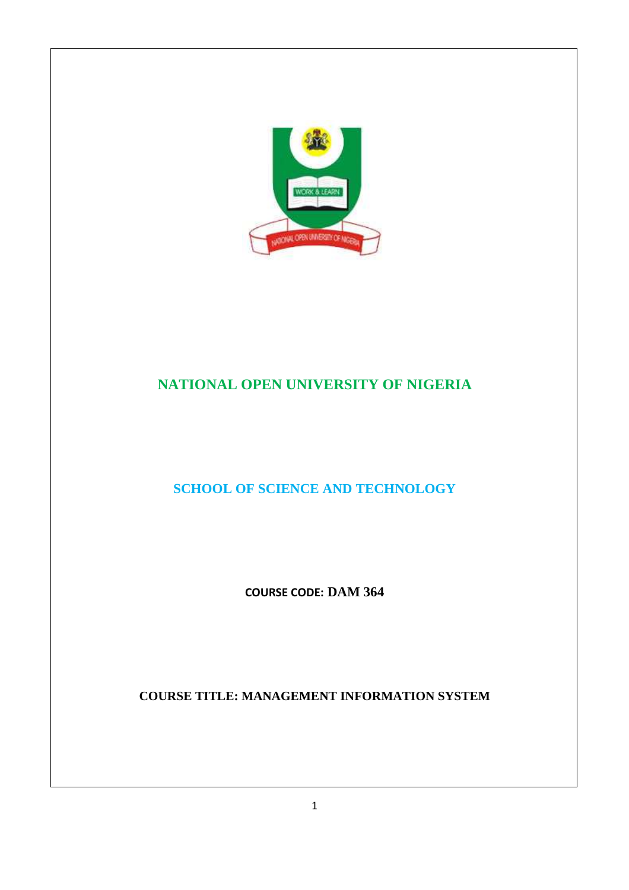# NATIONAL OPEN UNIVERSITY OF NIGERIA

## SCHOOL OF SCIENCE AND TECHNOLOGY

**COURSE CODE: DAM 364**

**COURSE TITLE: MANAGEMENT INFORMATION SYSTEM**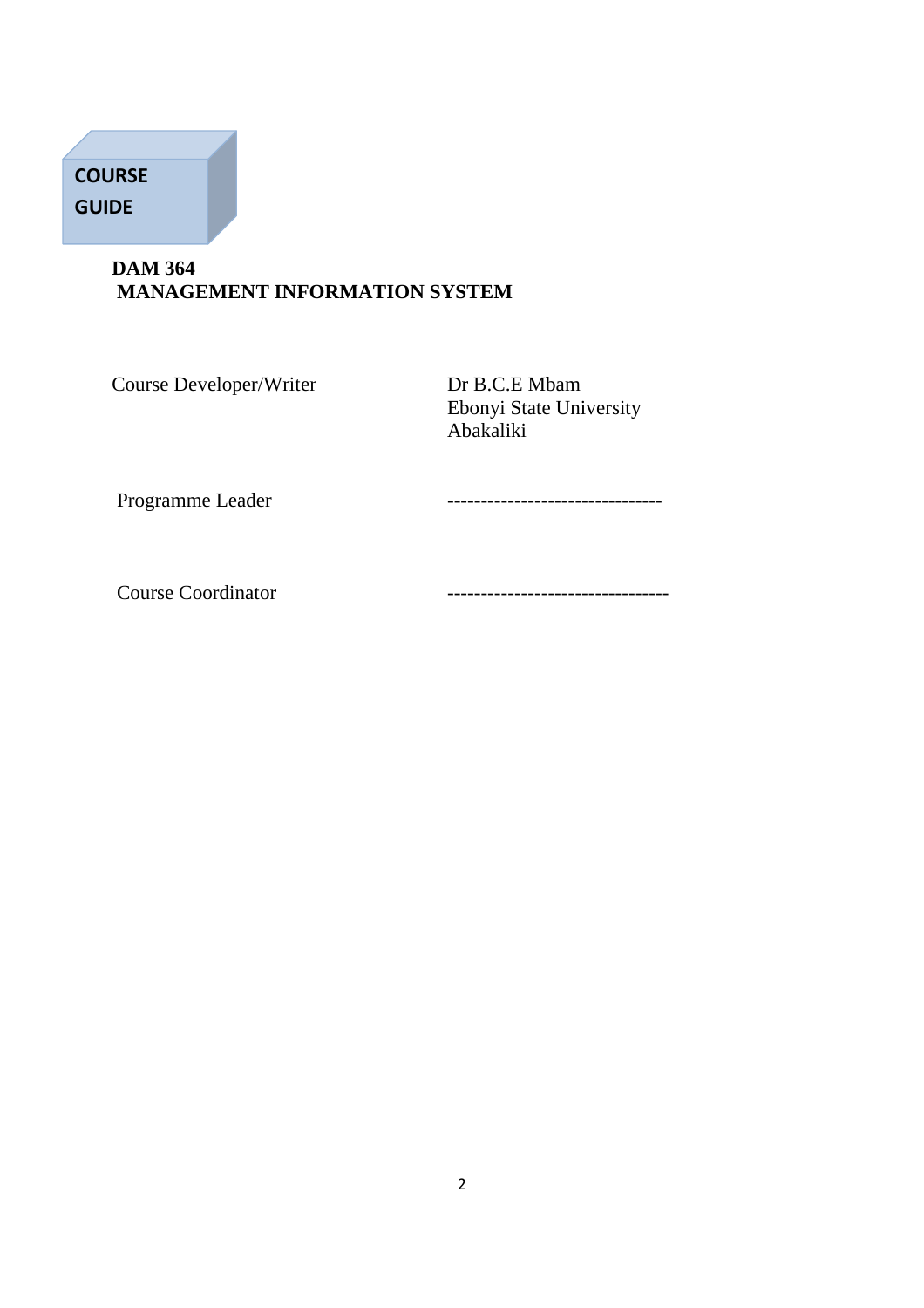**COURSE GUIDE**

# DAM 364
# MANAGEMENT INFORMATION SYSTEM

| | |
|---|---|
| Course Developer/Writer | Dr B.C.E Mbam<br>Ebonyi State University<br>Abakaliki |
| Programme Leader | -------------------------------- |
| Course Coordinator | --------------------------------- |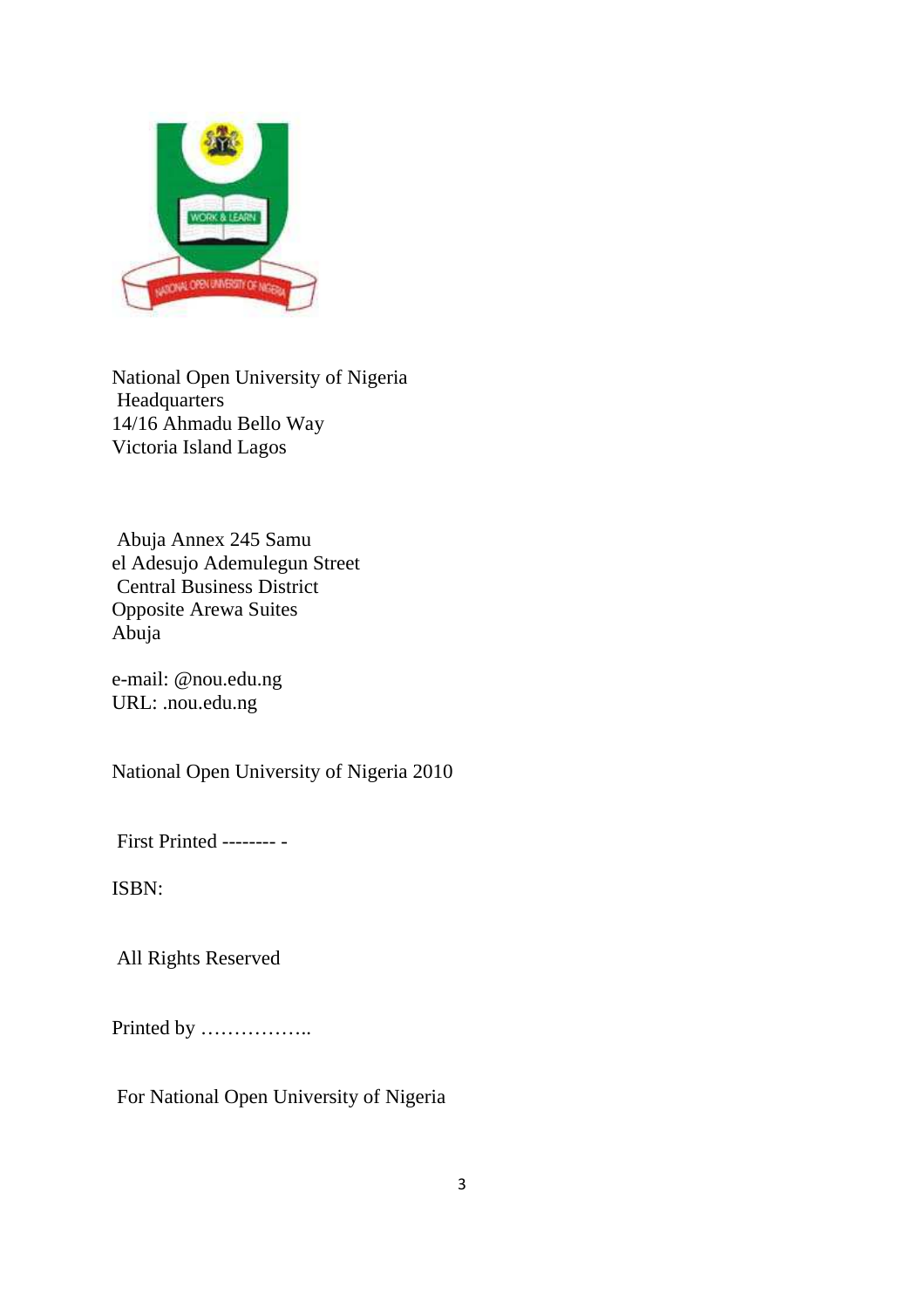National Open University of Nigeria
Headquarters
14/16 Ahmadu Bello Way
Victoria Island Lagos

Abuja Annex 245 Samu
el Adesujo Ademulegun Street
Central Business District
Opposite Arewa Suites
Abuja

e-mail: @nou.edu.ng
URL: .nou.edu.ng

National Open University of Nigeria 2010

First Printed -------- -

ISBN:

All Rights Reserved

Printed by ……………..

For National Open University of Nigeria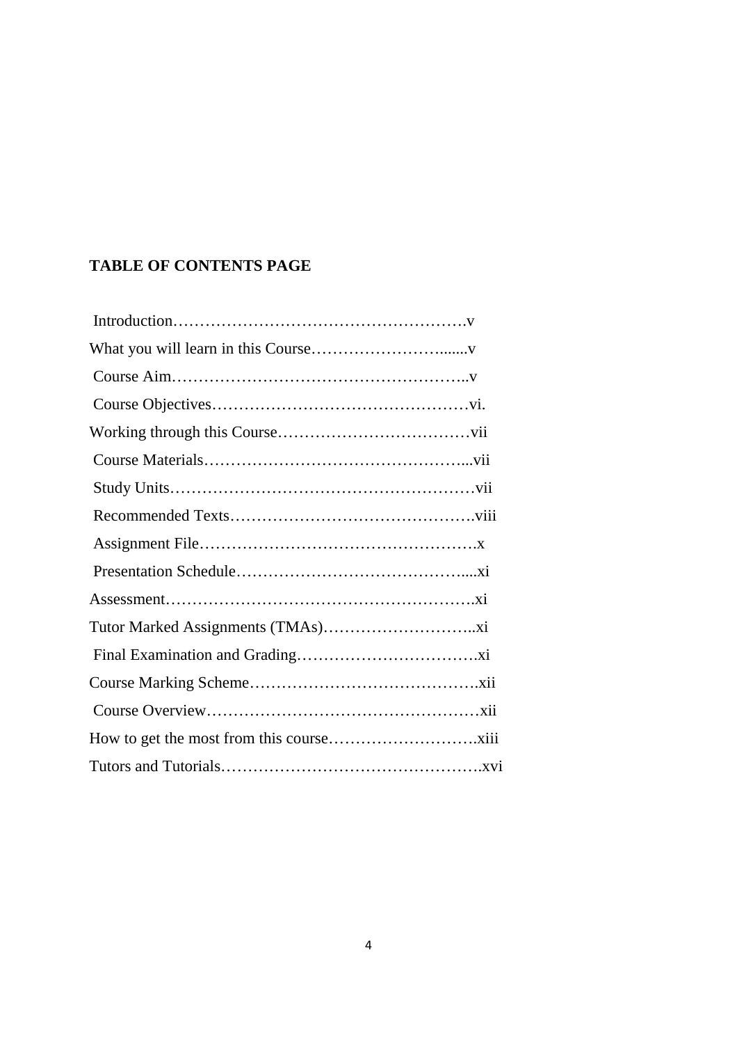**TABLE OF CONTENTS PAGE**

Introduction……………………………………………….v
What you will learn in this Course……………………......v
Course Aim………………………………………………..v
Course Objectives…………………………………………vi.
Working through this Course………………………………vii
Course Materials…………………………………………...vii
Study Units…………………………………………………vii
Recommended Texts……………………………………….viii
Assignment File…………………………………………….x
Presentation Schedule……………………………………....xi
Assessment………………………………………………….xi
Tutor Marked Assignments (TMAs)………………………..xi
Final Examination and Grading…………………………….xi
Course Marking Scheme…………………………………….xii
Course Overview……………………………………………xii
How to get the most from this course……………………….xiii
Tutors and Tutorials………………………………………….xvi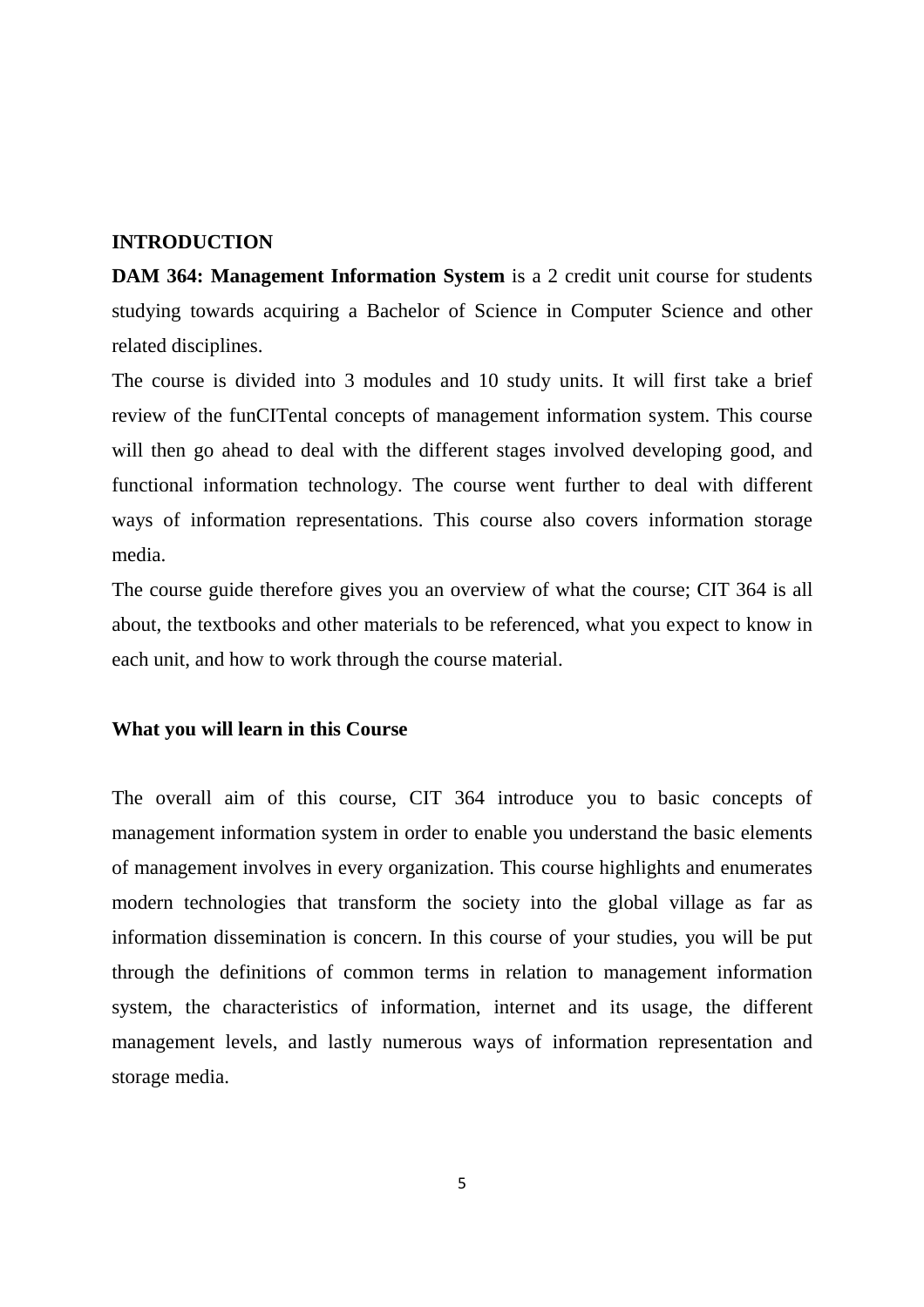## INTRODUCTION

**DAM 364: Management Information System** is a 2 credit unit course for students studying towards acquiring a Bachelor of Science in Computer Science and other related disciplines.

The course is divided into 3 modules and 10 study units. It will first take a brief review of the funCITental concepts of management information system. This course will then go ahead to deal with the different stages involved developing good, and functional information technology. The course went further to deal with different ways of information representations. This course also covers information storage media.

The course guide therefore gives you an overview of what the course; CIT 364 is all about, the textbooks and other materials to be referenced, what you expect to know in each unit, and how to work through the course material.

### What you will learn in this Course

The overall aim of this course, CIT 364 introduce you to basic concepts of management information system in order to enable you understand the basic elements of management involves in every organization. This course highlights and enumerates modern technologies that transform the society into the global village as far as information dissemination is concern. In this course of your studies, you will be put through the definitions of common terms in relation to management information system, the characteristics of information, internet and its usage, the different management levels, and lastly numerous ways of information representation and storage media.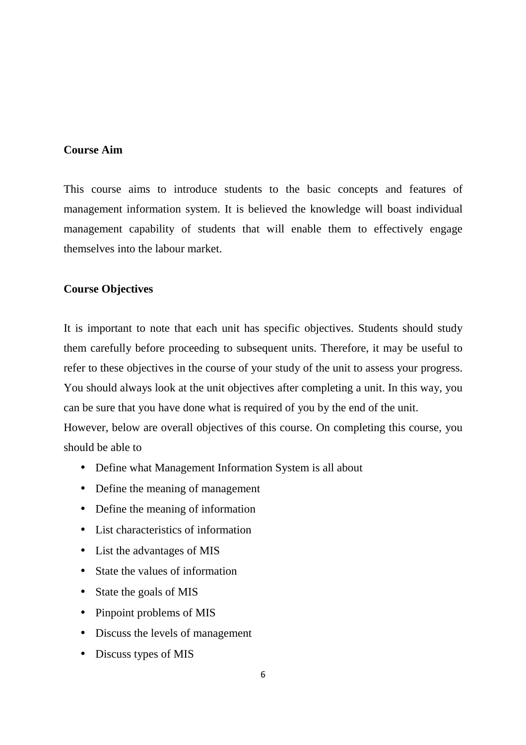**Course Aim**

This course aims to introduce students to the basic concepts and features of management information system. It is believed the knowledge will boast individual management capability of students that will enable them to effectively engage themselves into the labour market.

**Course Objectives**

It is important to note that each unit has specific objectives. Students should study them carefully before proceeding to subsequent units. Therefore, it may be useful to refer to these objectives in the course of your study of the unit to assess your progress. You should always look at the unit objectives after completing a unit. In this way, you can be sure that you have done what is required of you by the end of the unit.
However, below are overall objectives of this course. On completing this course, you should be able to

- Define what Management Information System is all about
- Define the meaning of management
- Define the meaning of information
- List characteristics of information
- List the advantages of MIS
- State the values of information
- State the goals of MIS
- Pinpoint problems of MIS
- Discuss the levels of management
- Discuss types of MIS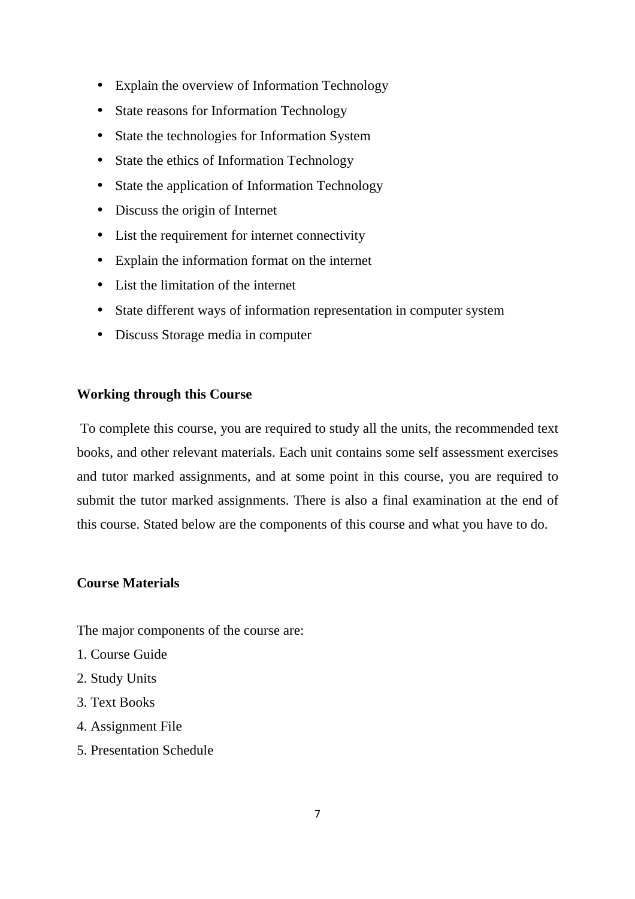- Explain the overview of Information Technology
- State reasons for Information Technology
- State the technologies for Information System
- State the ethics of Information Technology
- State the application of Information Technology
- Discuss the origin of Internet
- List the requirement for internet connectivity
- Explain the information format on the internet
- List the limitation of the internet
- State different ways of information representation in computer system
- Discuss Storage media in computer

**Working through this Course**

To complete this course, you are required to study all the units, the recommended text books, and other relevant materials. Each unit contains some self assessment exercises and tutor marked assignments, and at some point in this course, you are required to submit the tutor marked assignments. There is also a final examination at the end of this course. Stated below are the components of this course and what you have to do.

**Course Materials**

The major components of the course are:

1. Course Guide
2. Study Units
3. Text Books
4. Assignment File
5. Presentation Schedule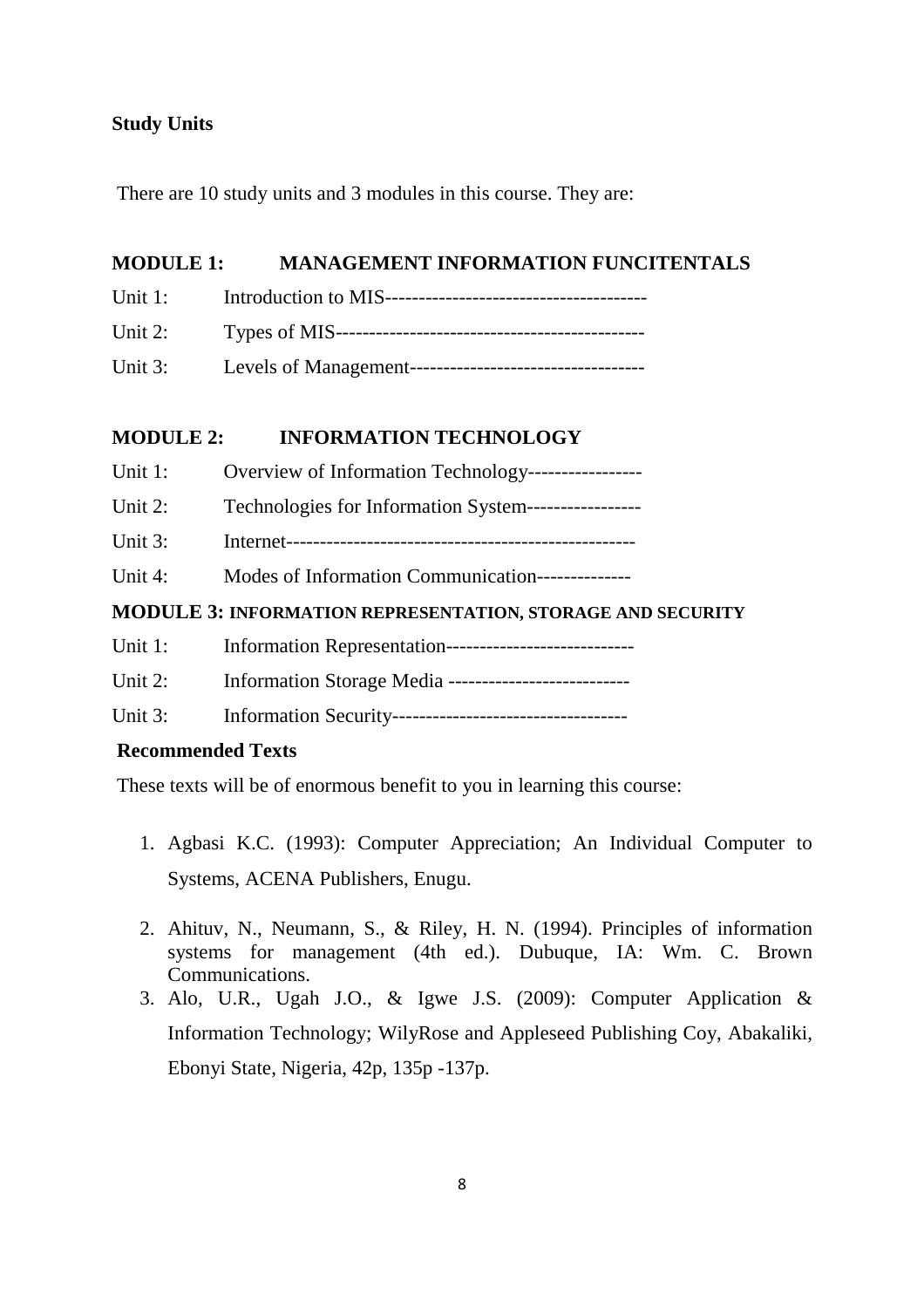**Study Units**

There are 10 study units and 3 modules in this course. They are:

**MODULE 1: MANAGEMENT INFORMATION FUNCITENTALS**

Unit 1: Introduction to MIS---------------------------------------

Unit 2: Types of MIS---------------------------------------------

Unit 3: Levels of Management----------------------------------

**MODULE 2: INFORMATION TECHNOLOGY**

Unit 1: Overview of Information Technology-----------------

Unit 2: Technologies for Information System-----------------

Unit 3: Internet---------------------------------------------------

Unit 4: Modes of Information Communication--------------

**MODULE 3: INFORMATION REPRESENTATION, STORAGE AND SECURITY**

Unit 1: Information Representation----------------------------

Unit 2: Information Storage Media ---------------------------

Unit 3: Information Security----------------------------------

**Recommended Texts**

These texts will be of enormous benefit to you in learning this course:

1. Agbasi K.C. (1993): Computer Appreciation; An Individual Computer to Systems, ACENA Publishers, Enugu.
2. Ahituv, N., Neumann, S., & Riley, H. N. (1994). Principles of information systems for management (4th ed.). Dubuque, IA: Wm. C. Brown Communications.
3. Alo, U.R., Ugah J.O., & Igwe J.S. (2009): Computer Application & Information Technology; WilyRose and Appleseed Publishing Coy, Abakaliki, Ebonyi State, Nigeria, 42p, 135p -137p.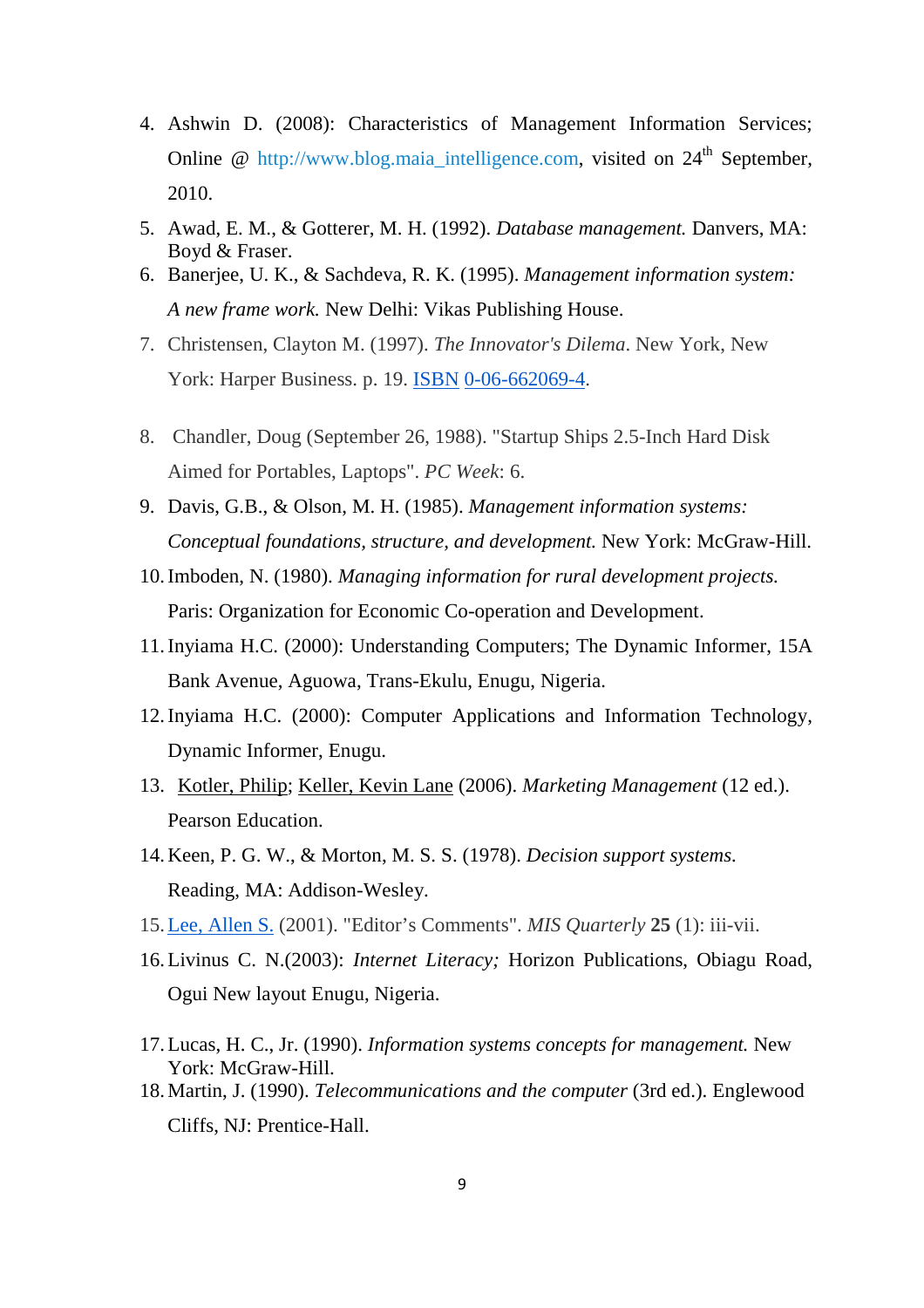4. Ashwin D. (2008): Characteristics of Management Information Services; Online @ http://www.blog.maia_intelligence.com, visited on 24th September, 2010.
5. Awad, E. M., & Gotterer, M. H. (1992). *Database management.* Danvers, MA: Boyd & Fraser.
6. Banerjee, U. K., & Sachdeva, R. K. (1995). *Management information system: A new frame work.* New Delhi: Vikas Publishing House.
7. Christensen, Clayton M. (1997). *The Innovator's Dilema*. New York, New York: Harper Business. p. 19. ISBN 0-06-662069-4.
8. Chandler, Doug (September 26, 1988). "Startup Ships 2.5-Inch Hard Disk Aimed for Portables, Laptops". *PC Week*: 6.
9. Davis, G.B., & Olson, M. H. (1985). *Management information systems: Conceptual foundations, structure, and development.* New York: McGraw-Hill.
10. Imboden, N. (1980). *Managing information for rural development projects.* Paris: Organization for Economic Co-operation and Development.
11. Inyiama H.C. (2000): Understanding Computers; The Dynamic Informer, 15A Bank Avenue, Aguowa, Trans-Ekulu, Enugu, Nigeria.
12. Inyiama H.C. (2000): Computer Applications and Information Technology, Dynamic Informer, Enugu.
13. Kotler, Philip; Keller, Kevin Lane (2006). *Marketing Management* (12 ed.). Pearson Education.
14. Keen, P. G. W., & Morton, M. S. S. (1978). *Decision support systems.* Reading, MA: Addison-Wesley.
15. Lee, Allen S. (2001). "Editor's Comments". *MIS Quarterly* **25** (1): iii-vii.
16. Livinus C. N.(2003): *Internet Literacy;* Horizon Publications, Obiagu Road, Ogui New layout Enugu, Nigeria.
17. Lucas, H. C., Jr. (1990). *Information systems concepts for management.* New York: McGraw-Hill.
18. Martin, J. (1990). *Telecommunications and the computer* (3rd ed.). Englewood Cliffs, NJ: Prentice-Hall.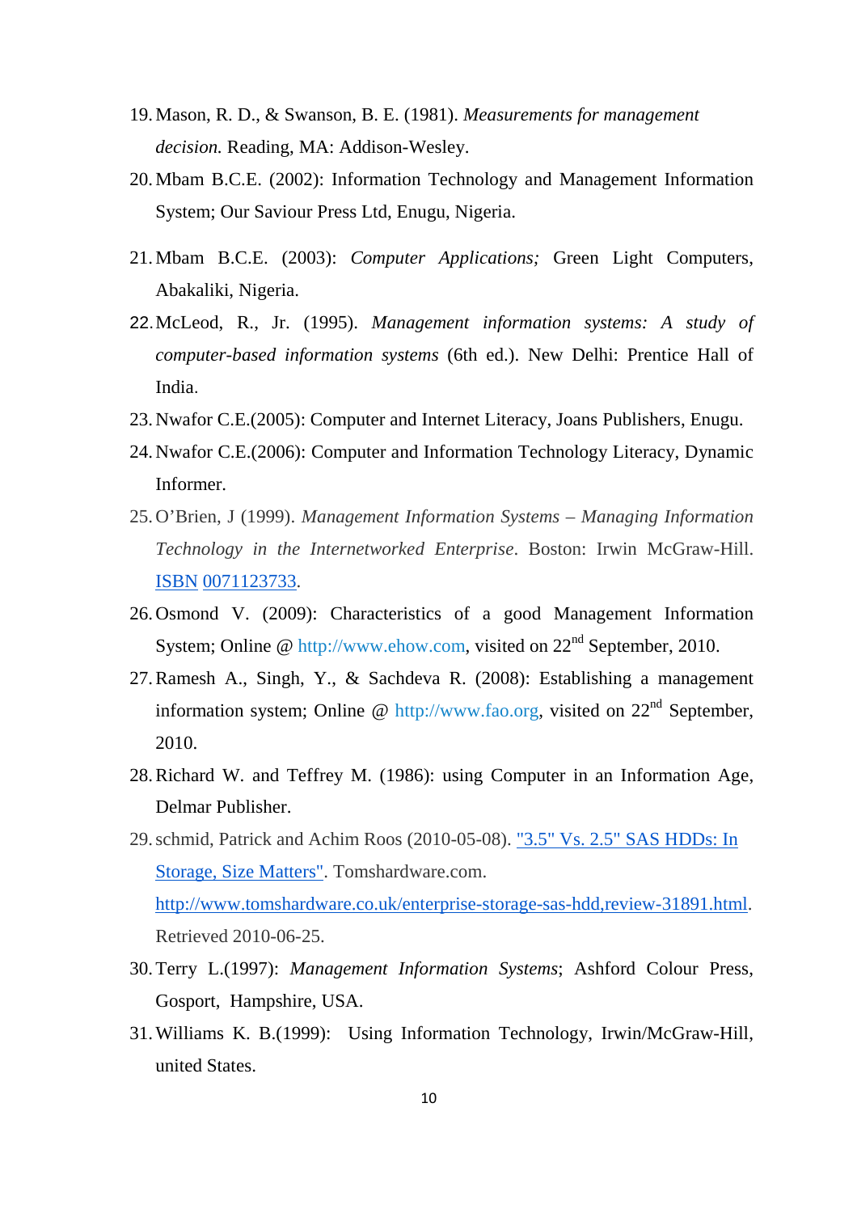19. Mason, R. D., & Swanson, B. E. (1981). *Measurements for management decision.* Reading, MA: Addison-Wesley.
20. Mbam B.C.E. (2002): Information Technology and Management Information System; Our Saviour Press Ltd, Enugu, Nigeria.
21. Mbam B.C.E. (2003): *Computer Applications;* Green Light Computers, Abakaliki, Nigeria.
22. McLeod, R., Jr. (1995). *Management information systems: A study of computer-based information systems* (6th ed.). New Delhi: Prentice Hall of India.
23. Nwafor C.E.(2005): Computer and Internet Literacy, Joans Publishers, Enugu.
24. Nwafor C.E.(2006): Computer and Information Technology Literacy, Dynamic Informer.
25. O'Brien, J (1999). *Management Information Systems – Managing Information Technology in the Internetworked Enterprise*. Boston: Irwin McGraw-Hill. ISBN 0071123733.
26. Osmond V. (2009): Characteristics of a good Management Information System; Online @ http://www.ehow.com, visited on 22nd September, 2010.
27. Ramesh A., Singh, Y., & Sachdeva R. (2008): Establishing a management information system; Online @ http://www.fao.org, visited on 22nd September, 2010.
28. Richard W. and Teffrey M. (1986): using Computer in an Information Age, Delmar Publisher.
29. schmid, Patrick and Achim Roos (2010-05-08). "3.5" Vs. 2.5" SAS HDDs: In Storage, Size Matters". Tomshardware.com. http://www.tomshardware.co.uk/enterprise-storage-sas-hdd,review-31891.html. Retrieved 2010-06-25.
30. Terry L.(1997): *Management Information Systems*; Ashford Colour Press, Gosport, Hampshire, USA.
31. Williams K. B.(1999): Using Information Technology, Irwin/McGraw-Hill, united States.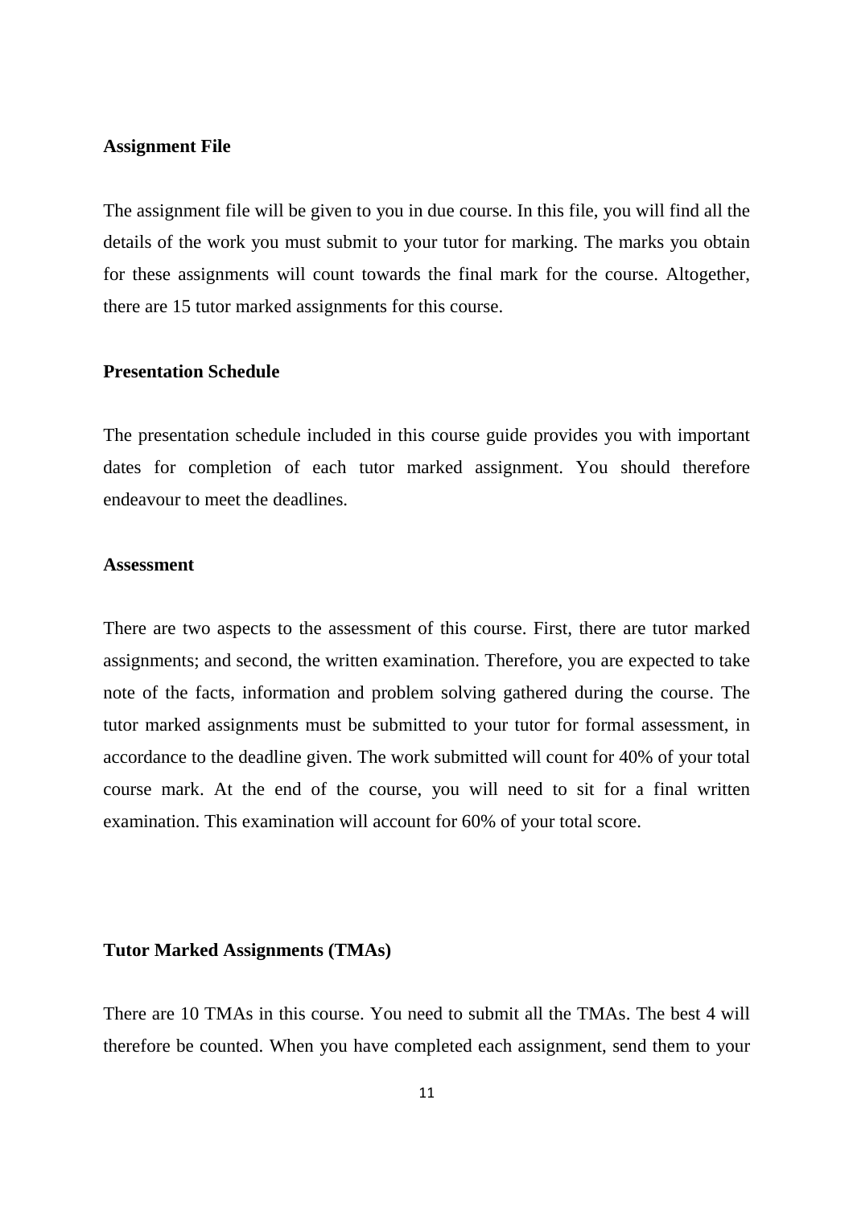## Assignment File

The assignment file will be given to you in due course. In this file, you will find all the details of the work you must submit to your tutor for marking. The marks you obtain for these assignments will count towards the final mark for the course. Altogether, there are 15 tutor marked assignments for this course.

## Presentation Schedule

The presentation schedule included in this course guide provides you with important dates for completion of each tutor marked assignment. You should therefore endeavour to meet the deadlines.

## Assessment

There are two aspects to the assessment of this course. First, there are tutor marked assignments; and second, the written examination. Therefore, you are expected to take note of the facts, information and problem solving gathered during the course. The tutor marked assignments must be submitted to your tutor for formal assessment, in accordance to the deadline given. The work submitted will count for 40% of your total course mark. At the end of the course, you will need to sit for a final written examination. This examination will account for 60% of your total score.

## Tutor Marked Assignments (TMAs)

There are 10 TMAs in this course. You need to submit all the TMAs. The best 4 will therefore be counted. When you have completed each assignment, send them to your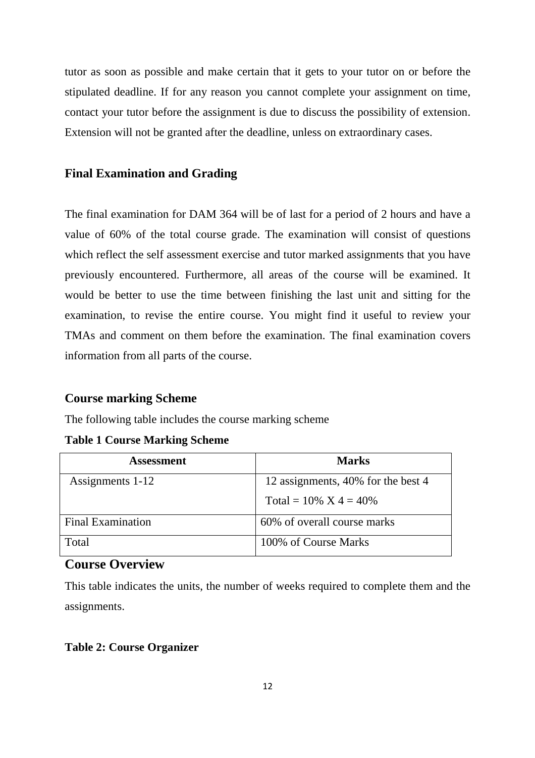tutor as soon as possible and make certain that it gets to your tutor on or before the stipulated deadline. If for any reason you cannot complete your assignment on time, contact your tutor before the assignment is due to discuss the possibility of extension. Extension will not be granted after the deadline, unless on extraordinary cases.

### Final Examination and Grading

The final examination for DAM 364 will be of last for a period of 2 hours and have a value of 60% of the total course grade. The examination will consist of questions which reflect the self assessment exercise and tutor marked assignments that you have previously encountered. Furthermore, all areas of the course will be examined. It would be better to use the time between finishing the last unit and sitting for the examination, to revise the entire course. You might find it useful to review your TMAs and comment on them before the examination. The final examination covers information from all parts of the course.

### Course marking Scheme

The following table includes the course marking scheme

**Table 1 Course Marking Scheme**

| Assessment | Marks |
|---|---|
| Assignments 1-12 | 12 assignments, 40% for the best 4<br>Total = 10% X 4 = 40% |
| Final Examination | 60% of overall course marks |
| Total | 100% of Course Marks |

## Course Overview

This table indicates the units, the number of weeks required to complete them and the assignments.

**Table 2: Course Organizer**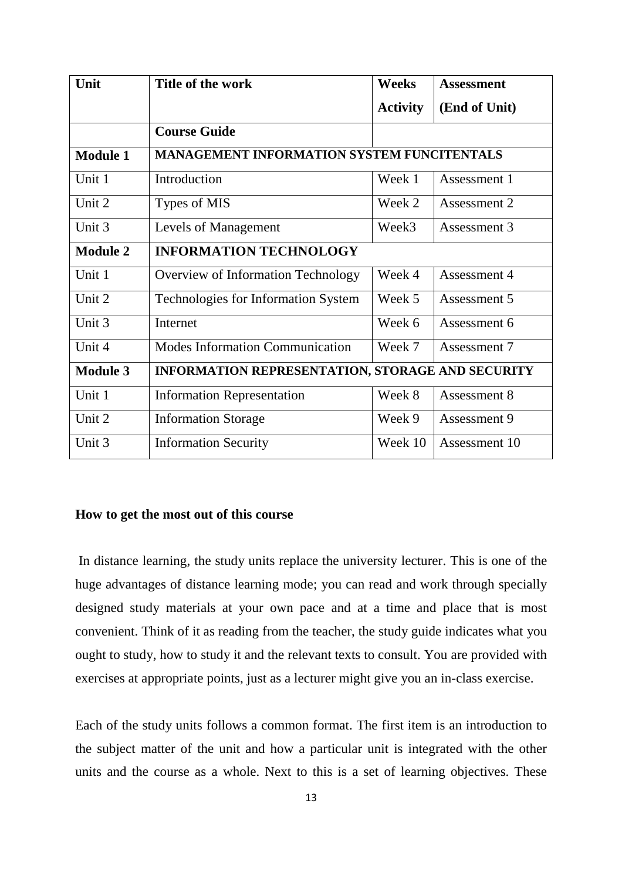| Unit | Title of the work | Weeks Activity | Assessment (End of Unit) |
|---|---|---|---|
| | **Course Guide** | | |
| **Module 1** | **MANAGEMENT INFORMATION SYSTEM FUNCITENTALS** | | |
| Unit 1 | Introduction | Week 1 | Assessment 1 |
| Unit 2 | Types of MIS | Week 2 | Assessment 2 |
| Unit 3 | Levels of Management | Week3 | Assessment 3 |
| **Module 2** | **INFORMATION TECHNOLOGY** | | |
| Unit 1 | Overview of Information Technology | Week 4 | Assessment 4 |
| Unit 2 | Technologies for Information System | Week 5 | Assessment 5 |
| Unit 3 | Internet | Week 6 | Assessment 6 |
| Unit 4 | Modes Information Communication | Week 7 | Assessment 7 |
| **Module 3** | **INFORMATION REPRESENTATION, STORAGE AND SECURITY** | | |
| Unit 1 | Information Representation | Week 8 | Assessment 8 |
| Unit 2 | Information Storage | Week 9 | Assessment 9 |
| Unit 3 | Information Security | Week 10 | Assessment 10 |

**How to get the most out of this course**

In distance learning, the study units replace the university lecturer. This is one of the huge advantages of distance learning mode; you can read and work through specially designed study materials at your own pace and at a time and place that is most convenient. Think of it as reading from the teacher, the study guide indicates what you ought to study, how to study it and the relevant texts to consult. You are provided with exercises at appropriate points, just as a lecturer might give you an in-class exercise.

Each of the study units follows a common format. The first item is an introduction to the subject matter of the unit and how a particular unit is integrated with the other units and the course as a whole. Next to this is a set of learning objectives. These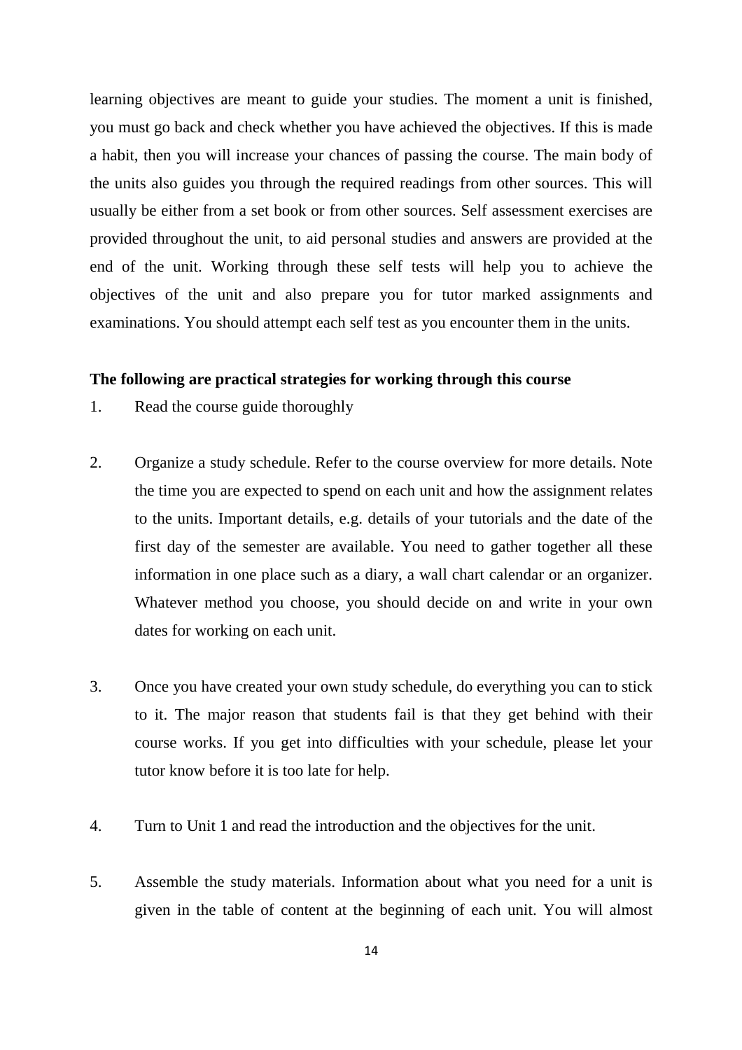learning objectives are meant to guide your studies. The moment a unit is finished, you must go back and check whether you have achieved the objectives. If this is made a habit, then you will increase your chances of passing the course. The main body of the units also guides you through the required readings from other sources. This will usually be either from a set book or from other sources. Self assessment exercises are provided throughout the unit, to aid personal studies and answers are provided at the end of the unit. Working through these self tests will help you to achieve the objectives of the unit and also prepare you for tutor marked assignments and examinations. You should attempt each self test as you encounter them in the units.

**The following are practical strategies for working through this course**

1. Read the course guide thoroughly

2. Organize a study schedule. Refer to the course overview for more details. Note the time you are expected to spend on each unit and how the assignment relates to the units. Important details, e.g. details of your tutorials and the date of the first day of the semester are available. You need to gather together all these information in one place such as a diary, a wall chart calendar or an organizer. Whatever method you choose, you should decide on and write in your own dates for working on each unit.

3. Once you have created your own study schedule, do everything you can to stick to it. The major reason that students fail is that they get behind with their course works. If you get into difficulties with your schedule, please let your tutor know before it is too late for help.

4. Turn to Unit 1 and read the introduction and the objectives for the unit.

5. Assemble the study materials. Information about what you need for a unit is given in the table of content at the beginning of each unit. You will almost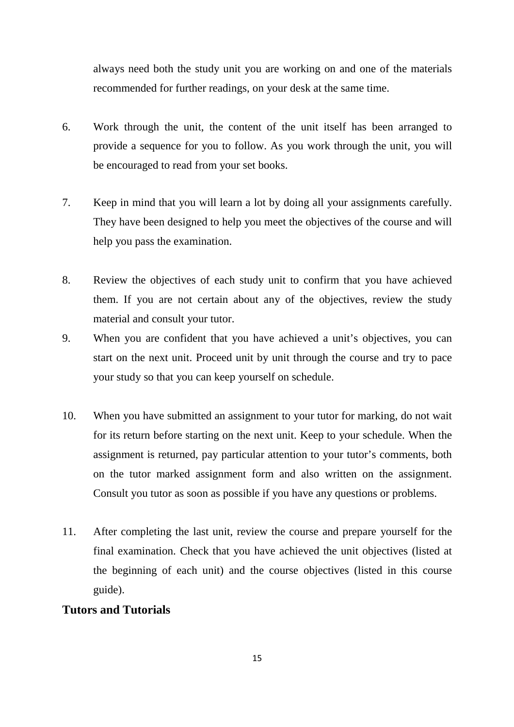always need both the study unit you are working on and one of the materials recommended for further readings, on your desk at the same time.

6. Work through the unit, the content of the unit itself has been arranged to provide a sequence for you to follow. As you work through the unit, you will be encouraged to read from your set books.

7. Keep in mind that you will learn a lot by doing all your assignments carefully. They have been designed to help you meet the objectives of the course and will help you pass the examination.

8. Review the objectives of each study unit to confirm that you have achieved them. If you are not certain about any of the objectives, review the study material and consult your tutor.

9. When you are confident that you have achieved a unit's objectives, you can start on the next unit. Proceed unit by unit through the course and try to pace your study so that you can keep yourself on schedule.

10. When you have submitted an assignment to your tutor for marking, do not wait for its return before starting on the next unit. Keep to your schedule. When the assignment is returned, pay particular attention to your tutor's comments, both on the tutor marked assignment form and also written on the assignment. Consult you tutor as soon as possible if you have any questions or problems.

11. After completing the last unit, review the course and prepare yourself for the final examination. Check that you have achieved the unit objectives (listed at the beginning of each unit) and the course objectives (listed in this course guide).

## Tutors and Tutorials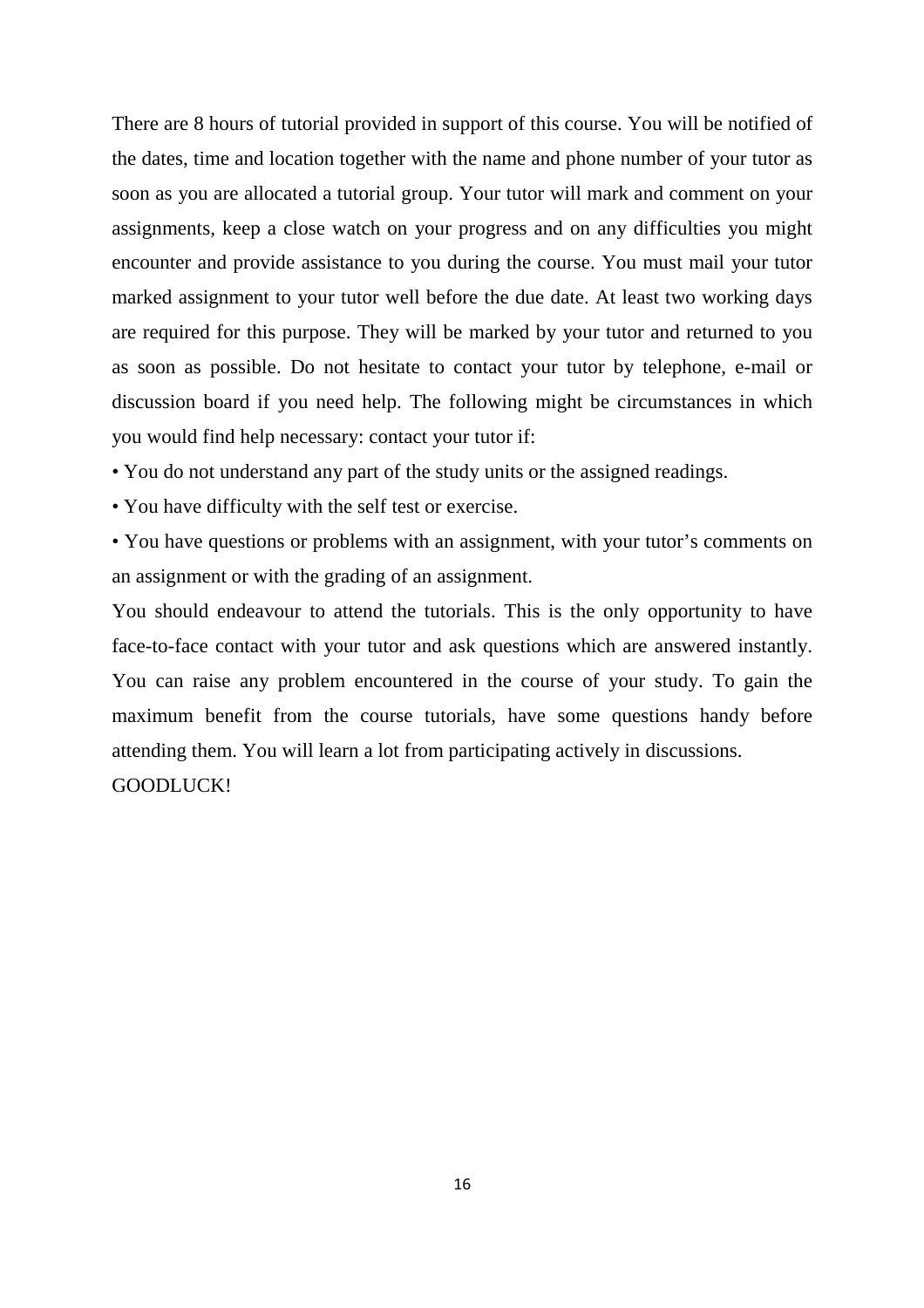There are 8 hours of tutorial provided in support of this course. You will be notified of the dates, time and location together with the name and phone number of your tutor as soon as you are allocated a tutorial group. Your tutor will mark and comment on your assignments, keep a close watch on your progress and on any difficulties you might encounter and provide assistance to you during the course. You must mail your tutor marked assignment to your tutor well before the due date. At least two working days are required for this purpose. They will be marked by your tutor and returned to you as soon as possible. Do not hesitate to contact your tutor by telephone, e-mail or discussion board if you need help. The following might be circumstances in which you would find help necessary: contact your tutor if:

- You do not understand any part of the study units or the assigned readings.
- You have difficulty with the self test or exercise.
- You have questions or problems with an assignment, with your tutor's comments on an assignment or with the grading of an assignment.

You should endeavour to attend the tutorials. This is the only opportunity to have face-to-face contact with your tutor and ask questions which are answered instantly. You can raise any problem encountered in the course of your study. To gain the maximum benefit from the course tutorials, have some questions handy before attending them. You will learn a lot from participating actively in discussions.

GOODLUCK!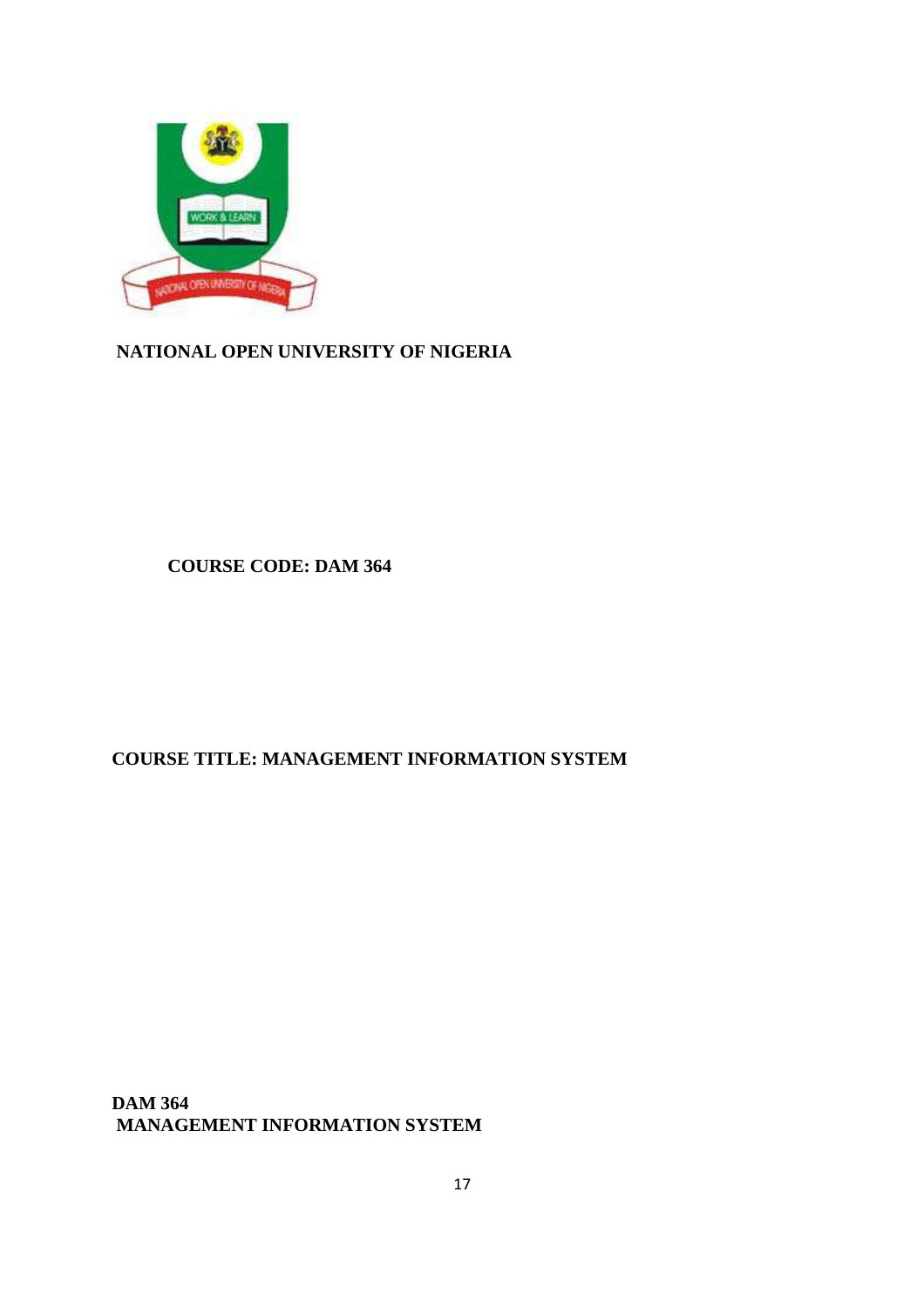**NATIONAL OPEN UNIVERSITY OF NIGERIA**

**COURSE CODE: DAM 364**

**COURSE TITLE: MANAGEMENT INFORMATION SYSTEM**

**DAM 364**
**MANAGEMENT INFORMATION SYSTEM**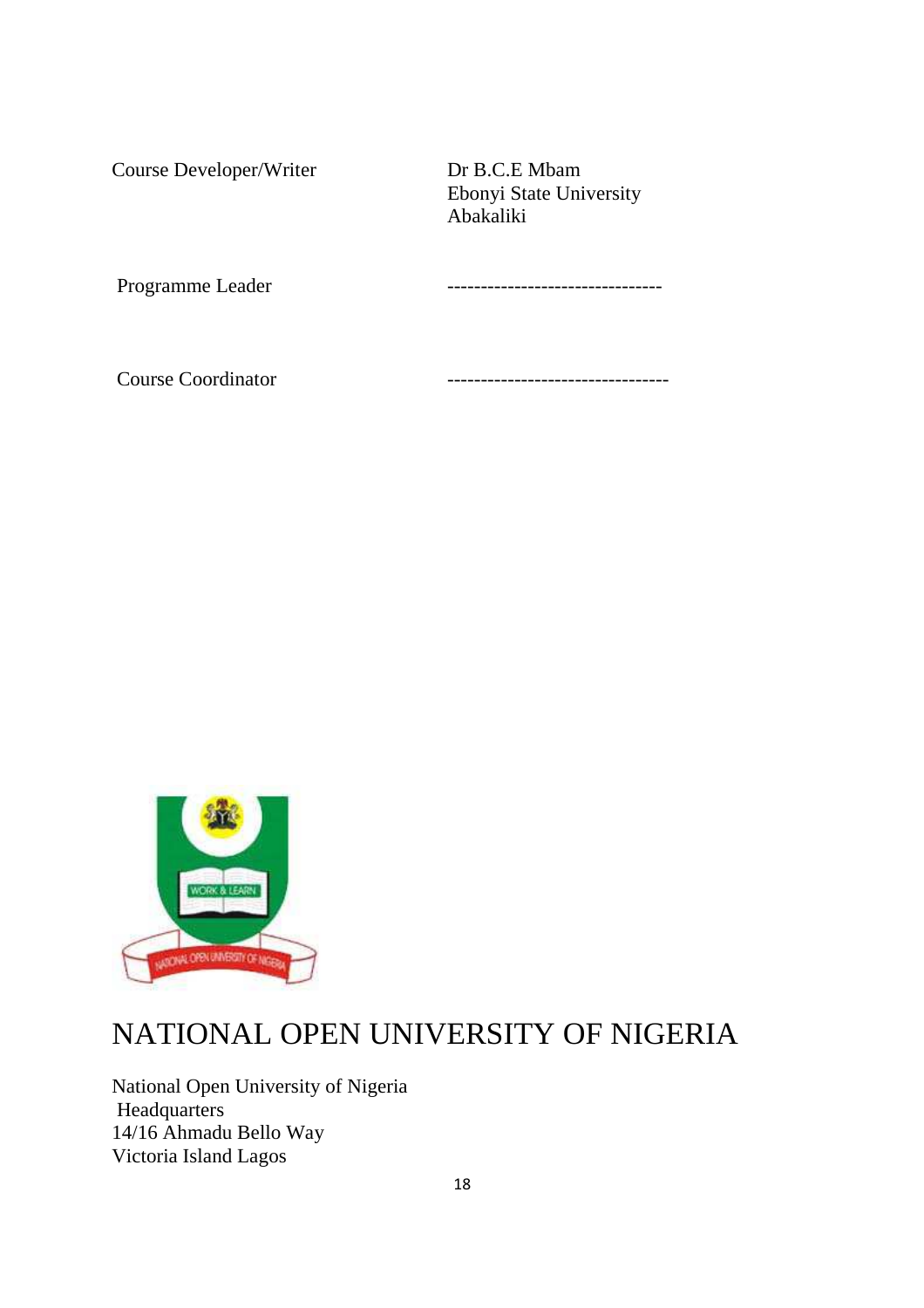| | |
|---|---|
| Course Developer/Writer | Dr B.C.E Mbam<br>Ebonyi State University<br>Abakaliki |
| Programme Leader | ------------------------------- |
| Course Coordinator | -------------------------------- |

# NATIONAL OPEN UNIVERSITY OF NIGERIA

National Open University of Nigeria
Headquarters
14/16 Ahmadu Bello Way
Victoria Island Lagos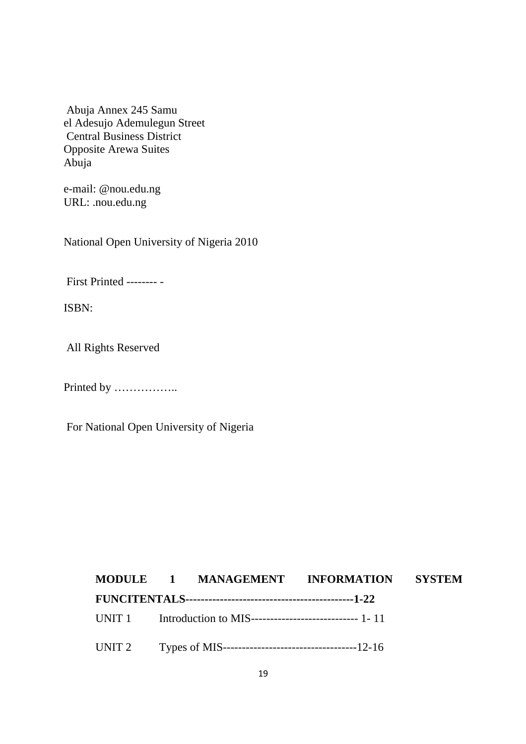Abuja Annex 245 Samu
el Adesujo Ademulegun Street
Central Business District
Opposite Arewa Suites
Abuja

e-mail: @nou.edu.ng
URL: .nou.edu.ng

National Open University of Nigeria 2010

First Printed -------- -

ISBN:

All Rights Reserved

Printed by ……………..

For National Open University of Nigeria

**MODULE 1 MANAGEMENT INFORMATION SYSTEM FUNCITENTALS-------------------------------------------1-22**

UNIT 1 Introduction to MIS--------------------------- 1- 11

UNIT 2 Types of MIS----------------------------------12-16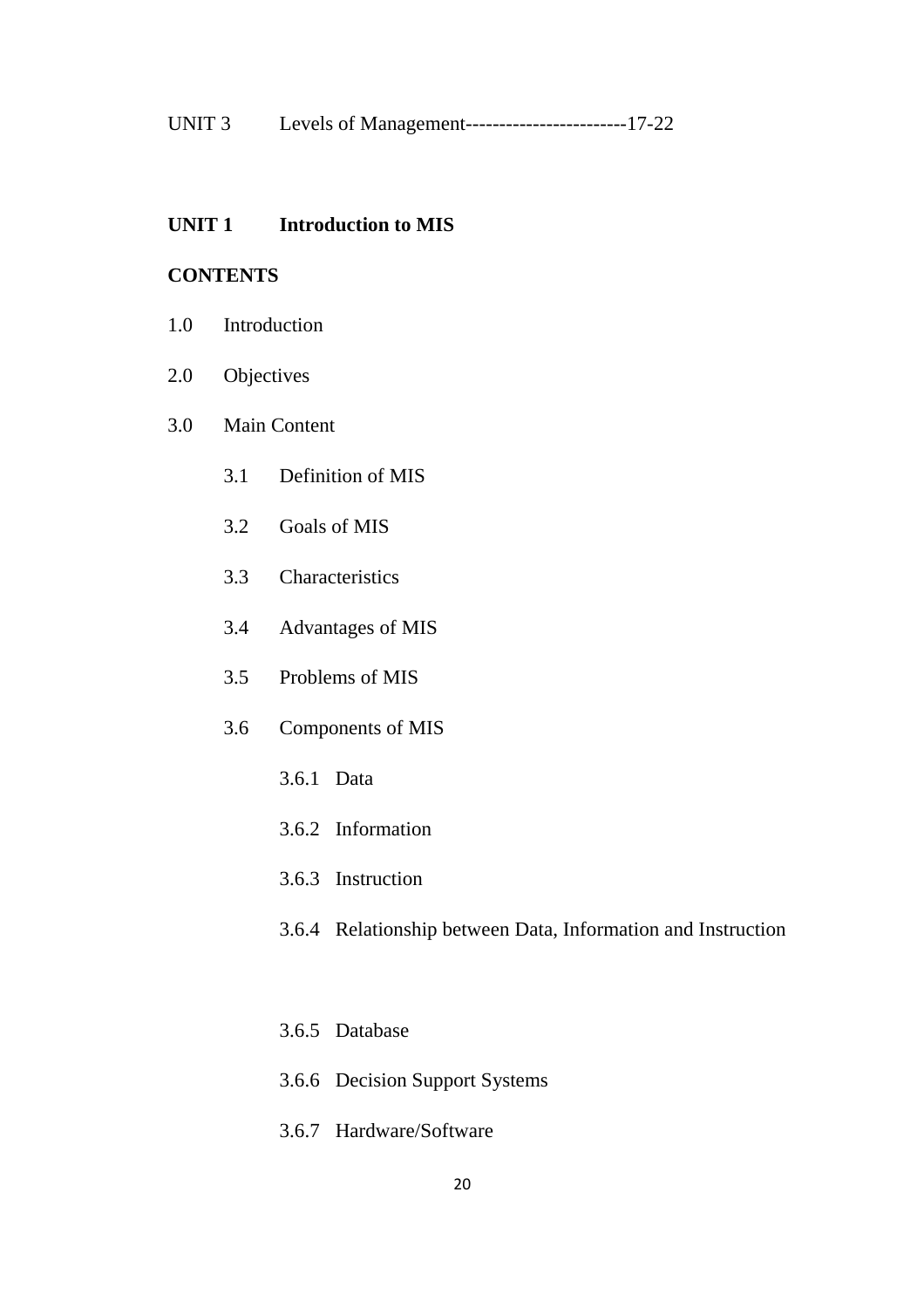UNIT 3 Levels of Management------------------------17-22

## UNIT 1 Introduction to MIS

**CONTENTS**

1.0 Introduction

2.0 Objectives

3.0 Main Content

- 3.1 Definition of MIS
- 3.2 Goals of MIS
- 3.3 Characteristics
- 3.4 Advantages of MIS
- 3.5 Problems of MIS
- 3.6 Components of MIS
  - 3.6.1 Data
  - 3.6.2 Information
  - 3.6.3 Instruction
  - 3.6.4 Relationship between Data, Information and Instruction
  - 3.6.5 Database
  - 3.6.6 Decision Support Systems
  - 3.6.7 Hardware/Software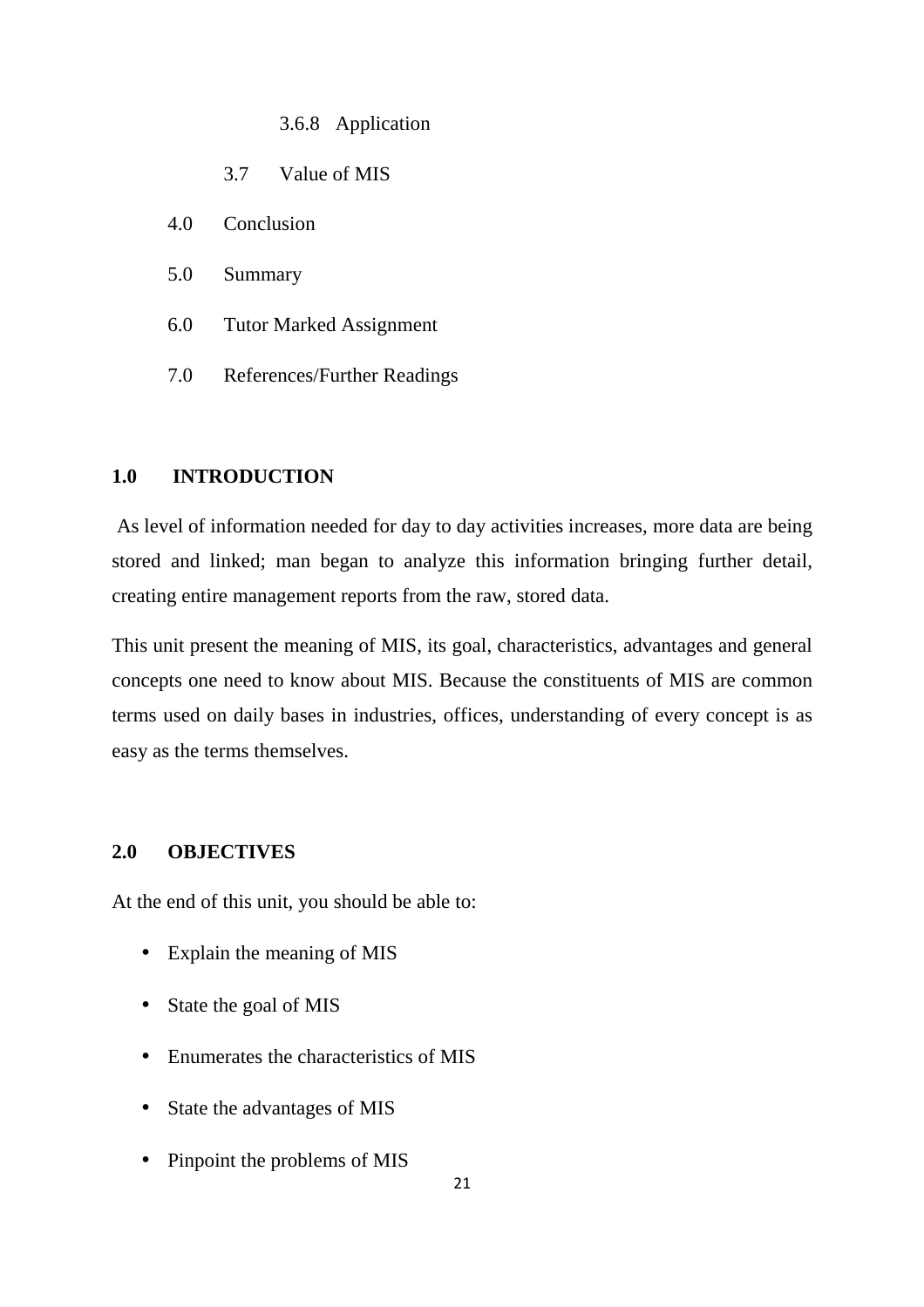3.6.8 Application

3.7 Value of MIS

4.0 Conclusion

5.0 Summary

6.0 Tutor Marked Assignment

7.0 References/Further Readings

## 1.0 INTRODUCTION

As level of information needed for day to day activities increases, more data are being stored and linked; man began to analyze this information bringing further detail, creating entire management reports from the raw, stored data.

This unit present the meaning of MIS, its goal, characteristics, advantages and general concepts one need to know about MIS. Because the constituents of MIS are common terms used on daily bases in industries, offices, understanding of every concept is as easy as the terms themselves.

## 2.0 OBJECTIVES

At the end of this unit, you should be able to:

- Explain the meaning of MIS
- State the goal of MIS
- Enumerates the characteristics of MIS
- State the advantages of MIS
- Pinpoint the problems of MIS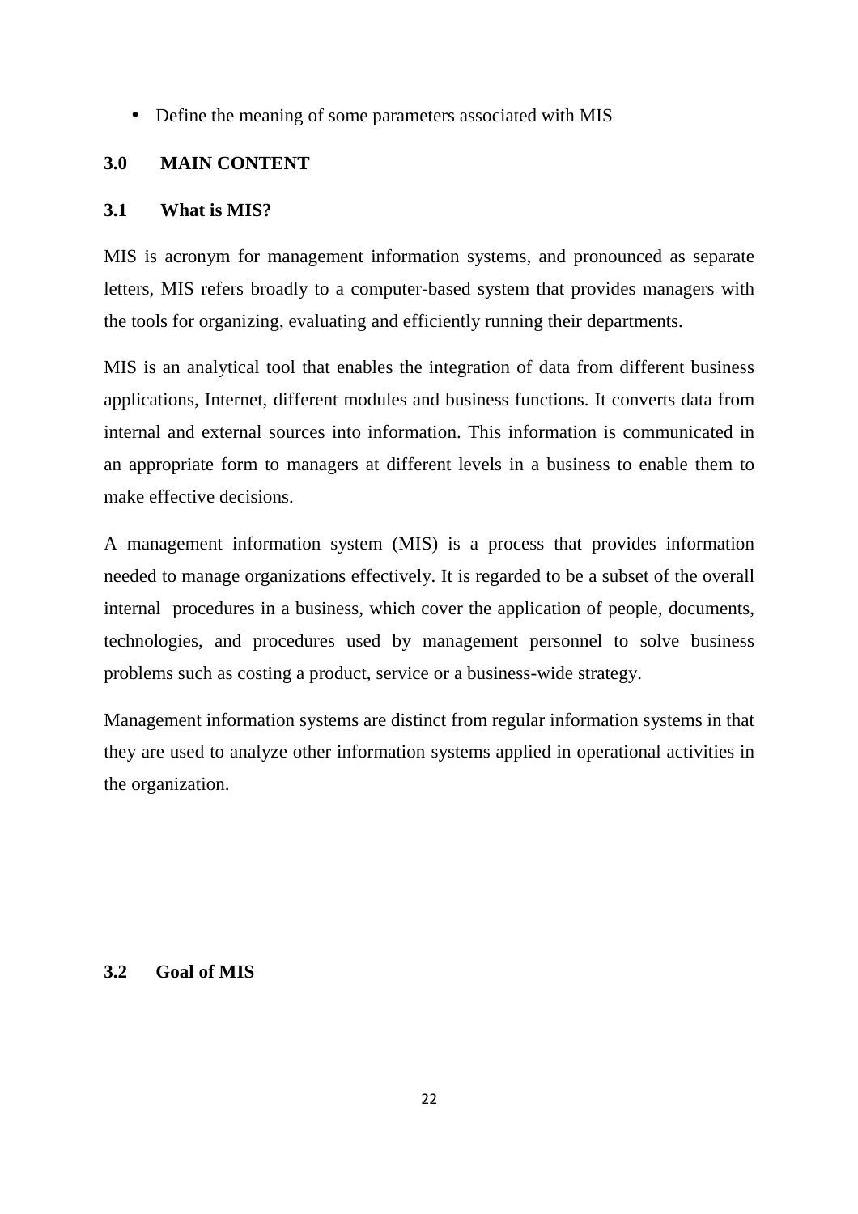- Define the meaning of some parameters associated with MIS

## 3.0 MAIN CONTENT

### 3.1 What is MIS?

MIS is acronym for management information systems, and pronounced as separate letters, MIS refers broadly to a computer-based system that provides managers with the tools for organizing, evaluating and efficiently running their departments.

MIS is an analytical tool that enables the integration of data from different business applications, Internet, different modules and business functions. It converts data from internal and external sources into information. This information is communicated in an appropriate form to managers at different levels in a business to enable them to make effective decisions.

A management information system (MIS) is a process that provides information needed to manage organizations effectively. It is regarded to be a subset of the overall internal procedures in a business, which cover the application of people, documents, technologies, and procedures used by management personnel to solve business problems such as costing a product, service or a business-wide strategy.

Management information systems are distinct from regular information systems in that they are used to analyze other information systems applied in operational activities in the organization.

### 3.2 Goal of MIS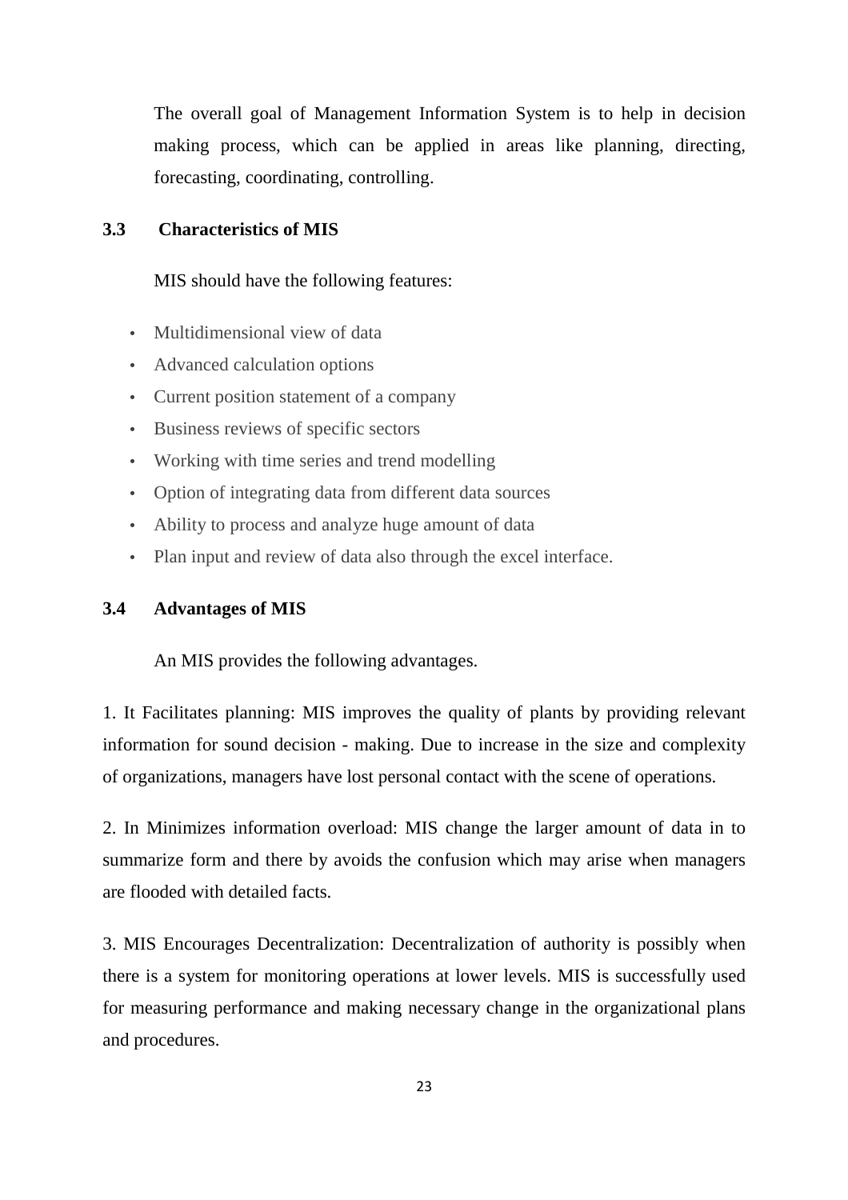The overall goal of Management Information System is to help in decision making process, which can be applied in areas like planning, directing, forecasting, coordinating, controlling.

### 3.3 Characteristics of MIS

MIS should have the following features:

- Multidimensional view of data
- Advanced calculation options
- Current position statement of a company
- Business reviews of specific sectors
- Working with time series and trend modelling
- Option of integrating data from different data sources
- Ability to process and analyze huge amount of data
- Plan input and review of data also through the excel interface.

### 3.4 Advantages of MIS

An MIS provides the following advantages.

1. It Facilitates planning: MIS improves the quality of plants by providing relevant information for sound decision - making. Due to increase in the size and complexity of organizations, managers have lost personal contact with the scene of operations.

2. In Minimizes information overload: MIS change the larger amount of data in to summarize form and there by avoids the confusion which may arise when managers are flooded with detailed facts.

3. MIS Encourages Decentralization: Decentralization of authority is possibly when there is a system for monitoring operations at lower levels. MIS is successfully used for measuring performance and making necessary change in the organizational plans and procedures.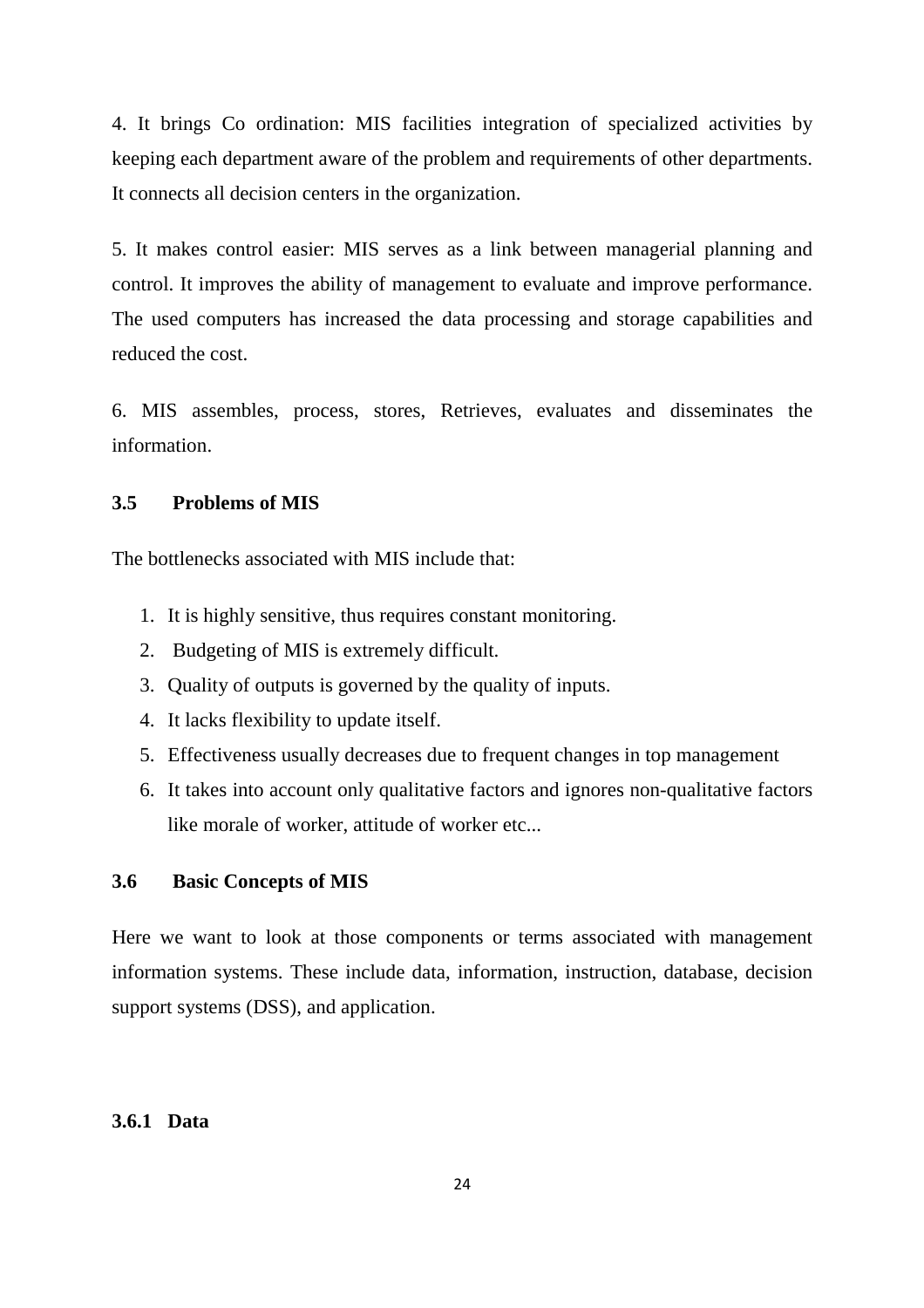4. It brings Co ordination: MIS facilities integration of specialized activities by keeping each department aware of the problem and requirements of other departments. It connects all decision centers in the organization.

5. It makes control easier: MIS serves as a link between managerial planning and control. It improves the ability of management to evaluate and improve performance. The used computers has increased the data processing and storage capabilities and reduced the cost.

6. MIS assembles, process, stores, Retrieves, evaluates and disseminates the information.

### 3.5 Problems of MIS

The bottlenecks associated with MIS include that:

1. It is highly sensitive, thus requires constant monitoring.
2. Budgeting of MIS is extremely difficult.
3. Quality of outputs is governed by the quality of inputs.
4. It lacks flexibility to update itself.
5. Effectiveness usually decreases due to frequent changes in top management
6. It takes into account only qualitative factors and ignores non-qualitative factors like morale of worker, attitude of worker etc...

### 3.6 Basic Concepts of MIS

Here we want to look at those components or terms associated with management information systems. These include data, information, instruction, database, decision support systems (DSS), and application.

#### 3.6.1 Data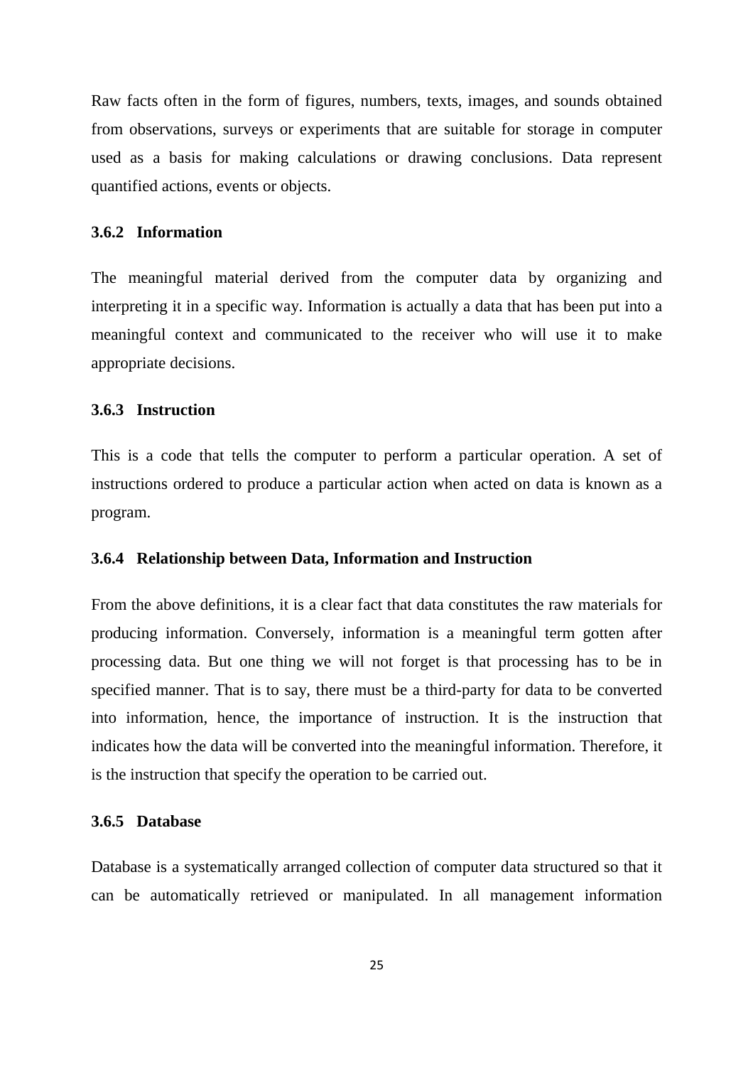Raw facts often in the form of figures, numbers, texts, images, and sounds obtained from observations, surveys or experiments that are suitable for storage in computer used as a basis for making calculations or drawing conclusions. Data represent quantified actions, events or objects.

### 3.6.2 Information

The meaningful material derived from the computer data by organizing and interpreting it in a specific way. Information is actually a data that has been put into a meaningful context and communicated to the receiver who will use it to make appropriate decisions.

### 3.6.3 Instruction

This is a code that tells the computer to perform a particular operation. A set of instructions ordered to produce a particular action when acted on data is known as a program.

### 3.6.4 Relationship between Data, Information and Instruction

From the above definitions, it is a clear fact that data constitutes the raw materials for producing information. Conversely, information is a meaningful term gotten after processing data. But one thing we will not forget is that processing has to be in specified manner. That is to say, there must be a third-party for data to be converted into information, hence, the importance of instruction. It is the instruction that indicates how the data will be converted into the meaningful information. Therefore, it is the instruction that specify the operation to be carried out.

### 3.6.5 Database

Database is a systematically arranged collection of computer data structured so that it can be automatically retrieved or manipulated. In all management information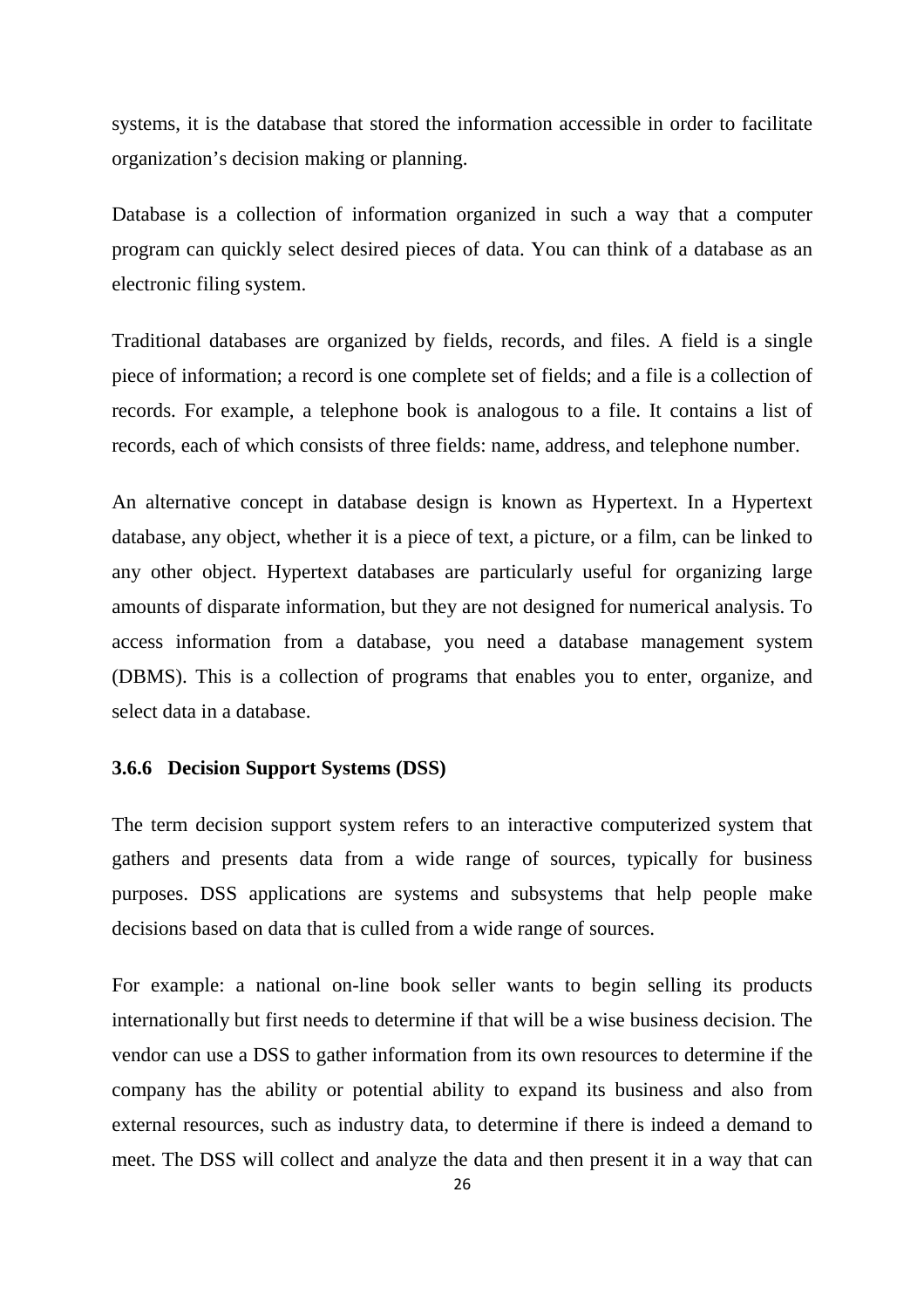systems, it is the database that stored the information accessible in order to facilitate organization's decision making or planning.

Database is a collection of information organized in such a way that a computer program can quickly select desired pieces of data. You can think of a database as an electronic filing system.

Traditional databases are organized by fields, records, and files. A field is a single piece of information; a record is one complete set of fields; and a file is a collection of records. For example, a telephone book is analogous to a file. It contains a list of records, each of which consists of three fields: name, address, and telephone number.

An alternative concept in database design is known as Hypertext. In a Hypertext database, any object, whether it is a piece of text, a picture, or a film, can be linked to any other object. Hypertext databases are particularly useful for organizing large amounts of disparate information, but they are not designed for numerical analysis. To access information from a database, you need a database management system (DBMS). This is a collection of programs that enables you to enter, organize, and select data in a database.

### 3.6.6 Decision Support Systems (DSS)

The term decision support system refers to an interactive computerized system that gathers and presents data from a wide range of sources, typically for business purposes. DSS applications are systems and subsystems that help people make decisions based on data that is culled from a wide range of sources.

For example: a national on-line book seller wants to begin selling its products internationally but first needs to determine if that will be a wise business decision. The vendor can use a DSS to gather information from its own resources to determine if the company has the ability or potential ability to expand its business and also from external resources, such as industry data, to determine if there is indeed a demand to meet. The DSS will collect and analyze the data and then present it in a way that can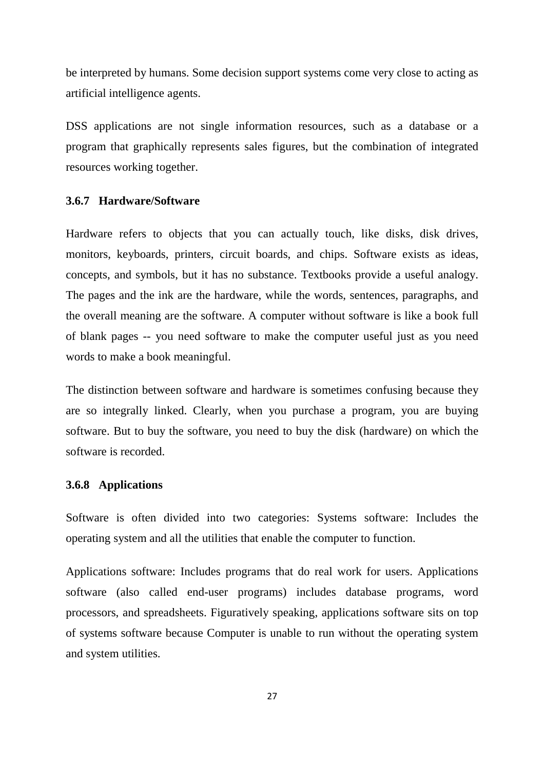be interpreted by humans. Some decision support systems come very close to acting as artificial intelligence agents.

DSS applications are not single information resources, such as a database or a program that graphically represents sales figures, but the combination of integrated resources working together.

### 3.6.7 Hardware/Software

Hardware refers to objects that you can actually touch, like disks, disk drives, monitors, keyboards, printers, circuit boards, and chips. Software exists as ideas, concepts, and symbols, but it has no substance. Textbooks provide a useful analogy. The pages and the ink are the hardware, while the words, sentences, paragraphs, and the overall meaning are the software. A computer without software is like a book full of blank pages -- you need software to make the computer useful just as you need words to make a book meaningful.

The distinction between software and hardware is sometimes confusing because they are so integrally linked. Clearly, when you purchase a program, you are buying software. But to buy the software, you need to buy the disk (hardware) on which the software is recorded.

### 3.6.8 Applications

Software is often divided into two categories: Systems software: Includes the operating system and all the utilities that enable the computer to function.

Applications software: Includes programs that do real work for users. Applications software (also called end-user programs) includes database programs, word processors, and spreadsheets. Figuratively speaking, applications software sits on top of systems software because Computer is unable to run without the operating system and system utilities.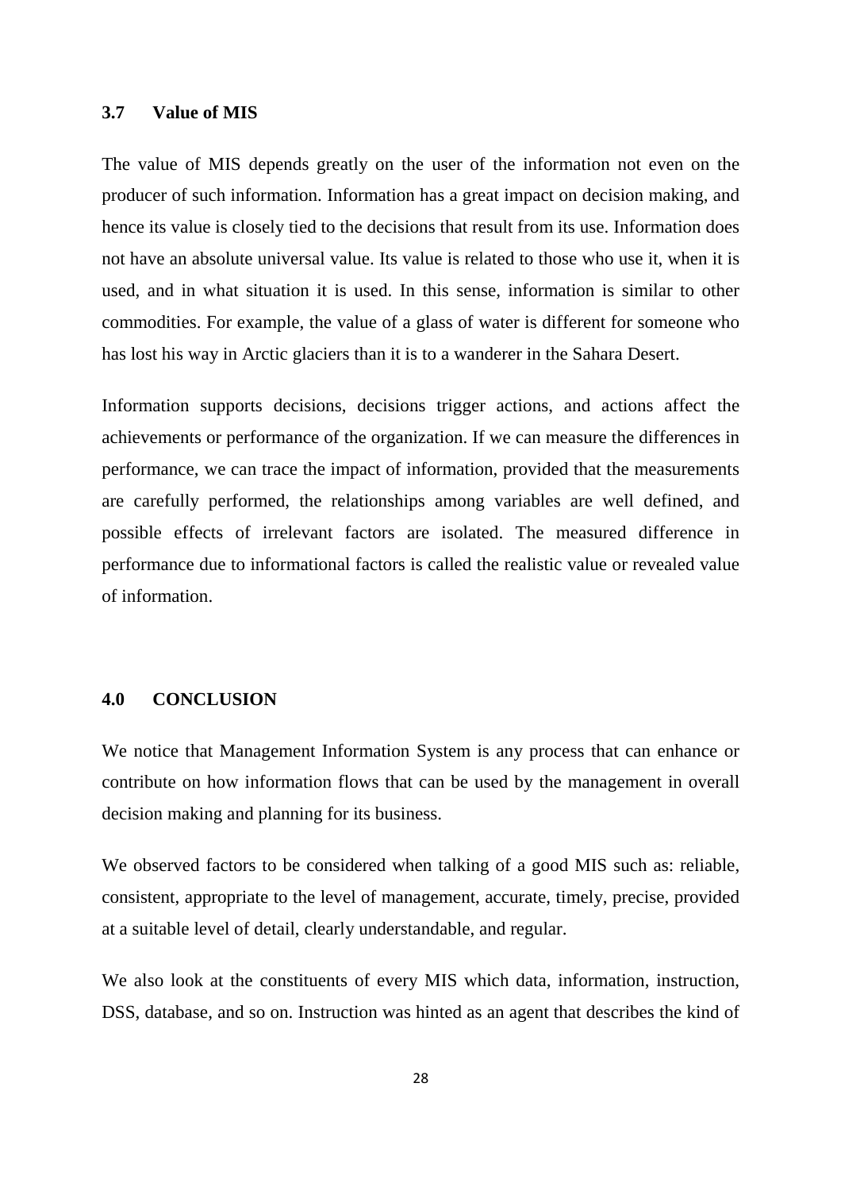## 3.7 Value of MIS

The value of MIS depends greatly on the user of the information not even on the producer of such information. Information has a great impact on decision making, and hence its value is closely tied to the decisions that result from its use. Information does not have an absolute universal value. Its value is related to those who use it, when it is used, and in what situation it is used. In this sense, information is similar to other commodities. For example, the value of a glass of water is different for someone who has lost his way in Arctic glaciers than it is to a wanderer in the Sahara Desert.

Information supports decisions, decisions trigger actions, and actions affect the achievements or performance of the organization. If we can measure the differences in performance, we can trace the impact of information, provided that the measurements are carefully performed, the relationships among variables are well defined, and possible effects of irrelevant factors are isolated. The measured difference in performance due to informational factors is called the realistic value or revealed value of information.

## 4.0 CONCLUSION

We notice that Management Information System is any process that can enhance or contribute on how information flows that can be used by the management in overall decision making and planning for its business.

We observed factors to be considered when talking of a good MIS such as: reliable, consistent, appropriate to the level of management, accurate, timely, precise, provided at a suitable level of detail, clearly understandable, and regular.

We also look at the constituents of every MIS which data, information, instruction, DSS, database, and so on. Instruction was hinted as an agent that describes the kind of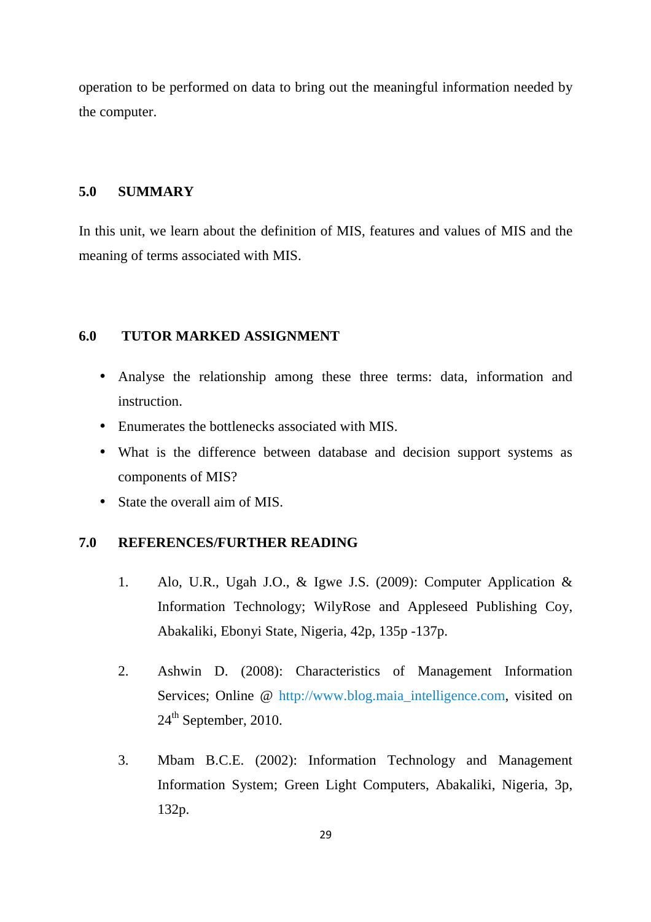operation to be performed on data to bring out the meaningful information needed by the computer.

## 5.0 SUMMARY

In this unit, we learn about the definition of MIS, features and values of MIS and the meaning of terms associated with MIS.

## 6.0 TUTOR MARKED ASSIGNMENT

- Analyse the relationship among these three terms: data, information and instruction.
- Enumerates the bottlenecks associated with MIS.
- What is the difference between database and decision support systems as components of MIS?
- State the overall aim of MIS.

## 7.0 REFERENCES/FURTHER READING

1. Alo, U.R., Ugah J.O., & Igwe J.S. (2009): Computer Application & Information Technology; WilyRose and Appleseed Publishing Coy, Abakaliki, Ebonyi State, Nigeria, 42p, 135p -137p.

2. Ashwin D. (2008): Characteristics of Management Information Services; Online @ http://www.blog.maia_intelligence.com, visited on 24th September, 2010.

3. Mbam B.C.E. (2002): Information Technology and Management Information System; Green Light Computers, Abakaliki, Nigeria, 3p, 132p.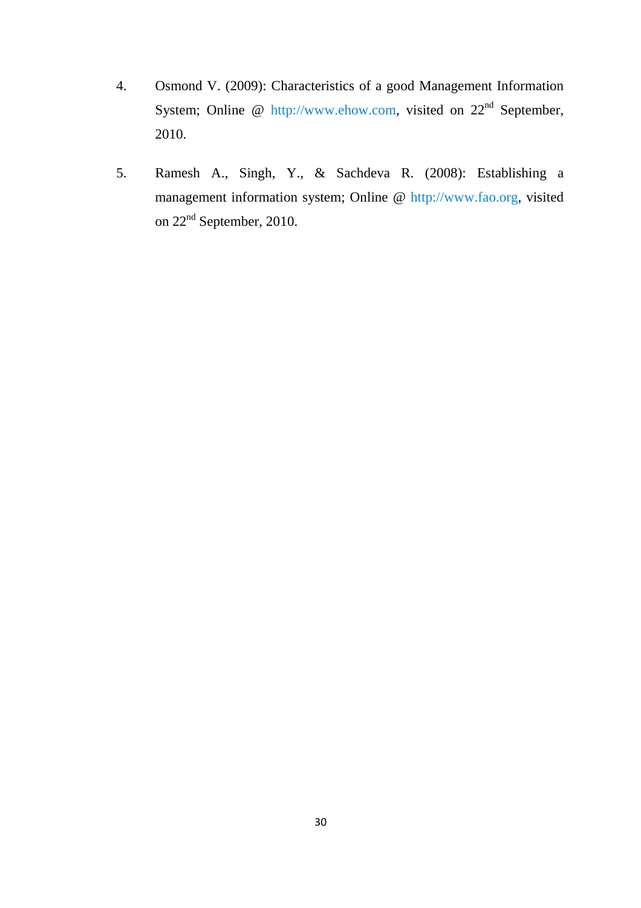4. Osmond V. (2009): Characteristics of a good Management Information System; Online @ http://www.ehow.com, visited on 22nd September, 2010.

5. Ramesh A., Singh, Y., & Sachdeva R. (2008): Establishing a management information system; Online @ http://www.fao.org, visited on 22nd September, 2010.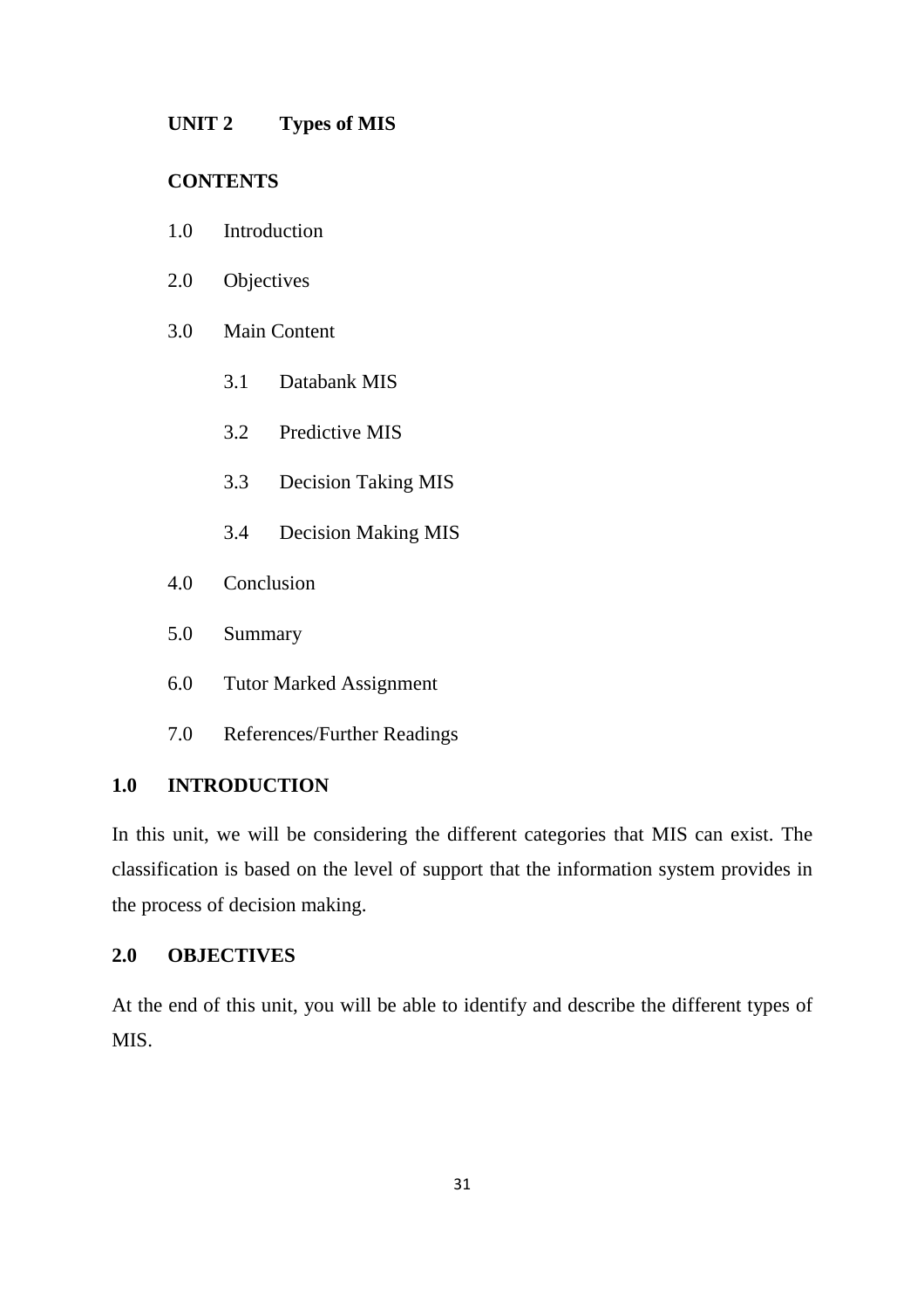## UNIT 2 Types of MIS

**CONTENTS**

1.0 Introduction

2.0 Objectives

3.0 Main Content

- 3.1 Databank MIS
- 3.2 Predictive MIS
- 3.3 Decision Taking MIS
- 3.4 Decision Making MIS

4.0 Conclusion

5.0 Summary

6.0 Tutor Marked Assignment

7.0 References/Further Readings

### 1.0 INTRODUCTION

In this unit, we will be considering the different categories that MIS can exist. The classification is based on the level of support that the information system provides in the process of decision making.

### 2.0 OBJECTIVES

At the end of this unit, you will be able to identify and describe the different types of MIS.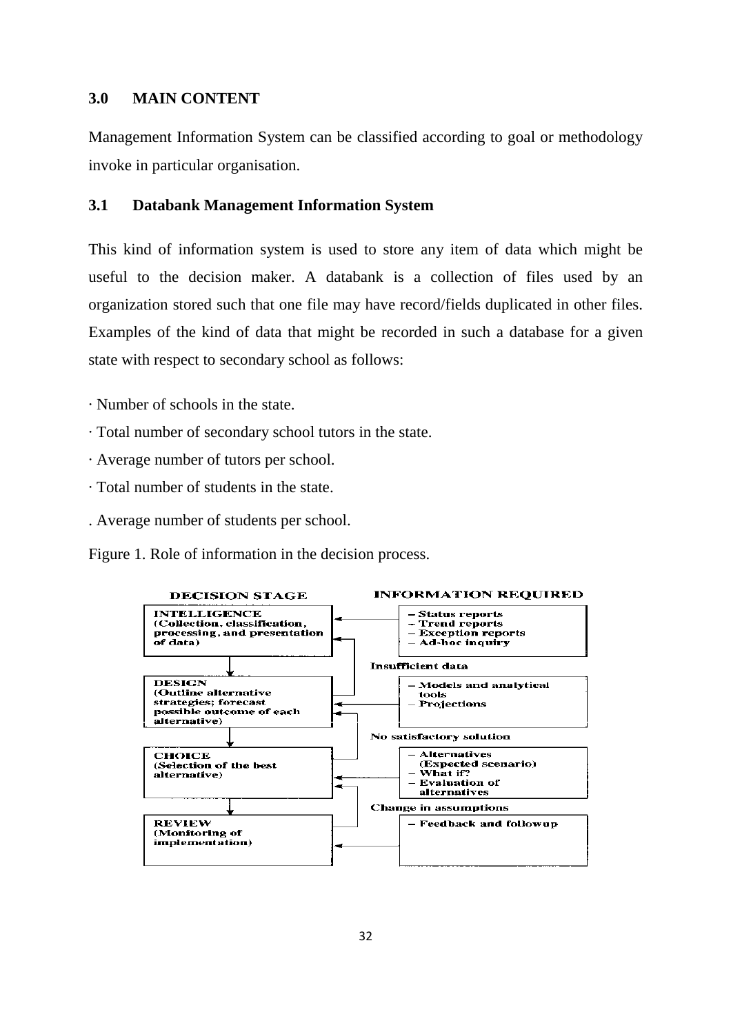## 3.0 MAIN CONTENT

Management Information System can be classified according to goal or methodology invoke in particular organisation.

### 3.1 Databank Management Information System

This kind of information system is used to store any item of data which might be useful to the decision maker. A databank is a collection of files used by an organization stored such that one file may have record/fields duplicated in other files. Examples of the kind of data that might be recorded in such a database for a given state with respect to secondary school as follows:

· Number of schools in the state.

· Total number of secondary school tutors in the state.

· Average number of tutors per school.

· Total number of students in the state.

. Average number of students per school.

Figure 1. Role of information in the decision process.

| DECISION STAGE | INFORMATION REQUIRED |
| --- | --- |
| INTELLIGENCE (Collection, classification, processing, and presentation of data) | – Status reports<br>– Trend reports<br>– Exception reports<br>– Ad-hoc inquiry |
| | Insufficient data |
| DESIGN (Outline alternative strategies; forecast possible outcome of each alternative) | – Models and analytical tools<br>– Projections |
| | No satisfactory solution |
| CHOICE (Selection of the best alternative) | – Alternatives (Expected scenario)<br>– What if?<br>– Evaluation of alternatives |
| | Change in assumptions |
| REVIEW (Monitoring of implementation) | – Feedback and followup |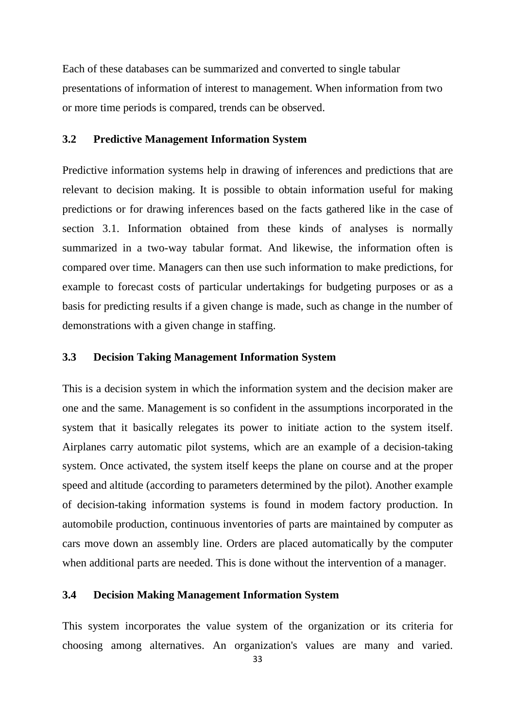Each of these databases can be summarized and converted to single tabular presentations of information of interest to management. When information from two or more time periods is compared, trends can be observed.

### 3.2 Predictive Management Information System

Predictive information systems help in drawing of inferences and predictions that are relevant to decision making. It is possible to obtain information useful for making predictions or for drawing inferences based on the facts gathered like in the case of section 3.1. Information obtained from these kinds of analyses is normally summarized in a two-way tabular format. And likewise, the information often is compared over time. Managers can then use such information to make predictions, for example to forecast costs of particular undertakings for budgeting purposes or as a basis for predicting results if a given change is made, such as change in the number of demonstrations with a given change in staffing.

### 3.3 Decision Taking Management Information System

This is a decision system in which the information system and the decision maker are one and the same. Management is so confident in the assumptions incorporated in the system that it basically relegates its power to initiate action to the system itself. Airplanes carry automatic pilot systems, which are an example of a decision-taking system. Once activated, the system itself keeps the plane on course and at the proper speed and altitude (according to parameters determined by the pilot). Another example of decision-taking information systems is found in modem factory production. In automobile production, continuous inventories of parts are maintained by computer as cars move down an assembly line. Orders are placed automatically by the computer when additional parts are needed. This is done without the intervention of a manager.

### 3.4 Decision Making Management Information System

This system incorporates the value system of the organization or its criteria for choosing among alternatives. An organization's values are many and varied.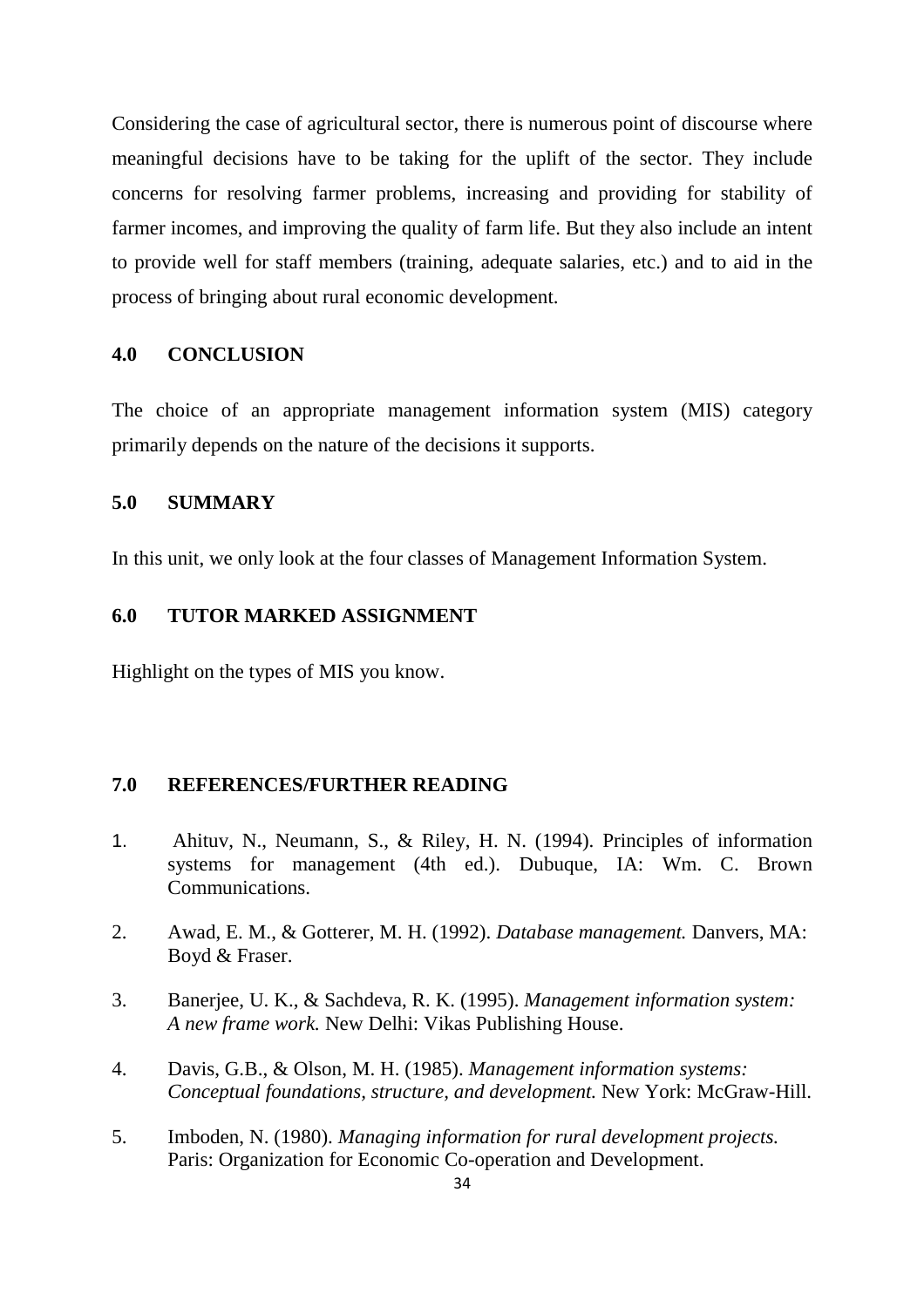Considering the case of agricultural sector, there is numerous point of discourse where meaningful decisions have to be taking for the uplift of the sector. They include concerns for resolving farmer problems, increasing and providing for stability of farmer incomes, and improving the quality of farm life. But they also include an intent to provide well for staff members (training, adequate salaries, etc.) and to aid in the process of bringing about rural economic development.

## 4.0 CONCLUSION

The choice of an appropriate management information system (MIS) category primarily depends on the nature of the decisions it supports.

## 5.0 SUMMARY

In this unit, we only look at the four classes of Management Information System.

## 6.0 TUTOR MARKED ASSIGNMENT

Highlight on the types of MIS you know.

## 7.0 REFERENCES/FURTHER READING

1. Ahituv, N., Neumann, S., & Riley, H. N. (1994). Principles of information systems for management (4th ed.). Dubuque, IA: Wm. C. Brown Communications.
2. Awad, E. M., & Gotterer, M. H. (1992). *Database management.* Danvers, MA: Boyd & Fraser.
3. Banerjee, U. K., & Sachdeva, R. K. (1995). *Management information system: A new frame work.* New Delhi: Vikas Publishing House.
4. Davis, G.B., & Olson, M. H. (1985). *Management information systems: Conceptual foundations, structure, and development.* New York: McGraw-Hill.
5. Imboden, N. (1980). *Managing information for rural development projects.* Paris: Organization for Economic Co-operation and Development.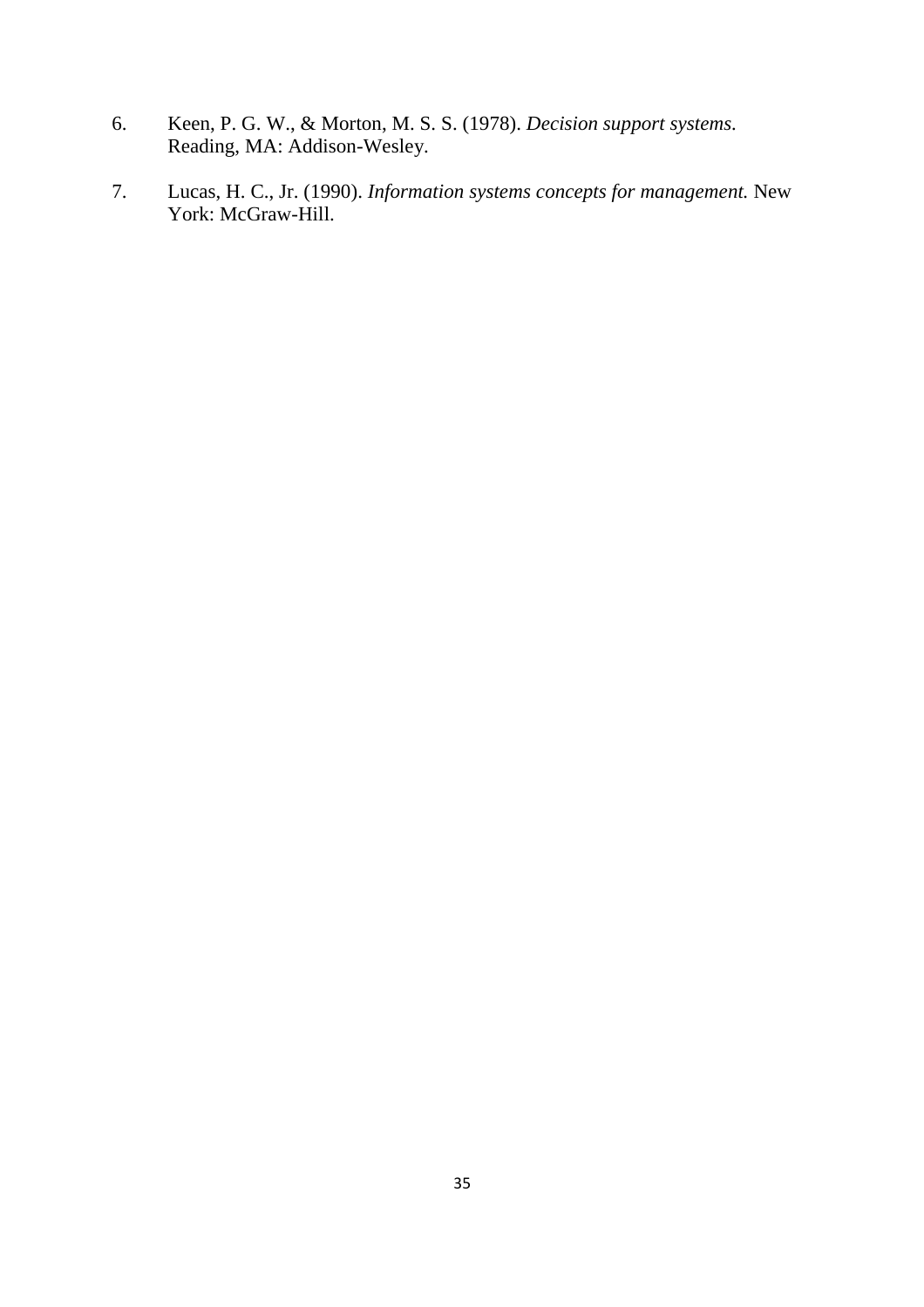6. Keen, P. G. W., & Morton, M. S. S. (1978). *Decision support systems.* Reading, MA: Addison-Wesley.

7. Lucas, H. C., Jr. (1990). *Information systems concepts for management.* New York: McGraw-Hill.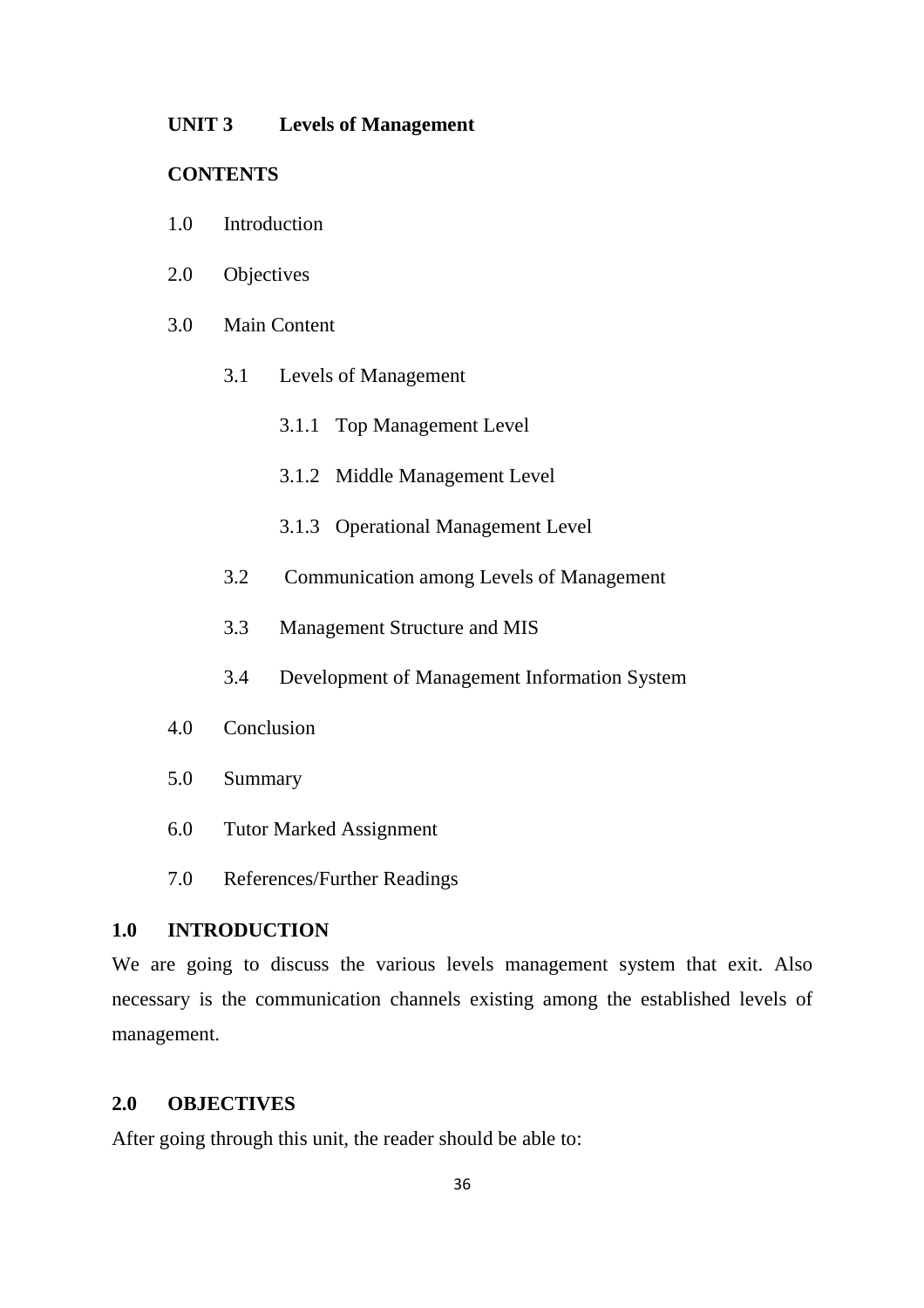## UNIT 3 Levels of Management

**CONTENTS**

1.0 Introduction

2.0 Objectives

3.0 Main Content

- 3.1 Levels of Management
  - 3.1.1 Top Management Level
  - 3.1.2 Middle Management Level
  - 3.1.3 Operational Management Level
- 3.2 Communication among Levels of Management
- 3.3 Management Structure and MIS
- 3.4 Development of Management Information System

4.0 Conclusion

5.0 Summary

6.0 Tutor Marked Assignment

7.0 References/Further Readings

### 1.0 INTRODUCTION

We are going to discuss the various levels management system that exit. Also necessary is the communication channels existing among the established levels of management.

### 2.0 OBJECTIVES

After going through this unit, the reader should be able to: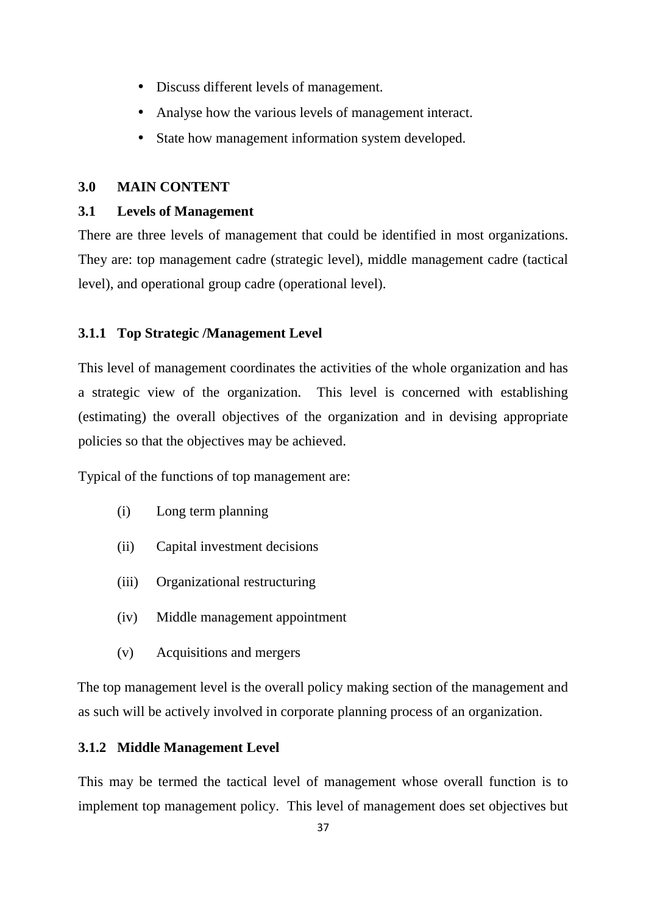- Discuss different levels of management.
- Analyse how the various levels of management interact.
- State how management information system developed.

## 3.0 MAIN CONTENT

### 3.1 Levels of Management

There are three levels of management that could be identified in most organizations. They are: top management cadre (strategic level), middle management cadre (tactical level), and operational group cadre (operational level).

#### 3.1.1 Top Strategic /Management Level

This level of management coordinates the activities of the whole organization and has a strategic view of the organization. This level is concerned with establishing (estimating) the overall objectives of the organization and in devising appropriate policies so that the objectives may be achieved.

Typical of the functions of top management are:

(i) Long term planning

(ii) Capital investment decisions

(iii) Organizational restructuring

(iv) Middle management appointment

(v) Acquisitions and mergers

The top management level is the overall policy making section of the management and as such will be actively involved in corporate planning process of an organization.

#### 3.1.2 Middle Management Level

This may be termed the tactical level of management whose overall function is to implement top management policy. This level of management does set objectives but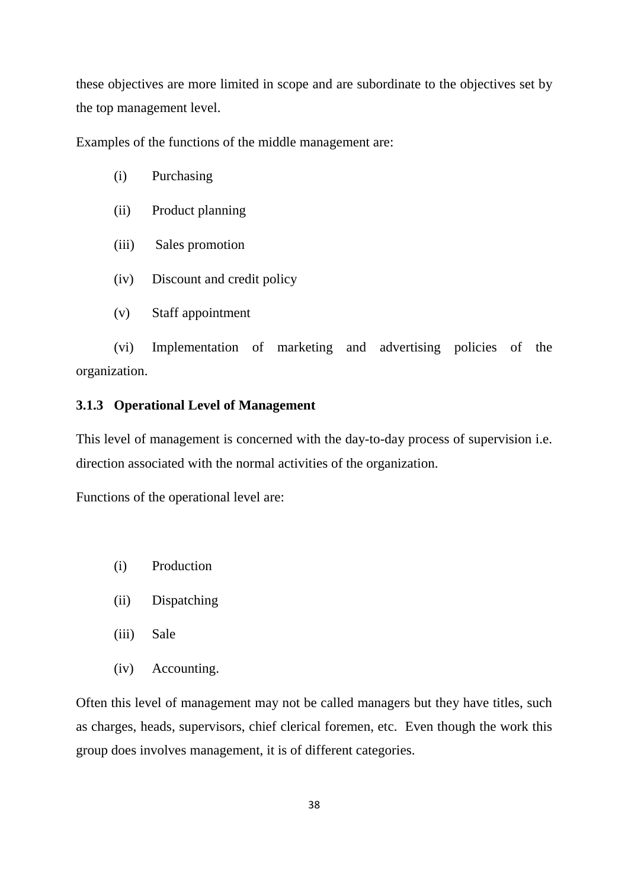these objectives are more limited in scope and are subordinate to the objectives set by the top management level.

Examples of the functions of the middle management are:

(i) Purchasing

(ii) Product planning

(iii) Sales promotion

(iv) Discount and credit policy

(v) Staff appointment

(vi) Implementation of marketing and advertising policies of the organization.

### 3.1.3 Operational Level of Management

This level of management is concerned with the day-to-day process of supervision i.e. direction associated with the normal activities of the organization.

Functions of the operational level are:

(i) Production

(ii) Dispatching

(iii) Sale

(iv) Accounting.

Often this level of management may not be called managers but they have titles, such as charges, heads, supervisors, chief clerical foremen, etc. Even though the work this group does involves management, it is of different categories.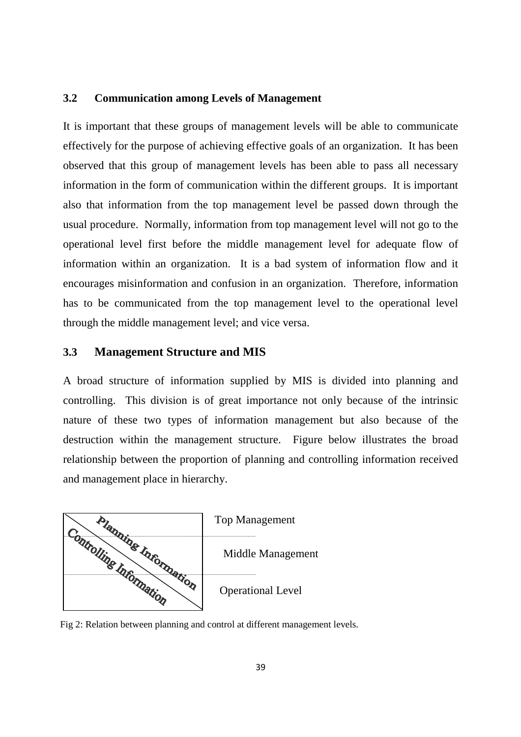### 3.2 Communication among Levels of Management

It is important that these groups of management levels will be able to communicate effectively for the purpose of achieving effective goals of an organization. It has been observed that this group of management levels has been able to pass all necessary information in the form of communication within the different groups. It is important also that information from the top management level be passed down through the usual procedure. Normally, information from top management level will not go to the operational level first before the middle management level for adequate flow of information within an organization. It is a bad system of information flow and it encourages misinformation and confusion in an organization. Therefore, information has to be communicated from the top management level to the operational level through the middle management level; and vice versa.

### 3.3 Management Structure and MIS

A broad structure of information supplied by MIS is divided into planning and controlling. This division is of great importance not only because of the intrinsic nature of these two types of information management but also because of the destruction within the management structure. Figure below illustrates the broad relationship between the proportion of planning and controlling information received and management place in hierarchy.

Planning Information

Controlling Information

Top Management

Middle Management

Operational Level

Fig 2: Relation between planning and control at different management levels.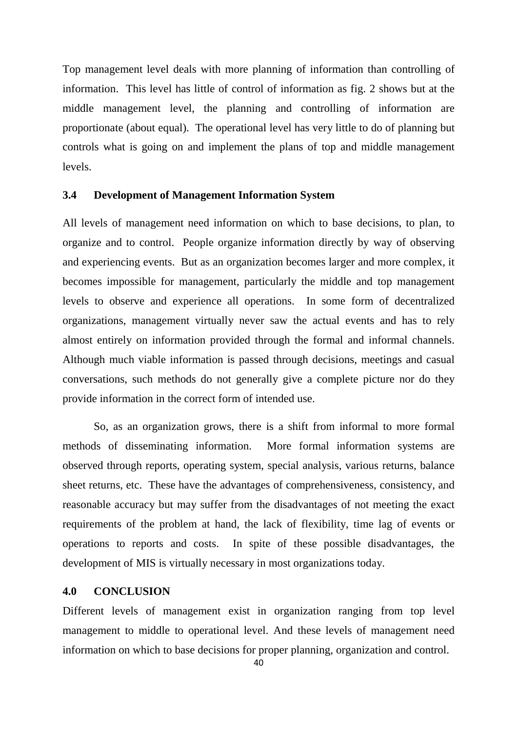Top management level deals with more planning of information than controlling of information. This level has little of control of information as fig. 2 shows but at the middle management level, the planning and controlling of information are proportionate (about equal). The operational level has very little to do of planning but controls what is going on and implement the plans of top and middle management levels.

### 3.4 Development of Management Information System

All levels of management need information on which to base decisions, to plan, to organize and to control. People organize information directly by way of observing and experiencing events. But as an organization becomes larger and more complex, it becomes impossible for management, particularly the middle and top management levels to observe and experience all operations. In some form of decentralized organizations, management virtually never saw the actual events and has to rely almost entirely on information provided through the formal and informal channels. Although much viable information is passed through decisions, meetings and casual conversations, such methods do not generally give a complete picture nor do they provide information in the correct form of intended use.

So, as an organization grows, there is a shift from informal to more formal methods of disseminating information. More formal information systems are observed through reports, operating system, special analysis, various returns, balance sheet returns, etc. These have the advantages of comprehensiveness, consistency, and reasonable accuracy but may suffer from the disadvantages of not meeting the exact requirements of the problem at hand, the lack of flexibility, time lag of events or operations to reports and costs. In spite of these possible disadvantages, the development of MIS is virtually necessary in most organizations today.

## 4.0 CONCLUSION

Different levels of management exist in organization ranging from top level management to middle to operational level. And these levels of management need information on which to base decisions for proper planning, organization and control.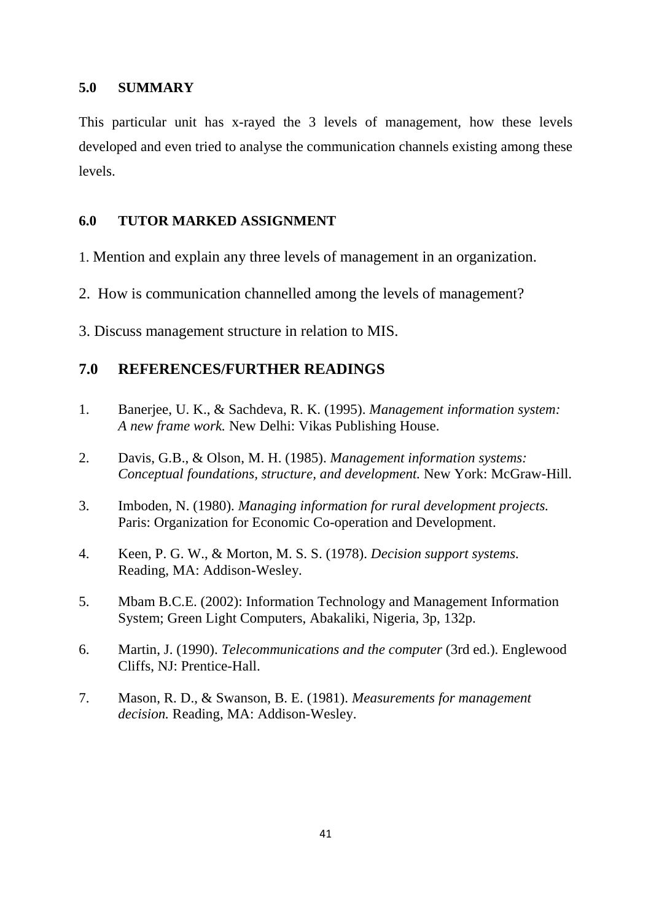## 5.0 SUMMARY

This particular unit has x-rayed the 3 levels of management, how these levels developed and even tried to analyse the communication channels existing among these levels.

## 6.0 TUTOR MARKED ASSIGNMENT

1. Mention and explain any three levels of management in an organization.
2. How is communication channelled among the levels of management?
3. Discuss management structure in relation to MIS.

## 7.0 REFERENCES/FURTHER READINGS

1. Banerjee, U. K., & Sachdeva, R. K. (1995). *Management information system: A new frame work.* New Delhi: Vikas Publishing House.
2. Davis, G.B., & Olson, M. H. (1985). *Management information systems: Conceptual foundations, structure, and development.* New York: McGraw-Hill.
3. Imboden, N. (1980). *Managing information for rural development projects.* Paris: Organization for Economic Co-operation and Development.
4. Keen, P. G. W., & Morton, M. S. S. (1978). *Decision support systems.* Reading, MA: Addison-Wesley.
5. Mbam B.C.E. (2002): Information Technology and Management Information System; Green Light Computers, Abakaliki, Nigeria, 3p, 132p.
6. Martin, J. (1990). *Telecommunications and the computer* (3rd ed.). Englewood Cliffs, NJ: Prentice-Hall.
7. Mason, R. D., & Swanson, B. E. (1981). *Measurements for management decision.* Reading, MA: Addison-Wesley.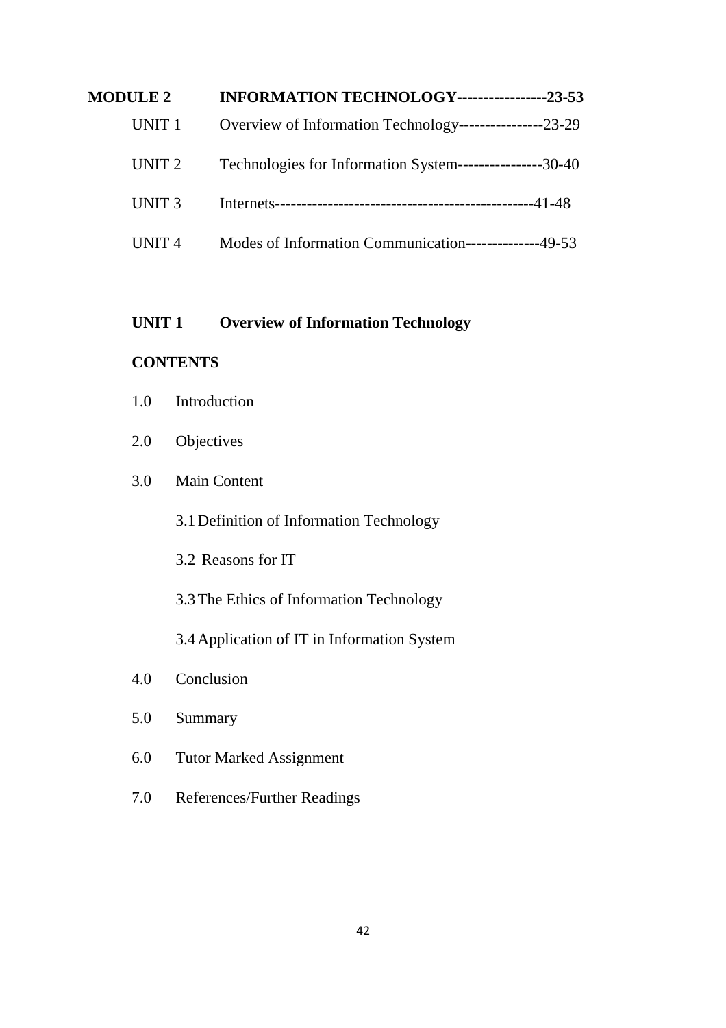## MODULE 2 INFORMATION TECHNOLOGY-----------------23-53

UNIT 1 Overview of Information Technology----------------23-29

UNIT 2 Technologies for Information System----------------30-40

UNIT 3 Internets------------------------------------------------41-48

UNIT 4 Modes of Information Communication--------------49-53

### UNIT 1 Overview of Information Technology

**CONTENTS**

1.0 Introduction

2.0 Objectives

3.0 Main Content

3.1 Definition of Information Technology

3.2 Reasons for IT

3.3 The Ethics of Information Technology

3.4 Application of IT in Information System

4.0 Conclusion

5.0 Summary

6.0 Tutor Marked Assignment

7.0 References/Further Readings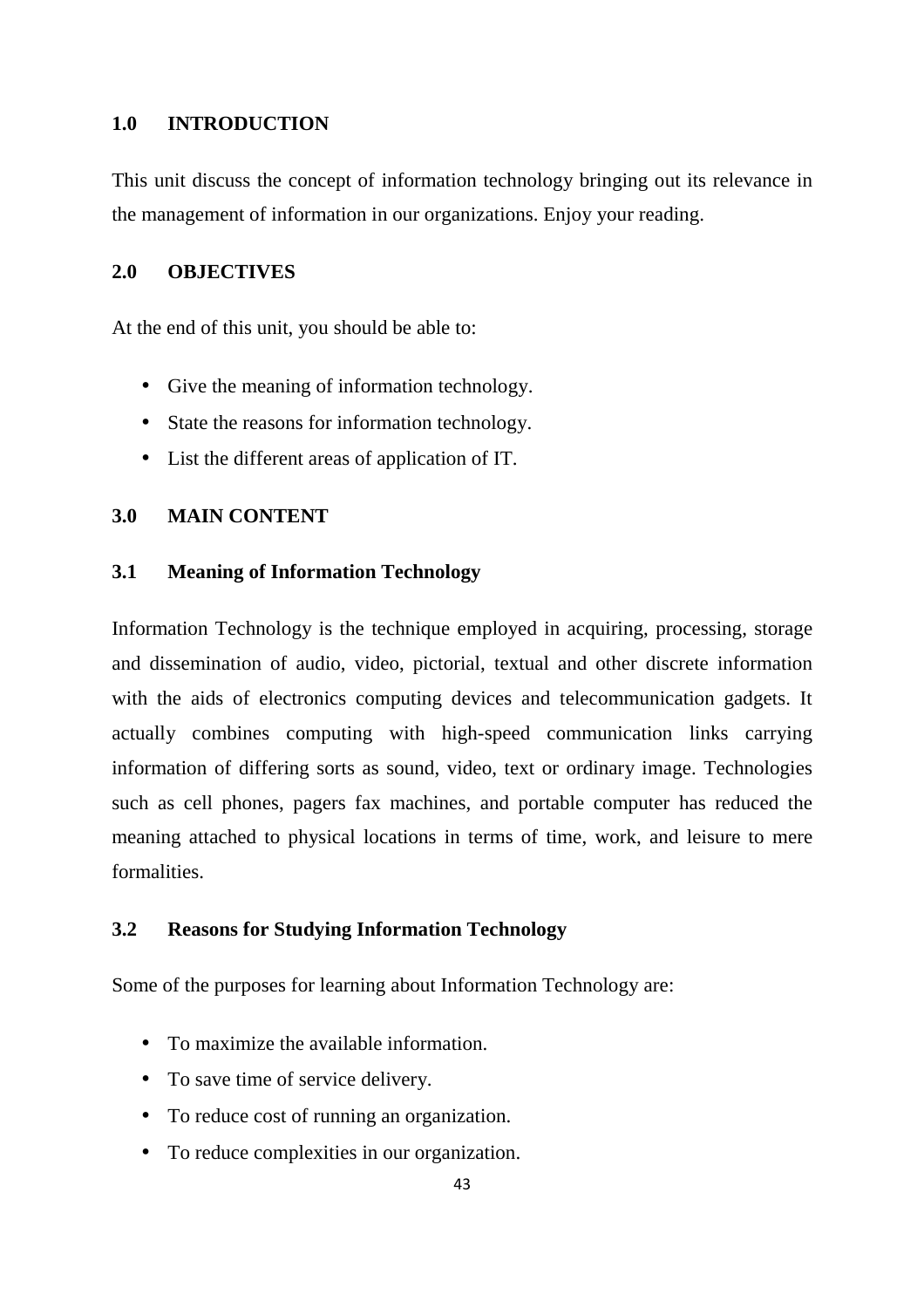## 1.0 INTRODUCTION

This unit discuss the concept of information technology bringing out its relevance in the management of information in our organizations. Enjoy your reading.

## 2.0 OBJECTIVES

At the end of this unit, you should be able to:

- Give the meaning of information technology.
- State the reasons for information technology.
- List the different areas of application of IT.

## 3.0 MAIN CONTENT

### 3.1 Meaning of Information Technology

Information Technology is the technique employed in acquiring, processing, storage and dissemination of audio, video, pictorial, textual and other discrete information with the aids of electronics computing devices and telecommunication gadgets. It actually combines computing with high-speed communication links carrying information of differing sorts as sound, video, text or ordinary image. Technologies such as cell phones, pagers fax machines, and portable computer has reduced the meaning attached to physical locations in terms of time, work, and leisure to mere formalities.

### 3.2 Reasons for Studying Information Technology

Some of the purposes for learning about Information Technology are:

- To maximize the available information.
- To save time of service delivery.
- To reduce cost of running an organization.
- To reduce complexities in our organization.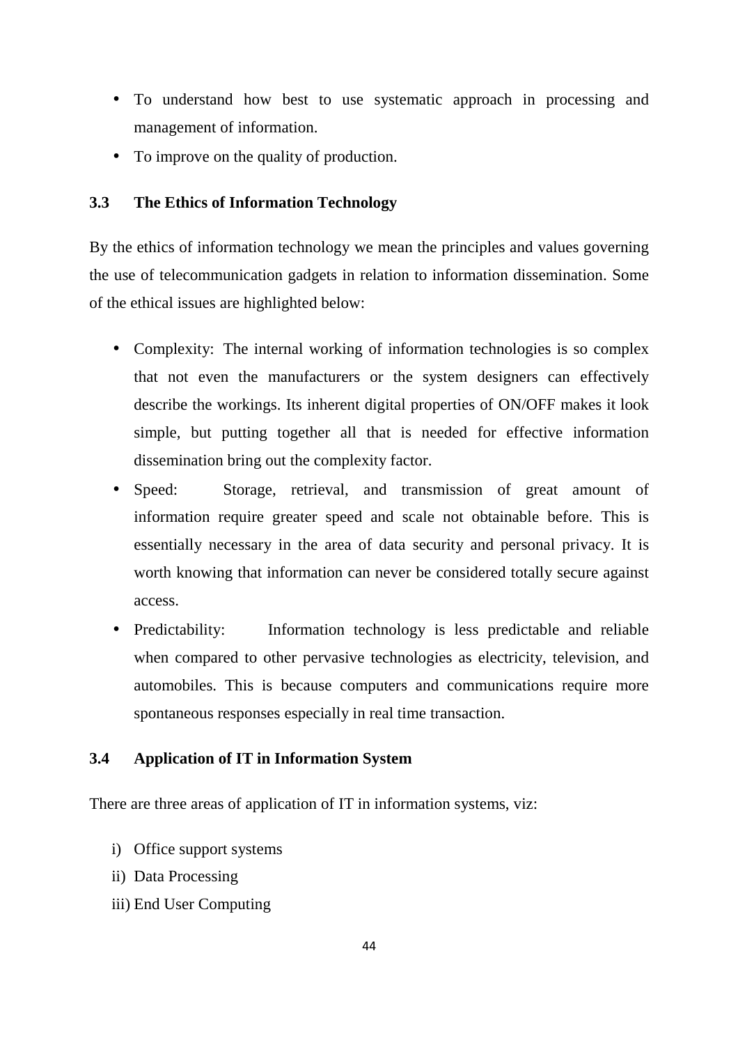- To understand how best to use systematic approach in processing and management of information.
- To improve on the quality of production.

### 3.3 The Ethics of Information Technology

By the ethics of information technology we mean the principles and values governing the use of telecommunication gadgets in relation to information dissemination. Some of the ethical issues are highlighted below:

- Complexity: The internal working of information technologies is so complex that not even the manufacturers or the system designers can effectively describe the workings. Its inherent digital properties of ON/OFF makes it look simple, but putting together all that is needed for effective information dissemination bring out the complexity factor.
- Speed: Storage, retrieval, and transmission of great amount of information require greater speed and scale not obtainable before. This is essentially necessary in the area of data security and personal privacy. It is worth knowing that information can never be considered totally secure against access.
- Predictability: Information technology is less predictable and reliable when compared to other pervasive technologies as electricity, television, and automobiles. This is because computers and communications require more spontaneous responses especially in real time transaction.

### 3.4 Application of IT in Information System

There are three areas of application of IT in information systems, viz:

i) Office support systems
ii) Data Processing
iii) End User Computing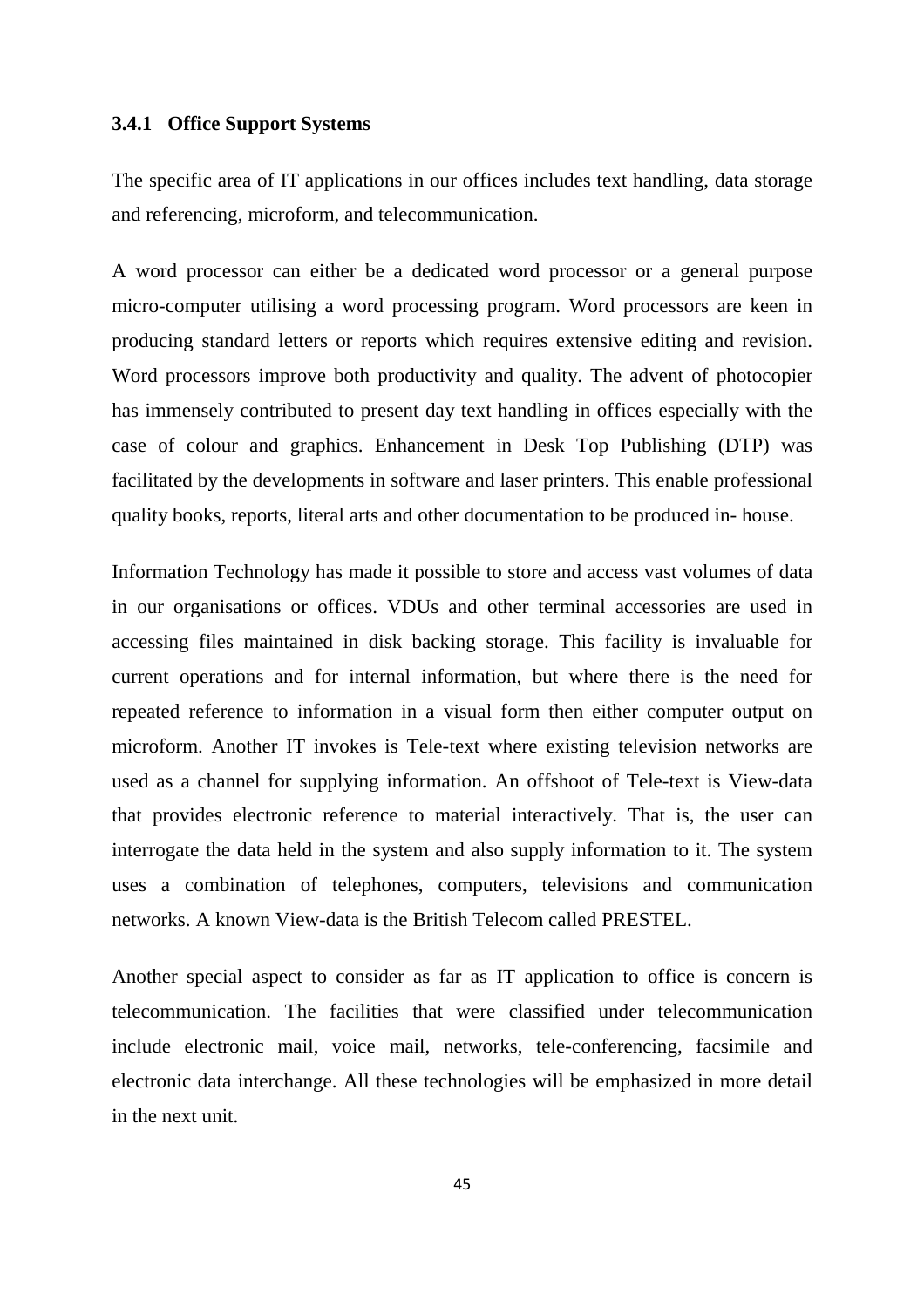### 3.4.1 Office Support Systems

The specific area of IT applications in our offices includes text handling, data storage and referencing, microform, and telecommunication.

A word processor can either be a dedicated word processor or a general purpose micro-computer utilising a word processing program. Word processors are keen in producing standard letters or reports which requires extensive editing and revision. Word processors improve both productivity and quality. The advent of photocopier has immensely contributed to present day text handling in offices especially with the case of colour and graphics. Enhancement in Desk Top Publishing (DTP) was facilitated by the developments in software and laser printers. This enable professional quality books, reports, literal arts and other documentation to be produced in- house.

Information Technology has made it possible to store and access vast volumes of data in our organisations or offices. VDUs and other terminal accessories are used in accessing files maintained in disk backing storage. This facility is invaluable for current operations and for internal information, but where there is the need for repeated reference to information in a visual form then either computer output on microform. Another IT invokes is Tele-text where existing television networks are used as a channel for supplying information. An offshoot of Tele-text is View-data that provides electronic reference to material interactively. That is, the user can interrogate the data held in the system and also supply information to it. The system uses a combination of telephones, computers, televisions and communication networks. A known View-data is the British Telecom called PRESTEL.

Another special aspect to consider as far as IT application to office is concern is telecommunication. The facilities that were classified under telecommunication include electronic mail, voice mail, networks, tele-conferencing, facsimile and electronic data interchange. All these technologies will be emphasized in more detail in the next unit.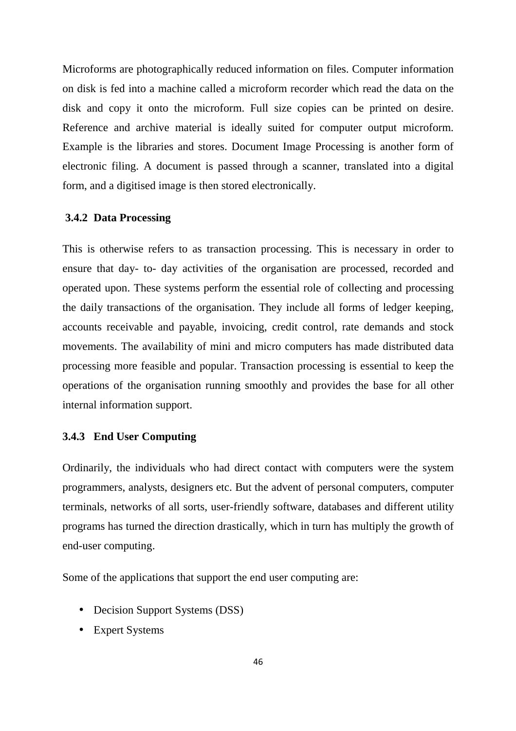Microforms are photographically reduced information on files. Computer information on disk is fed into a machine called a microform recorder which read the data on the disk and copy it onto the microform. Full size copies can be printed on desire. Reference and archive material is ideally suited for computer output microform. Example is the libraries and stores. Document Image Processing is another form of electronic filing. A document is passed through a scanner, translated into a digital form, and a digitised image is then stored electronically.

### 3.4.2 Data Processing

This is otherwise refers to as transaction processing. This is necessary in order to ensure that day- to- day activities of the organisation are processed, recorded and operated upon. These systems perform the essential role of collecting and processing the daily transactions of the organisation. They include all forms of ledger keeping, accounts receivable and payable, invoicing, credit control, rate demands and stock movements. The availability of mini and micro computers has made distributed data processing more feasible and popular. Transaction processing is essential to keep the operations of the organisation running smoothly and provides the base for all other internal information support.

### 3.4.3 End User Computing

Ordinarily, the individuals who had direct contact with computers were the system programmers, analysts, designers etc. But the advent of personal computers, computer terminals, networks of all sorts, user-friendly software, databases and different utility programs has turned the direction drastically, which in turn has multiply the growth of end-user computing.

Some of the applications that support the end user computing are:

- Decision Support Systems (DSS)
- Expert Systems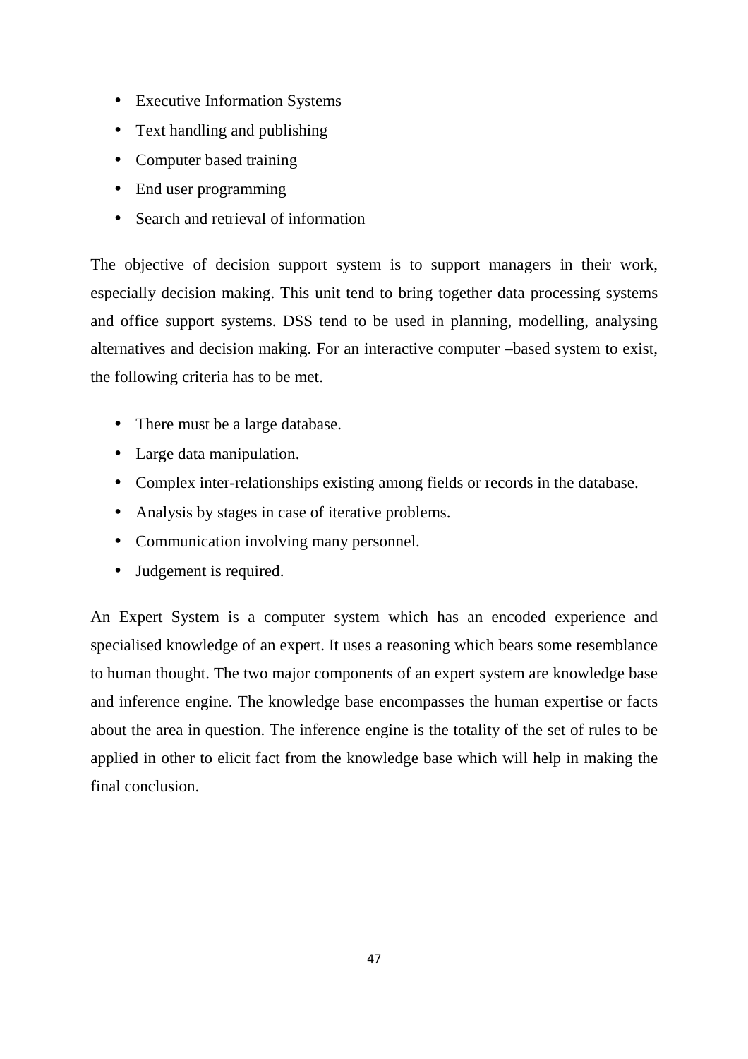- Executive Information Systems
- Text handling and publishing
- Computer based training
- End user programming
- Search and retrieval of information

The objective of decision support system is to support managers in their work, especially decision making. This unit tend to bring together data processing systems and office support systems. DSS tend to be used in planning, modelling, analysing alternatives and decision making. For an interactive computer –based system to exist, the following criteria has to be met.

- There must be a large database.
- Large data manipulation.
- Complex inter-relationships existing among fields or records in the database.
- Analysis by stages in case of iterative problems.
- Communication involving many personnel.
- Judgement is required.

An Expert System is a computer system which has an encoded experience and specialised knowledge of an expert. It uses a reasoning which bears some resemblance to human thought. The two major components of an expert system are knowledge base and inference engine. The knowledge base encompasses the human expertise or facts about the area in question. The inference engine is the totality of the set of rules to be applied in other to elicit fact from the knowledge base which will help in making the final conclusion.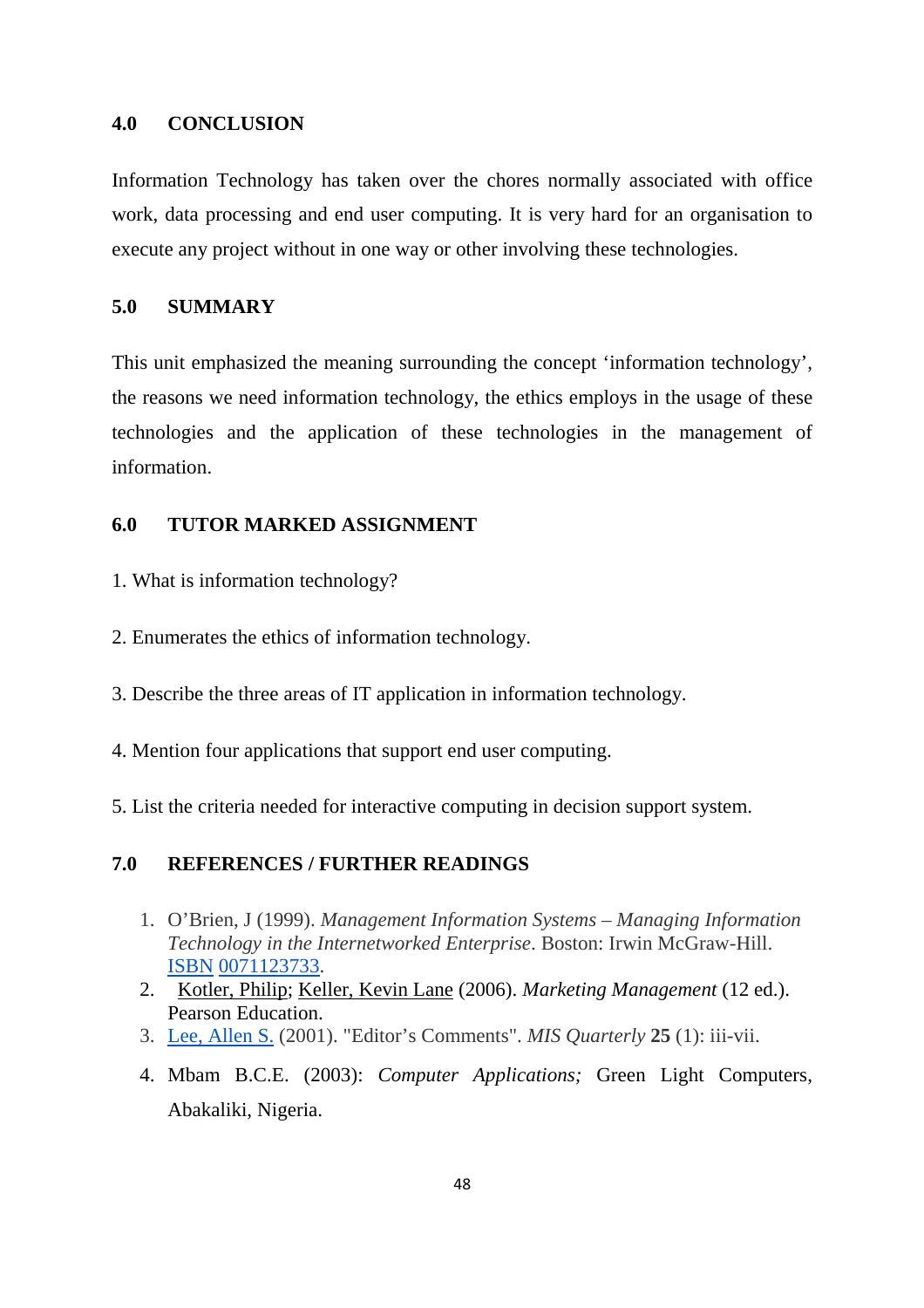## 4.0 CONCLUSION

Information Technology has taken over the chores normally associated with office work, data processing and end user computing. It is very hard for an organisation to execute any project without in one way or other involving these technologies.

## 5.0 SUMMARY

This unit emphasized the meaning surrounding the concept 'information technology', the reasons we need information technology, the ethics employs in the usage of these technologies and the application of these technologies in the management of information.

## 6.0 TUTOR MARKED ASSIGNMENT

1. What is information technology?

2. Enumerates the ethics of information technology.

3. Describe the three areas of IT application in information technology.

4. Mention four applications that support end user computing.

5. List the criteria needed for interactive computing in decision support system.

## 7.0 REFERENCES / FURTHER READINGS

1. O'Brien, J (1999). *Management Information Systems – Managing Information Technology in the Internetworked Enterprise*. Boston: Irwin McGraw-Hill. ISBN 0071123733.
2. Kotler, Philip; Keller, Kevin Lane (2006). *Marketing Management* (12 ed.). Pearson Education.
3. Lee, Allen S. (2001). "Editor's Comments". *MIS Quarterly* **25** (1): iii-vii.
4. Mbam B.C.E. (2003): *Computer Applications;* Green Light Computers, Abakaliki, Nigeria.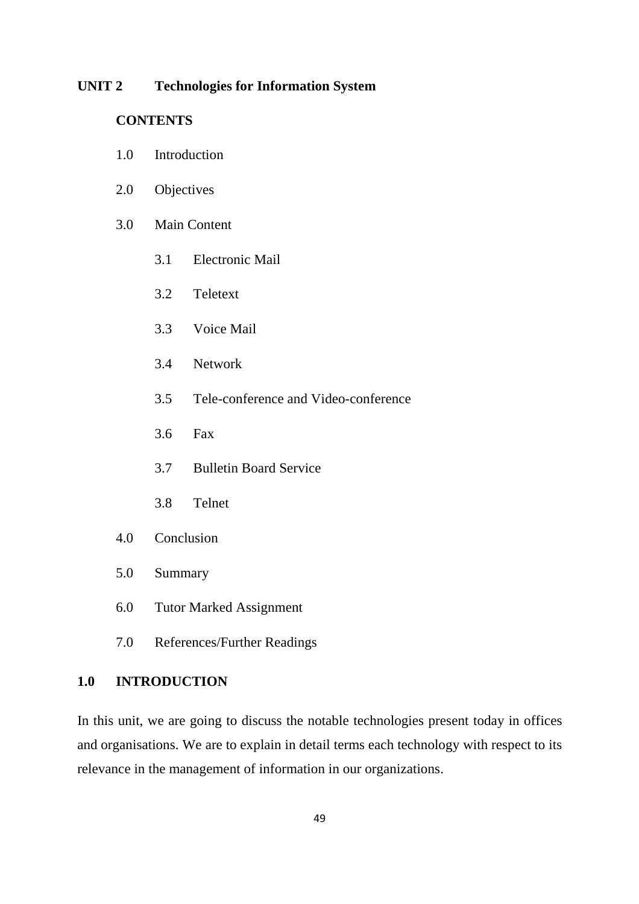## UNIT 2 Technologies for Information System

**CONTENTS**

- 1.0 Introduction
- 2.0 Objectives
- 3.0 Main Content
  - 3.1 Electronic Mail
  - 3.2 Teletext
  - 3.3 Voice Mail
  - 3.4 Network
  - 3.5 Tele-conference and Video-conference
  - 3.6 Fax
  - 3.7 Bulletin Board Service
  - 3.8 Telnet
- 4.0 Conclusion
- 5.0 Summary
- 6.0 Tutor Marked Assignment
- 7.0 References/Further Readings

### 1.0 INTRODUCTION

In this unit, we are going to discuss the notable technologies present today in offices and organisations. We are to explain in detail terms each technology with respect to its relevance in the management of information in our organizations.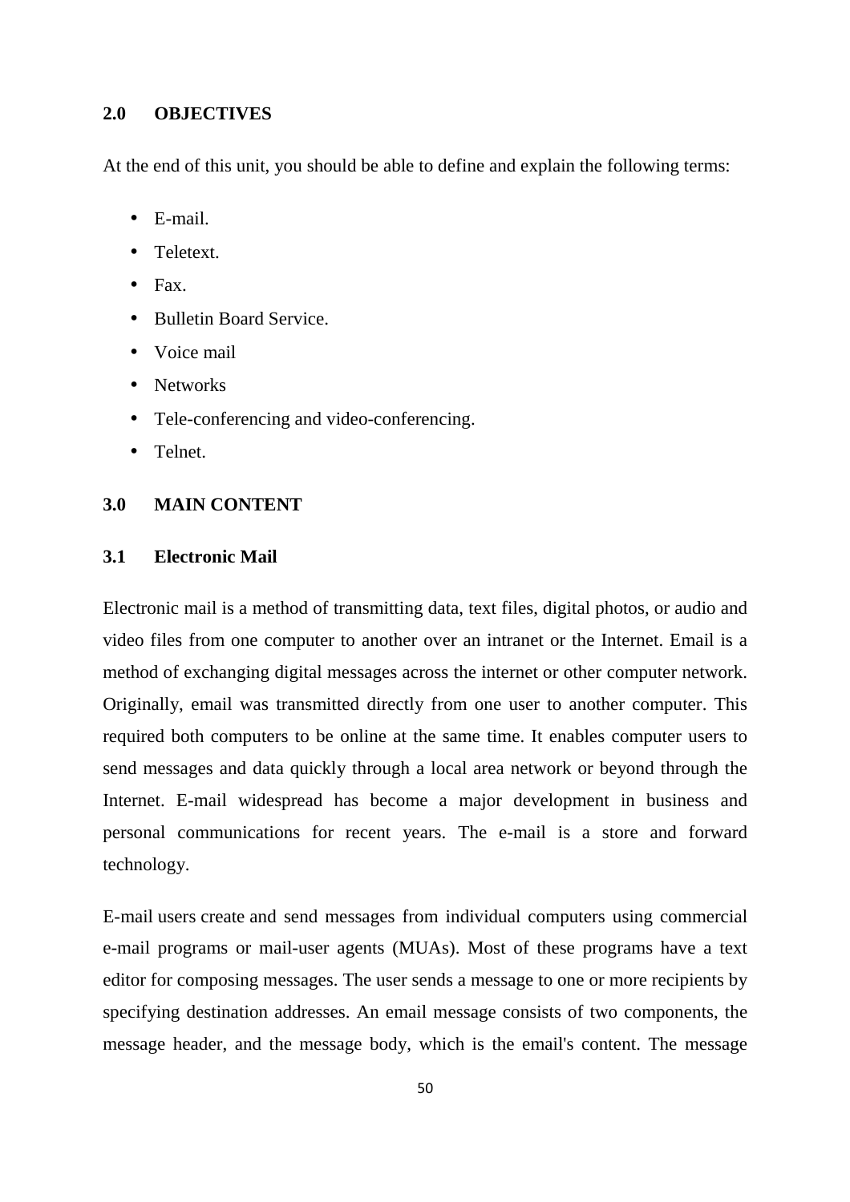## 2.0 OBJECTIVES

At the end of this unit, you should be able to define and explain the following terms:

- E-mail.
- Teletext.
- Fax.
- Bulletin Board Service.
- Voice mail
- Networks
- Tele-conferencing and video-conferencing.
- Telnet.

## 3.0 MAIN CONTENT

### 3.1 Electronic Mail

Electronic mail is a method of transmitting data, text files, digital photos, or audio and video files from one computer to another over an intranet or the Internet. Email is a method of exchanging digital messages across the internet or other computer network. Originally, email was transmitted directly from one user to another computer. This required both computers to be online at the same time. It enables computer users to send messages and data quickly through a local area network or beyond through the Internet. E-mail widespread has become a major development in business and personal communications for recent years. The e-mail is a store and forward technology.

E-mail users create and send messages from individual computers using commercial e-mail programs or mail-user agents (MUAs). Most of these programs have a text editor for composing messages. The user sends a message to one or more recipients by specifying destination addresses. An email message consists of two components, the message header, and the message body, which is the email's content. The message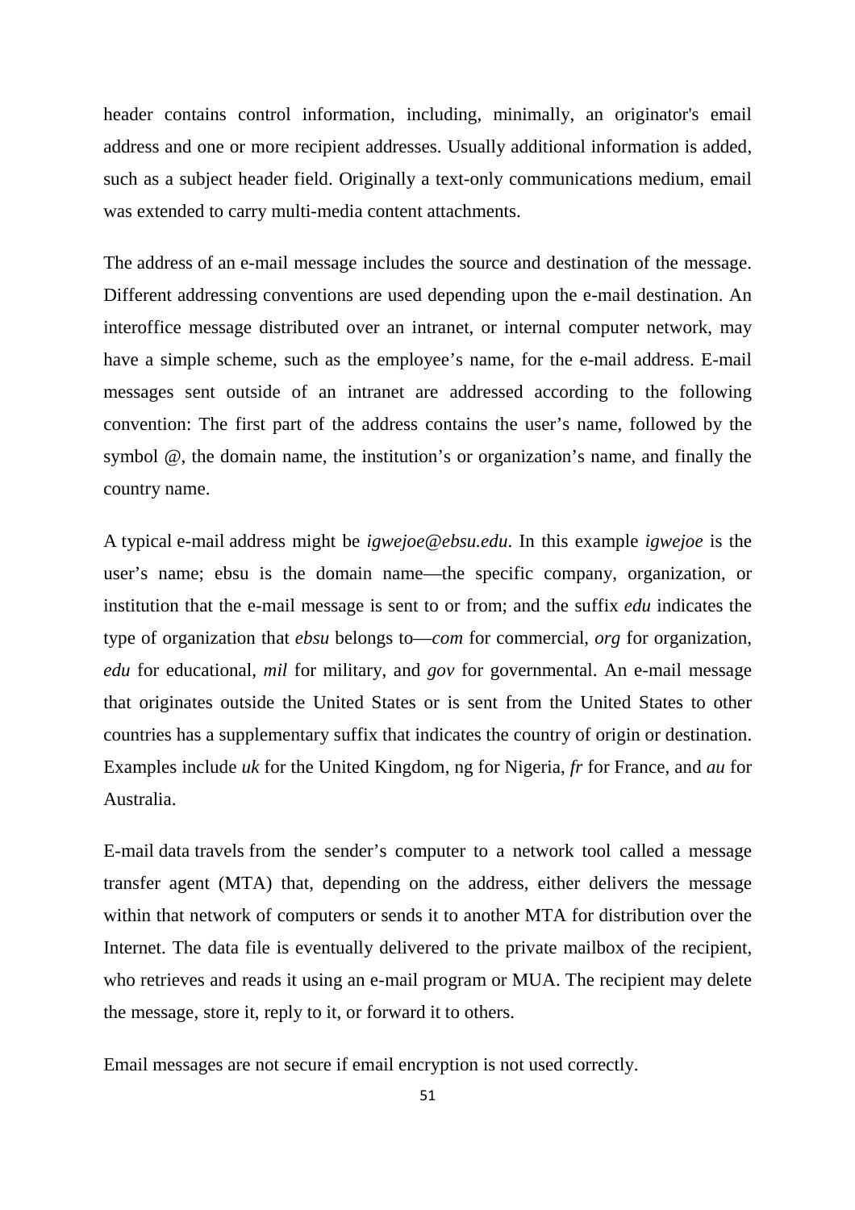header contains control information, including, minimally, an originator's email address and one or more recipient addresses. Usually additional information is added, such as a subject header field. Originally a text-only communications medium, email was extended to carry multi-media content attachments.

The address of an e-mail message includes the source and destination of the message. Different addressing conventions are used depending upon the e-mail destination. An interoffice message distributed over an intranet, or internal computer network, may have a simple scheme, such as the employee's name, for the e-mail address. E-mail messages sent outside of an intranet are addressed according to the following convention: The first part of the address contains the user's name, followed by the symbol @, the domain name, the institution's or organization's name, and finally the country name.

A typical e-mail address might be *igwejoe@ebsu.edu*. In this example *igwejoe* is the user's name; ebsu is the domain name—the specific company, organization, or institution that the e-mail message is sent to or from; and the suffix *edu* indicates the type of organization that *ebsu* belongs to—*com* for commercial, *org* for organization, *edu* for educational, *mil* for military, and *gov* for governmental. An e-mail message that originates outside the United States or is sent from the United States to other countries has a supplementary suffix that indicates the country of origin or destination. Examples include *uk* for the United Kingdom, ng for Nigeria, *fr* for France, and *au* for Australia.

E-mail data travels from the sender's computer to a network tool called a message transfer agent (MTA) that, depending on the address, either delivers the message within that network of computers or sends it to another MTA for distribution over the Internet. The data file is eventually delivered to the private mailbox of the recipient, who retrieves and reads it using an e-mail program or MUA. The recipient may delete the message, store it, reply to it, or forward it to others.

Email messages are not secure if email encryption is not used correctly.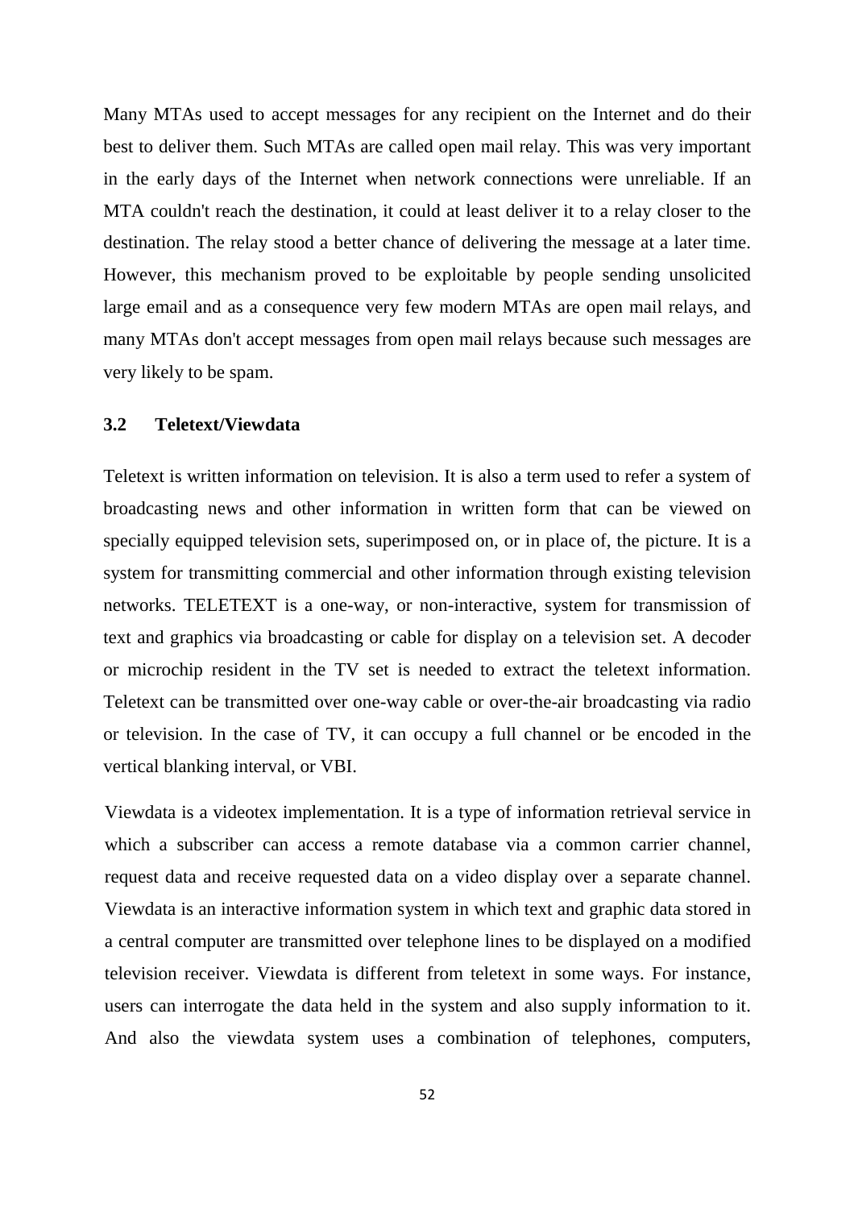Many MTAs used to accept messages for any recipient on the Internet and do their best to deliver them. Such MTAs are called open mail relay. This was very important in the early days of the Internet when network connections were unreliable. If an MTA couldn't reach the destination, it could at least deliver it to a relay closer to the destination. The relay stood a better chance of delivering the message at a later time. However, this mechanism proved to be exploitable by people sending unsolicited large email and as a consequence very few modern MTAs are open mail relays, and many MTAs don't accept messages from open mail relays because such messages are very likely to be spam.

### 3.2 Teletext/Viewdata

Teletext is written information on television. It is also a term used to refer a system of broadcasting news and other information in written form that can be viewed on specially equipped television sets, superimposed on, or in place of, the picture. It is a system for transmitting commercial and other information through existing television networks. TELETEXT is a one-way, or non-interactive, system for transmission of text and graphics via broadcasting or cable for display on a television set. A decoder or microchip resident in the TV set is needed to extract the teletext information. Teletext can be transmitted over one-way cable or over-the-air broadcasting via radio or television. In the case of TV, it can occupy a full channel or be encoded in the vertical blanking interval, or VBI.

Viewdata is a videotex implementation. It is a type of information retrieval service in which a subscriber can access a remote database via a common carrier channel, request data and receive requested data on a video display over a separate channel. Viewdata is an interactive information system in which text and graphic data stored in a central computer are transmitted over telephone lines to be displayed on a modified television receiver. Viewdata is different from teletext in some ways. For instance, users can interrogate the data held in the system and also supply information to it. And also the viewdata system uses a combination of telephones, computers,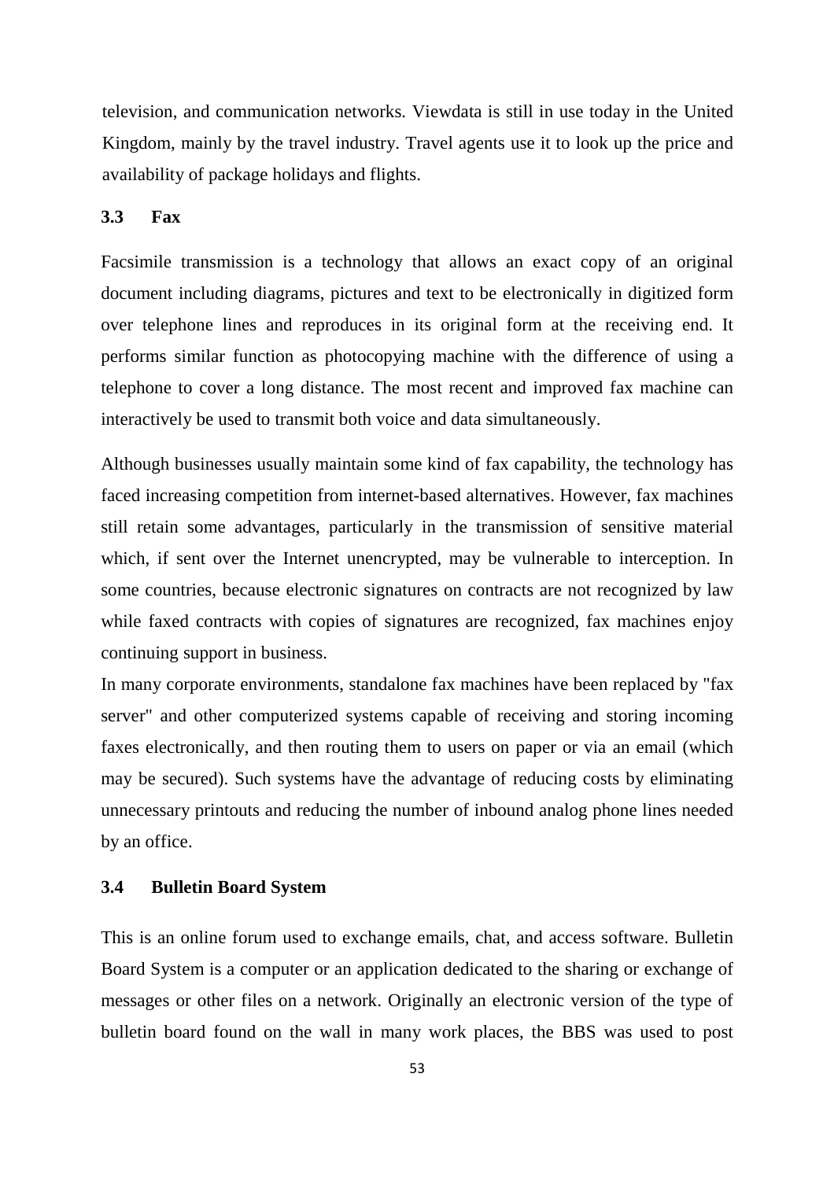television, and communication networks. Viewdata is still in use today in the United Kingdom, mainly by the travel industry. Travel agents use it to look up the price and availability of package holidays and flights.

### 3.3 Fax

Facsimile transmission is a technology that allows an exact copy of an original document including diagrams, pictures and text to be electronically in digitized form over telephone lines and reproduces in its original form at the receiving end. It performs similar function as photocopying machine with the difference of using a telephone to cover a long distance. The most recent and improved fax machine can interactively be used to transmit both voice and data simultaneously.

Although businesses usually maintain some kind of fax capability, the technology has faced increasing competition from internet-based alternatives. However, fax machines still retain some advantages, particularly in the transmission of sensitive material which, if sent over the Internet unencrypted, may be vulnerable to interception. In some countries, because electronic signatures on contracts are not recognized by law while faxed contracts with copies of signatures are recognized, fax machines enjoy continuing support in business.

In many corporate environments, standalone fax machines have been replaced by "fax server" and other computerized systems capable of receiving and storing incoming faxes electronically, and then routing them to users on paper or via an email (which may be secured). Such systems have the advantage of reducing costs by eliminating unnecessary printouts and reducing the number of inbound analog phone lines needed by an office.

### 3.4 Bulletin Board System

This is an online forum used to exchange emails, chat, and access software. Bulletin Board System is a computer or an application dedicated to the sharing or exchange of messages or other files on a network. Originally an electronic version of the type of bulletin board found on the wall in many work places, the BBS was used to post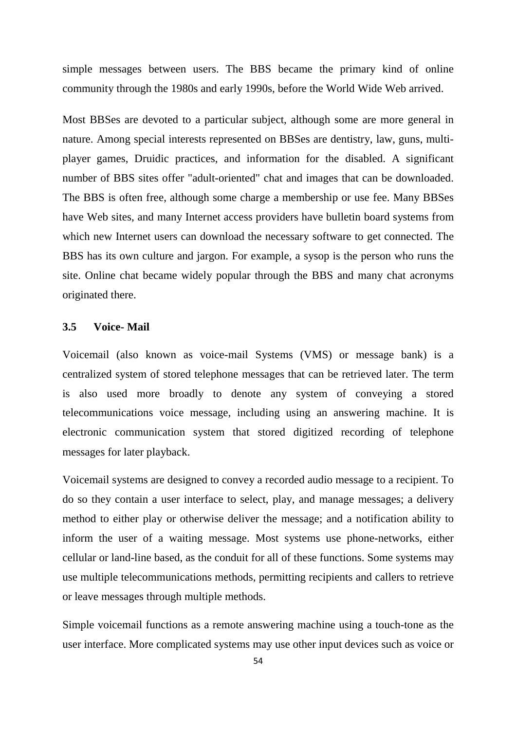simple messages between users. The BBS became the primary kind of online community through the 1980s and early 1990s, before the World Wide Web arrived.

Most BBSes are devoted to a particular subject, although some are more general in nature. Among special interests represented on BBSes are dentistry, law, guns, multi-player games, Druidic practices, and information for the disabled. A significant number of BBS sites offer "adult-oriented" chat and images that can be downloaded. The BBS is often free, although some charge a membership or use fee. Many BBSes have Web sites, and many Internet access providers have bulletin board systems from which new Internet users can download the necessary software to get connected. The BBS has its own culture and jargon. For example, a sysop is the person who runs the site. Online chat became widely popular through the BBS and many chat acronyms originated there.

### 3.5 Voice- Mail

Voicemail (also known as voice-mail Systems (VMS) or message bank) is a centralized system of stored telephone messages that can be retrieved later. The term is also used more broadly to denote any system of conveying a stored telecommunications voice message, including using an answering machine. It is electronic communication system that stored digitized recording of telephone messages for later playback.

Voicemail systems are designed to convey a recorded audio message to a recipient. To do so they contain a user interface to select, play, and manage messages; a delivery method to either play or otherwise deliver the message; and a notification ability to inform the user of a waiting message. Most systems use phone-networks, either cellular or land-line based, as the conduit for all of these functions. Some systems may use multiple telecommunications methods, permitting recipients and callers to retrieve or leave messages through multiple methods.

Simple voicemail functions as a remote answering machine using a touch-tone as the user interface. More complicated systems may use other input devices such as voice or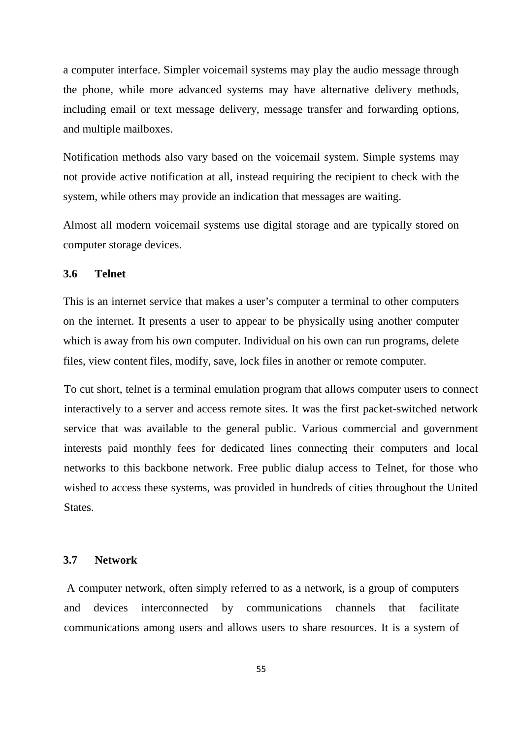a computer interface. Simpler voicemail systems may play the audio message through the phone, while more advanced systems may have alternative delivery methods, including email or text message delivery, message transfer and forwarding options, and multiple mailboxes.

Notification methods also vary based on the voicemail system. Simple systems may not provide active notification at all, instead requiring the recipient to check with the system, while others may provide an indication that messages are waiting.

Almost all modern voicemail systems use digital storage and are typically stored on computer storage devices.

### 3.6 Telnet

This is an internet service that makes a user's computer a terminal to other computers on the internet. It presents a user to appear to be physically using another computer which is away from his own computer. Individual on his own can run programs, delete files, view content files, modify, save, lock files in another or remote computer.

To cut short, telnet is a terminal emulation program that allows computer users to connect interactively to a server and access remote sites. It was the first packet-switched network service that was available to the general public. Various commercial and government interests paid monthly fees for dedicated lines connecting their computers and local networks to this backbone network. Free public dialup access to Telnet, for those who wished to access these systems, was provided in hundreds of cities throughout the United States.

### 3.7 Network

A computer network, often simply referred to as a network, is a group of computers and devices interconnected by communications channels that facilitate communications among users and allows users to share resources. It is a system of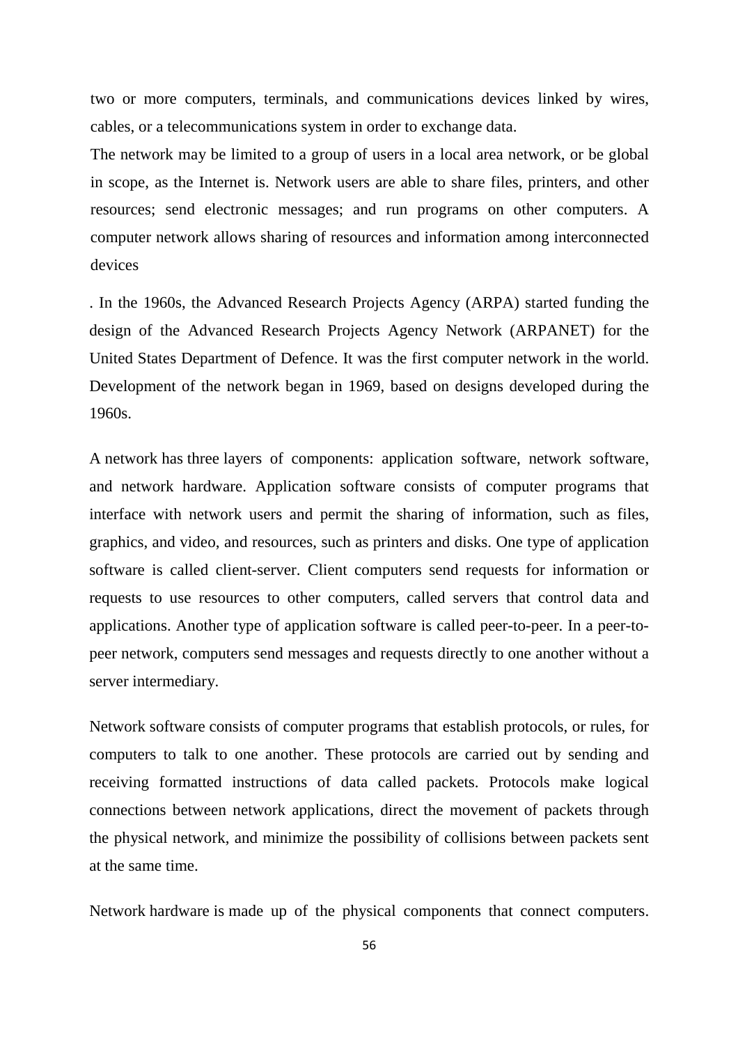two or more computers, terminals, and communications devices linked by wires, cables, or a telecommunications system in order to exchange data.

The network may be limited to a group of users in a local area network, or be global in scope, as the Internet is. Network users are able to share files, printers, and other resources; send electronic messages; and run programs on other computers. A computer network allows sharing of resources and information among interconnected devices

. In the 1960s, the Advanced Research Projects Agency (ARPA) started funding the design of the Advanced Research Projects Agency Network (ARPANET) for the United States Department of Defence. It was the first computer network in the world. Development of the network began in 1969, based on designs developed during the 1960s.

A network has three layers of components: application software, network software, and network hardware. Application software consists of computer programs that interface with network users and permit the sharing of information, such as files, graphics, and video, and resources, such as printers and disks. One type of application software is called client-server. Client computers send requests for information or requests to use resources to other computers, called servers that control data and applications. Another type of application software is called peer-to-peer. In a peer-to-peer network, computers send messages and requests directly to one another without a server intermediary.

Network software consists of computer programs that establish protocols, or rules, for computers to talk to one another. These protocols are carried out by sending and receiving formatted instructions of data called packets. Protocols make logical connections between network applications, direct the movement of packets through the physical network, and minimize the possibility of collisions between packets sent at the same time.

Network hardware is made up of the physical components that connect computers.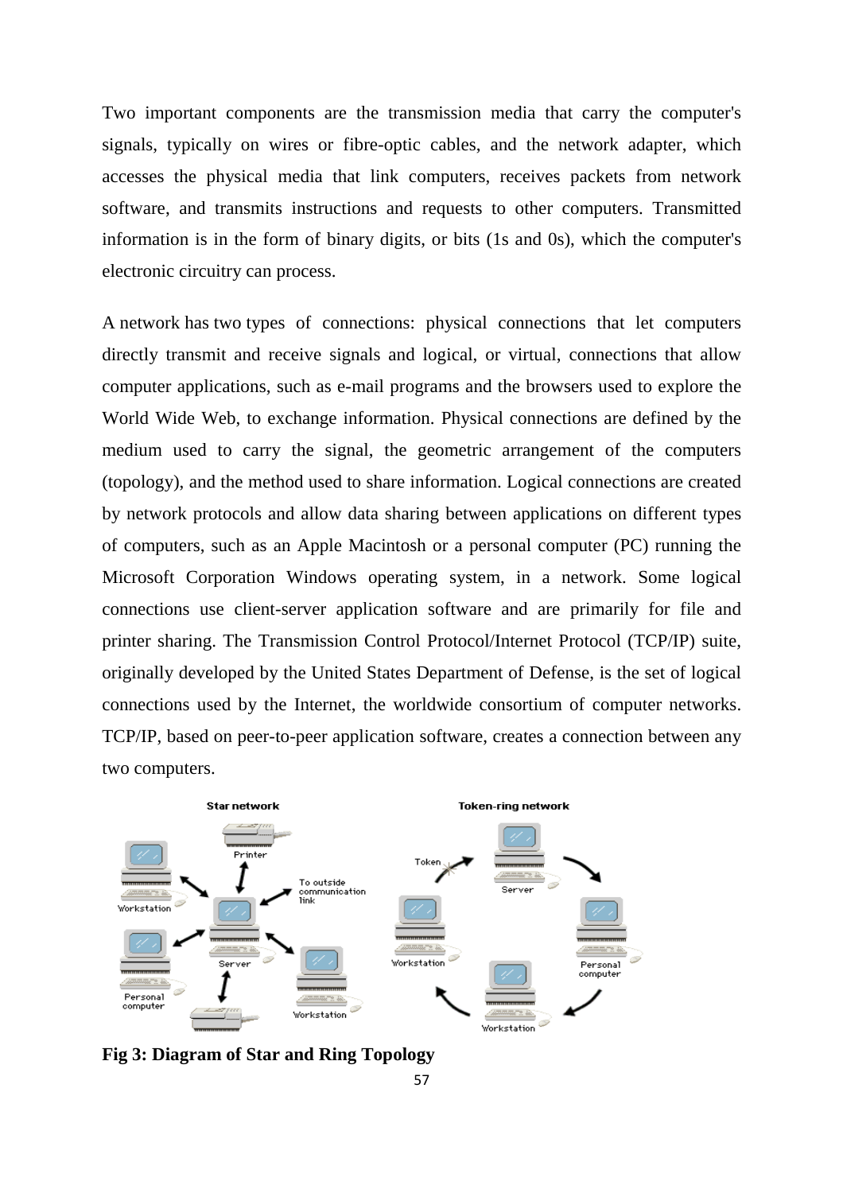Two important components are the transmission media that carry the computer's signals, typically on wires or fibre-optic cables, and the network adapter, which accesses the physical media that link computers, receives packets from network software, and transmits instructions and requests to other computers. Transmitted information is in the form of binary digits, or bits (1s and 0s), which the computer's electronic circuitry can process.

A network has two types of connections: physical connections that let computers directly transmit and receive signals and logical, or virtual, connections that allow computer applications, such as e-mail programs and the browsers used to explore the World Wide Web, to exchange information. Physical connections are defined by the medium used to carry the signal, the geometric arrangement of the computers (topology), and the method used to share information. Logical connections are created by network protocols and allow data sharing between applications on different types of computers, such as an Apple Macintosh or a personal computer (PC) running the Microsoft Corporation Windows operating system, in a network. Some logical connections use client-server application software and are primarily for file and printer sharing. The Transmission Control Protocol/Internet Protocol (TCP/IP) suite, originally developed by the United States Department of Defense, is the set of logical connections used by the Internet, the worldwide consortium of computer networks. TCP/IP, based on peer-to-peer application software, creates a connection between any two computers.

**Fig 3: Diagram of Star and Ring Topology**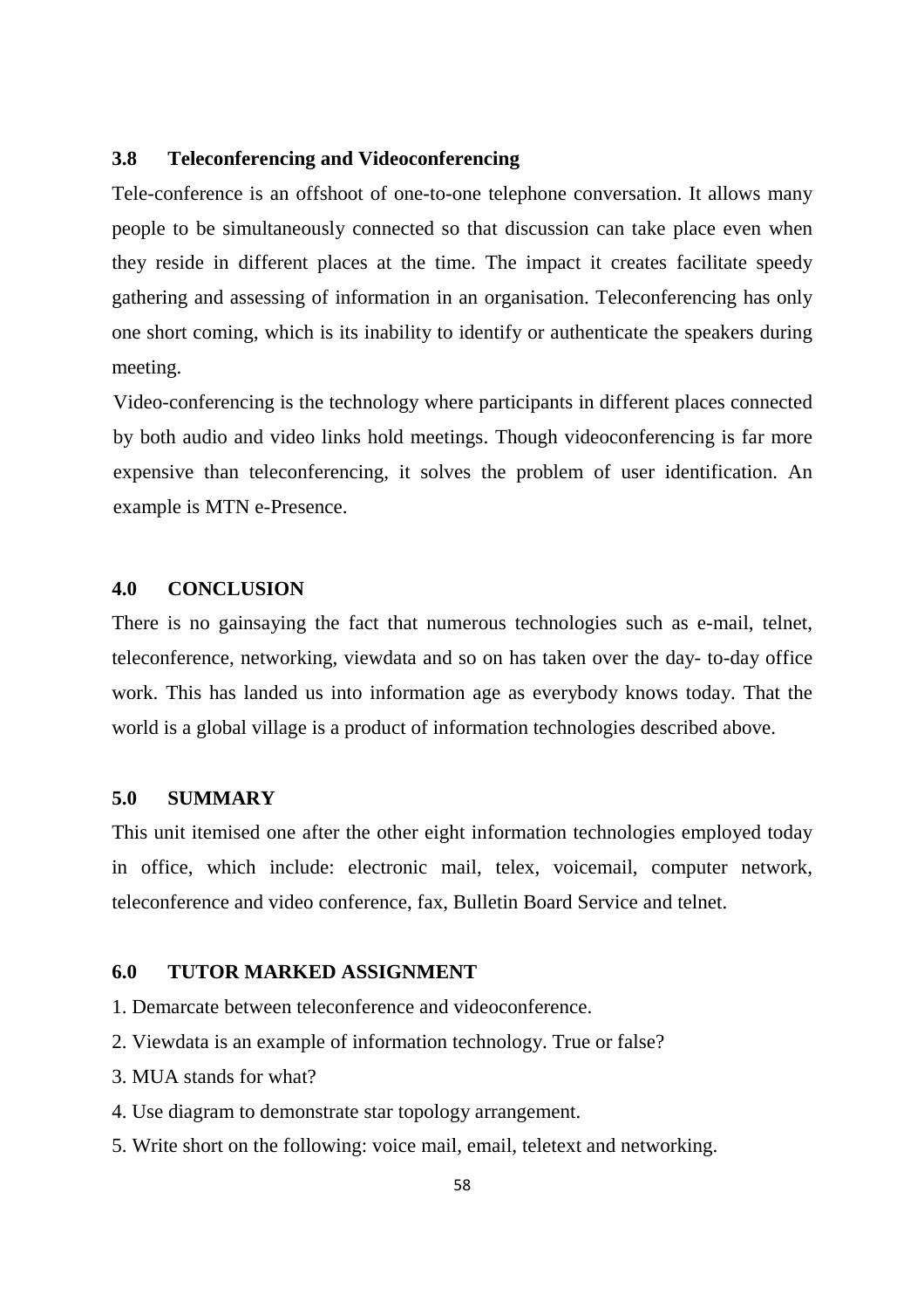### 3.8 Teleconferencing and Videoconferencing

Tele-conference is an offshoot of one-to-one telephone conversation. It allows many people to be simultaneously connected so that discussion can take place even when they reside in different places at the time. The impact it creates facilitate speedy gathering and assessing of information in an organisation. Teleconferencing has only one short coming, which is its inability to identify or authenticate the speakers during meeting.

Video-conferencing is the technology where participants in different places connected by both audio and video links hold meetings. Though videoconferencing is far more expensive than teleconferencing, it solves the problem of user identification. An example is MTN e-Presence.

## 4.0 CONCLUSION

There is no gainsaying the fact that numerous technologies such as e-mail, telnet, teleconference, networking, viewdata and so on has taken over the day- to-day office work. This has landed us into information age as everybody knows today. That the world is a global village is a product of information technologies described above.

## 5.0 SUMMARY

This unit itemised one after the other eight information technologies employed today in office, which include: electronic mail, telex, voicemail, computer network, teleconference and video conference, fax, Bulletin Board Service and telnet.

## 6.0 TUTOR MARKED ASSIGNMENT

1. Demarcate between teleconference and videoconference.
2. Viewdata is an example of information technology. True or false?
3. MUA stands for what?
4. Use diagram to demonstrate star topology arrangement.
5. Write short on the following: voice mail, email, teletext and networking.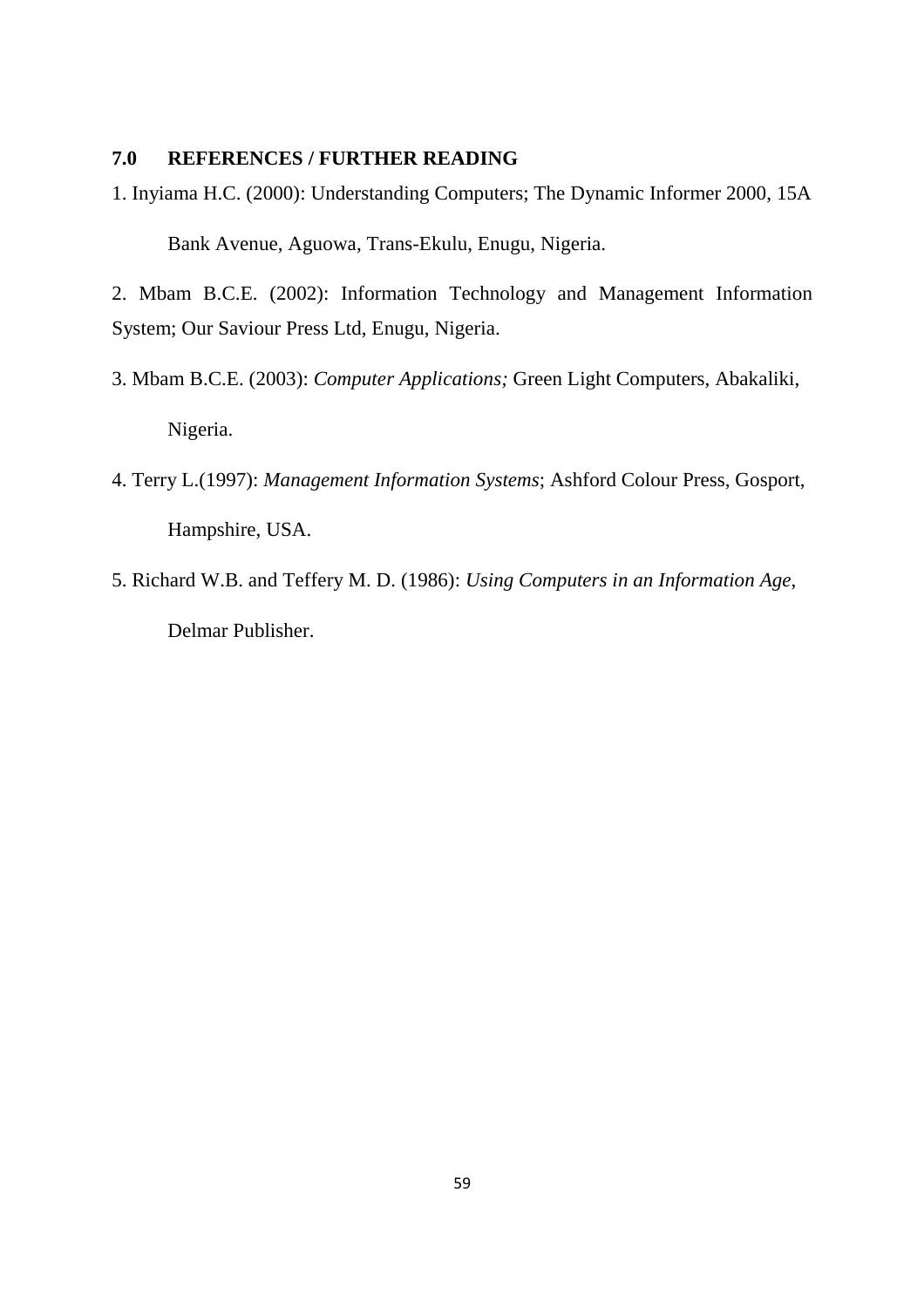## 7.0 REFERENCES / FURTHER READING

1. Inyiama H.C. (2000): Understanding Computers; The Dynamic Informer 2000, 15A Bank Avenue, Aguowa, Trans-Ekulu, Enugu, Nigeria.

2. Mbam B.C.E. (2002): Information Technology and Management Information System; Our Saviour Press Ltd, Enugu, Nigeria.

3. Mbam B.C.E. (2003): *Computer Applications;* Green Light Computers, Abakaliki, Nigeria.

4. Terry L.(1997): *Management Information Systems*; Ashford Colour Press, Gosport, Hampshire, USA.

5. Richard W.B. and Teffery M. D. (1986): *Using Computers in an Information Age*, Delmar Publisher.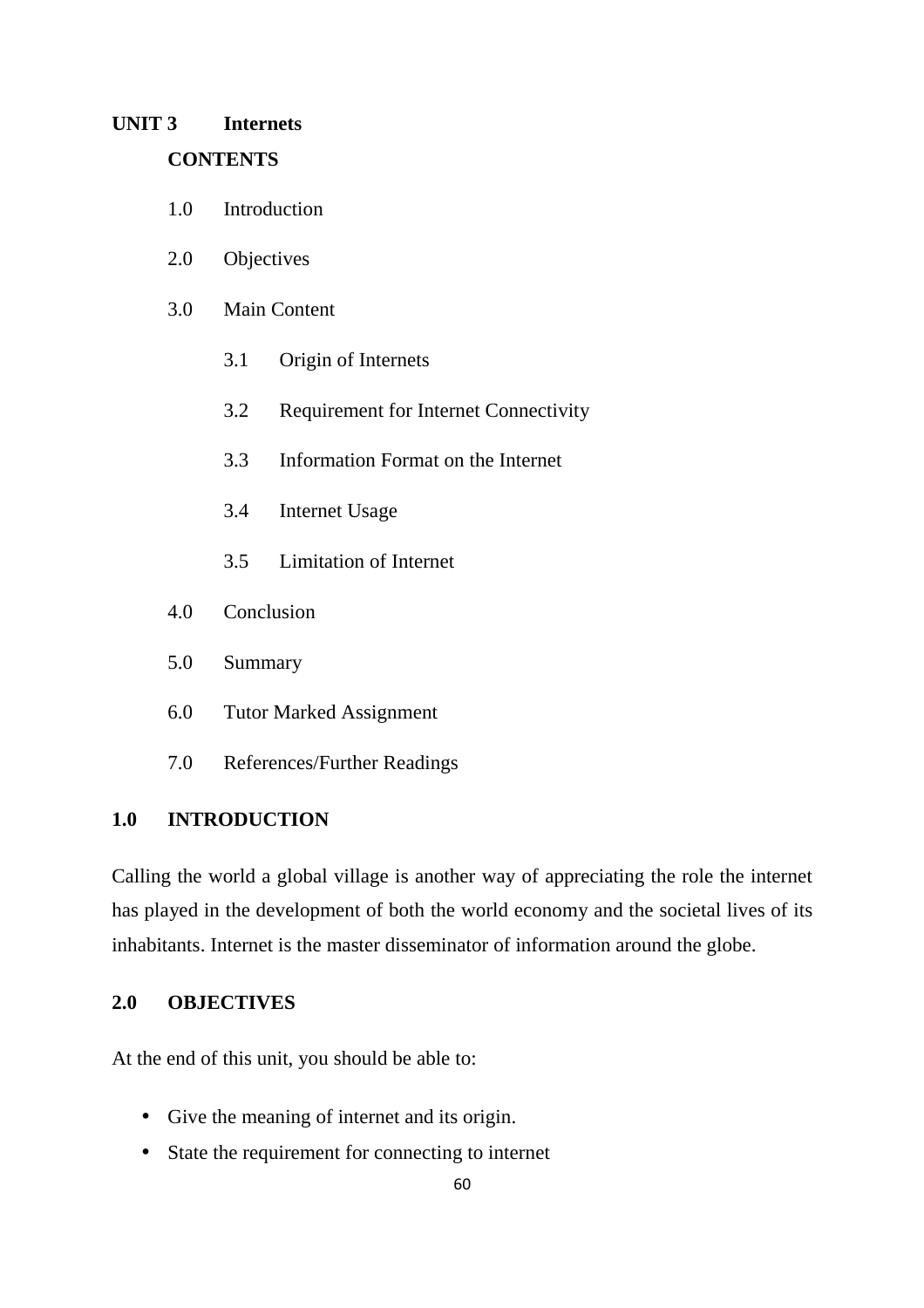## UNIT 3 Internets

**CONTENTS**

- 1.0 Introduction
- 2.0 Objectives
- 3.0 Main Content
  - 3.1 Origin of Internets
  - 3.2 Requirement for Internet Connectivity
  - 3.3 Information Format on the Internet
  - 3.4 Internet Usage
  - 3.5 Limitation of Internet
- 4.0 Conclusion
- 5.0 Summary
- 6.0 Tutor Marked Assignment
- 7.0 References/Further Readings

### 1.0 INTRODUCTION

Calling the world a global village is another way of appreciating the role the internet has played in the development of both the world economy and the societal lives of its inhabitants. Internet is the master disseminator of information around the globe.

### 2.0 OBJECTIVES

At the end of this unit, you should be able to:

- Give the meaning of internet and its origin.
- State the requirement for connecting to internet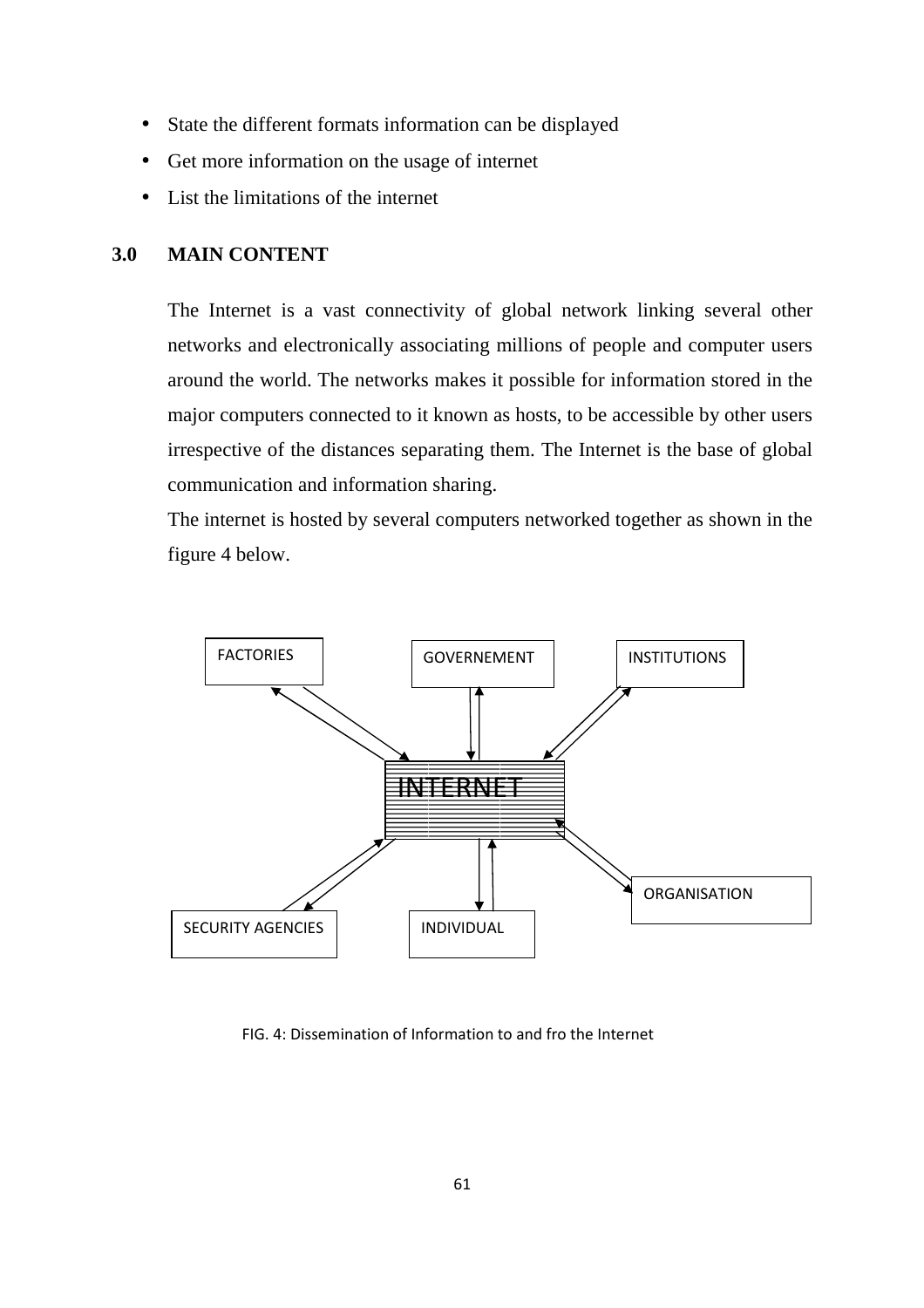- State the different formats information can be displayed
- Get more information on the usage of internet
- List the limitations of the internet

## 3.0 MAIN CONTENT

The Internet is a vast connectivity of global network linking several other networks and electronically associating millions of people and computer users around the world. The networks makes it possible for information stored in the major computers connected to it known as hosts, to be accessible by other users irrespective of the distances separating them. The Internet is the base of global communication and information sharing.

The internet is hosted by several computers networked together as shown in the figure 4 below.

FACTORIES

GOVERNEMENT

INSTITUTIONS

INTERNET

ORGANISATION

SECURITY AGENCIES

INDIVIDUAL

FIG. 4: Dissemination of Information to and fro the Internet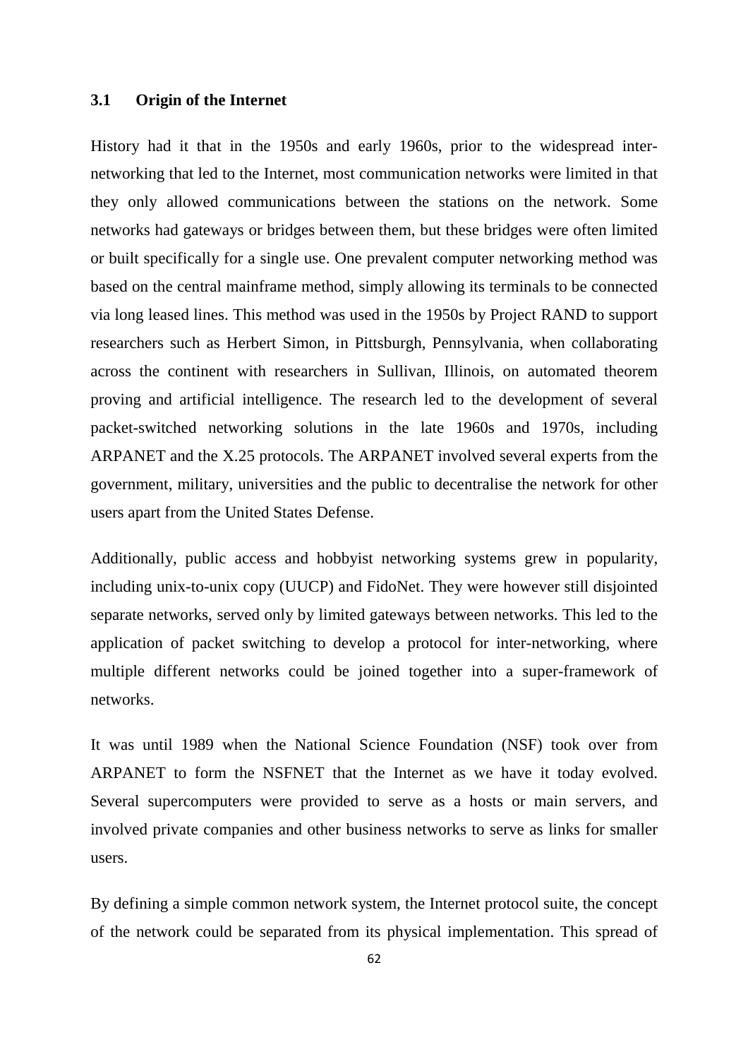### 3.1 Origin of the Internet

History had it that in the 1950s and early 1960s, prior to the widespread inter-networking that led to the Internet, most communication networks were limited in that they only allowed communications between the stations on the network. Some networks had gateways or bridges between them, but these bridges were often limited or built specifically for a single use. One prevalent computer networking method was based on the central mainframe method, simply allowing its terminals to be connected via long leased lines. This method was used in the 1950s by Project RAND to support researchers such as Herbert Simon, in Pittsburgh, Pennsylvania, when collaborating across the continent with researchers in Sullivan, Illinois, on automated theorem proving and artificial intelligence. The research led to the development of several packet-switched networking solutions in the late 1960s and 1970s, including ARPANET and the X.25 protocols. The ARPANET involved several experts from the government, military, universities and the public to decentralise the network for other users apart from the United States Defense.

Additionally, public access and hobbyist networking systems grew in popularity, including unix-to-unix copy (UUCP) and FidoNet. They were however still disjointed separate networks, served only by limited gateways between networks. This led to the application of packet switching to develop a protocol for inter-networking, where multiple different networks could be joined together into a super-framework of networks.

It was until 1989 when the National Science Foundation (NSF) took over from ARPANET to form the NSFNET that the Internet as we have it today evolved. Several supercomputers were provided to serve as a hosts or main servers, and involved private companies and other business networks to serve as links for smaller users.

By defining a simple common network system, the Internet protocol suite, the concept of the network could be separated from its physical implementation. This spread of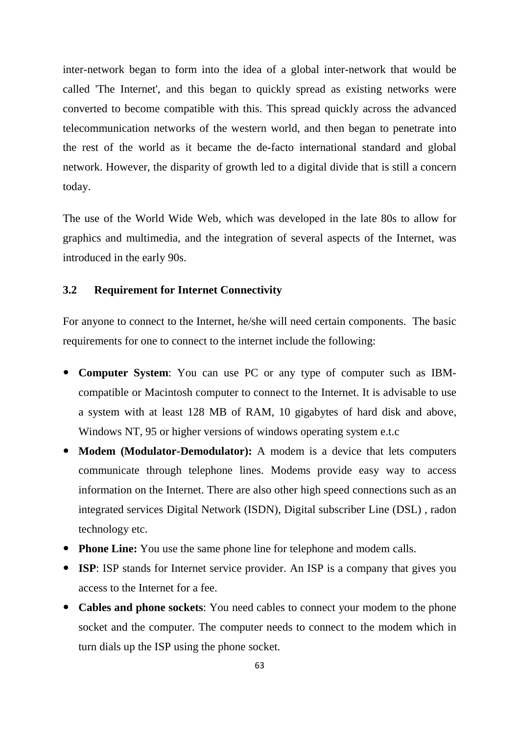inter-network began to form into the idea of a global inter-network that would be called 'The Internet', and this began to quickly spread as existing networks were converted to become compatible with this. This spread quickly across the advanced telecommunication networks of the western world, and then began to penetrate into the rest of the world as it became the de-facto international standard and global network. However, the disparity of growth led to a digital divide that is still a concern today.

The use of the World Wide Web, which was developed in the late 80s to allow for graphics and multimedia, and the integration of several aspects of the Internet, was introduced in the early 90s.

### 3.2 Requirement for Internet Connectivity

For anyone to connect to the Internet, he/she will need certain components. The basic requirements for one to connect to the internet include the following:

- **Computer System**: You can use PC or any type of computer such as IBM-compatible or Macintosh computer to connect to the Internet. It is advisable to use a system with at least 128 MB of RAM, 10 gigabytes of hard disk and above, Windows NT, 95 or higher versions of windows operating system e.t.c
- **Modem (Modulator-Demodulator):** A modem is a device that lets computers communicate through telephone lines. Modems provide easy way to access information on the Internet. There are also other high speed connections such as an integrated services Digital Network (ISDN), Digital subscriber Line (DSL) , radon technology etc.
- **Phone Line:** You use the same phone line for telephone and modem calls.
- **ISP**: ISP stands for Internet service provider. An ISP is a company that gives you access to the Internet for a fee.
- **Cables and phone sockets**: You need cables to connect your modem to the phone socket and the computer. The computer needs to connect to the modem which in turn dials up the ISP using the phone socket.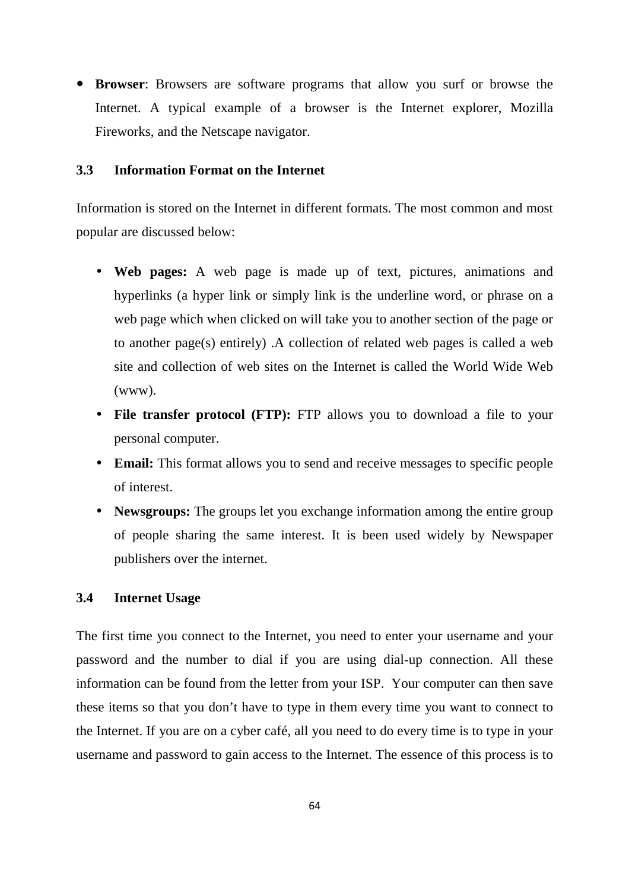- **Browser**: Browsers are software programs that allow you surf or browse the Internet. A typical example of a browser is the Internet explorer, Mozilla Fireworks, and the Netscape navigator.

### 3.3 Information Format on the Internet

Information is stored on the Internet in different formats. The most common and most popular are discussed below:

- **Web pages:** A web page is made up of text, pictures, animations and hyperlinks (a hyper link or simply link is the underline word, or phrase on a web page which when clicked on will take you to another section of the page or to another page(s) entirely) .A collection of related web pages is called a web site and collection of web sites on the Internet is called the World Wide Web (www).
- **File transfer protocol (FTP):** FTP allows you to download a file to your personal computer.
- **Email:** This format allows you to send and receive messages to specific people of interest.
- **Newsgroups:** The groups let you exchange information among the entire group of people sharing the same interest. It is been used widely by Newspaper publishers over the internet.

### 3.4 Internet Usage

The first time you connect to the Internet, you need to enter your username and your password and the number to dial if you are using dial-up connection. All these information can be found from the letter from your ISP. Your computer can then save these items so that you don't have to type in them every time you want to connect to the Internet. If you are on a cyber café, all you need to do every time is to type in your username and password to gain access to the Internet. The essence of this process is to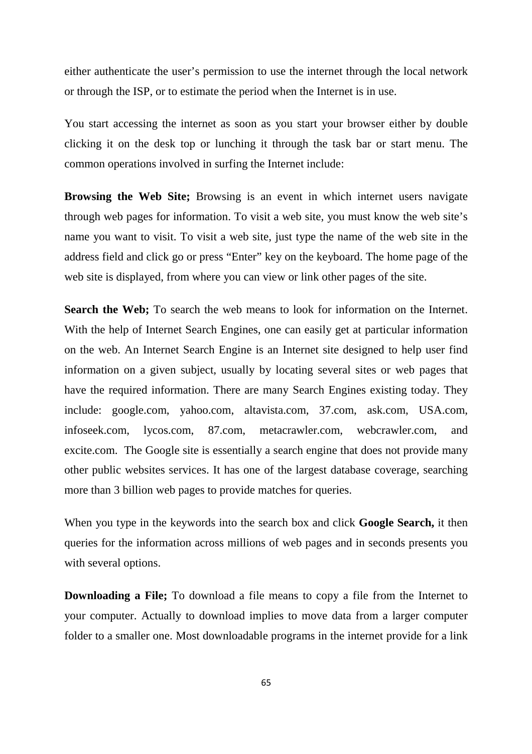either authenticate the user's permission to use the internet through the local network or through the ISP, or to estimate the period when the Internet is in use.

You start accessing the internet as soon as you start your browser either by double clicking it on the desk top or lunching it through the task bar or start menu. The common operations involved in surfing the Internet include:

**Browsing the Web Site;** Browsing is an event in which internet users navigate through web pages for information. To visit a web site, you must know the web site's name you want to visit. To visit a web site, just type the name of the web site in the address field and click go or press "Enter" key on the keyboard. The home page of the web site is displayed, from where you can view or link other pages of the site.

**Search the Web;** To search the web means to look for information on the Internet. With the help of Internet Search Engines, one can easily get at particular information on the web. An Internet Search Engine is an Internet site designed to help user find information on a given subject, usually by locating several sites or web pages that have the required information. There are many Search Engines existing today. They include: google.com, yahoo.com, altavista.com, 37.com, ask.com, USA.com, infoseek.com, lycos.com, 87.com, metacrawler.com, webcrawler.com, and excite.com. The Google site is essentially a search engine that does not provide many other public websites services. It has one of the largest database coverage, searching more than 3 billion web pages to provide matches for queries.

When you type in the keywords into the search box and click **Google Search,** it then queries for the information across millions of web pages and in seconds presents you with several options.

**Downloading a File;** To download a file means to copy a file from the Internet to your computer. Actually to download implies to move data from a larger computer folder to a smaller one. Most downloadable programs in the internet provide for a link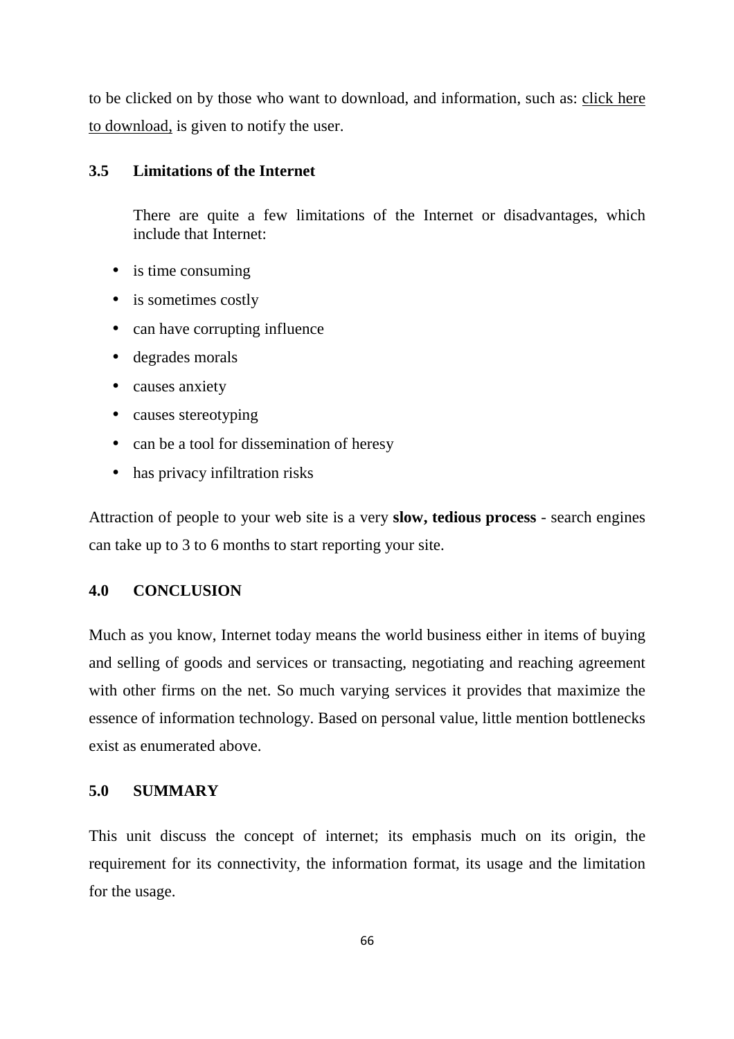to be clicked on by those who want to download, and information, such as: click here to download, is given to notify the user.

### 3.5 Limitations of the Internet

There are quite a few limitations of the Internet or disadvantages, which include that Internet:

- is time consuming
- is sometimes costly
- can have corrupting influence
- degrades morals
- causes anxiety
- causes stereotyping
- can be a tool for dissemination of heresy
- has privacy infiltration risks

Attraction of people to your web site is a very **slow, tedious process** - search engines can take up to 3 to 6 months to start reporting your site.

## 4.0 CONCLUSION

Much as you know, Internet today means the world business either in items of buying and selling of goods and services or transacting, negotiating and reaching agreement with other firms on the net. So much varying services it provides that maximize the essence of information technology. Based on personal value, little mention bottlenecks exist as enumerated above.

## 5.0 SUMMARY

This unit discuss the concept of internet; its emphasis much on its origin, the requirement for its connectivity, the information format, its usage and the limitation for the usage.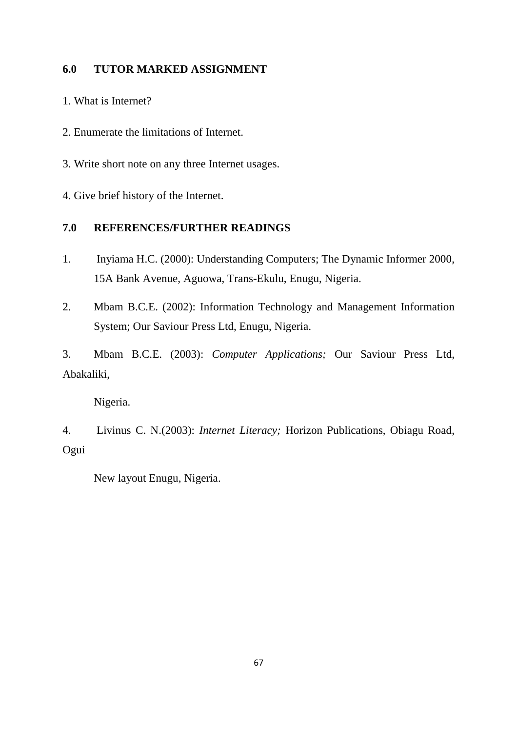## 6.0 TUTOR MARKED ASSIGNMENT

1. What is Internet?

2. Enumerate the limitations of Internet.

3. Write short note on any three Internet usages.

4. Give brief history of the Internet.

## 7.0 REFERENCES/FURTHER READINGS

1. Inyiama H.C. (2000): Understanding Computers; The Dynamic Informer 2000, 15A Bank Avenue, Aguowa, Trans-Ekulu, Enugu, Nigeria.

2. Mbam B.C.E. (2002): Information Technology and Management Information System; Our Saviour Press Ltd, Enugu, Nigeria.

3. Mbam B.C.E. (2003): *Computer Applications;* Our Saviour Press Ltd, Abakaliki, Nigeria.

4. Livinus C. N.(2003): *Internet Literacy;* Horizon Publications, Obiagu Road, Ogui New layout Enugu, Nigeria.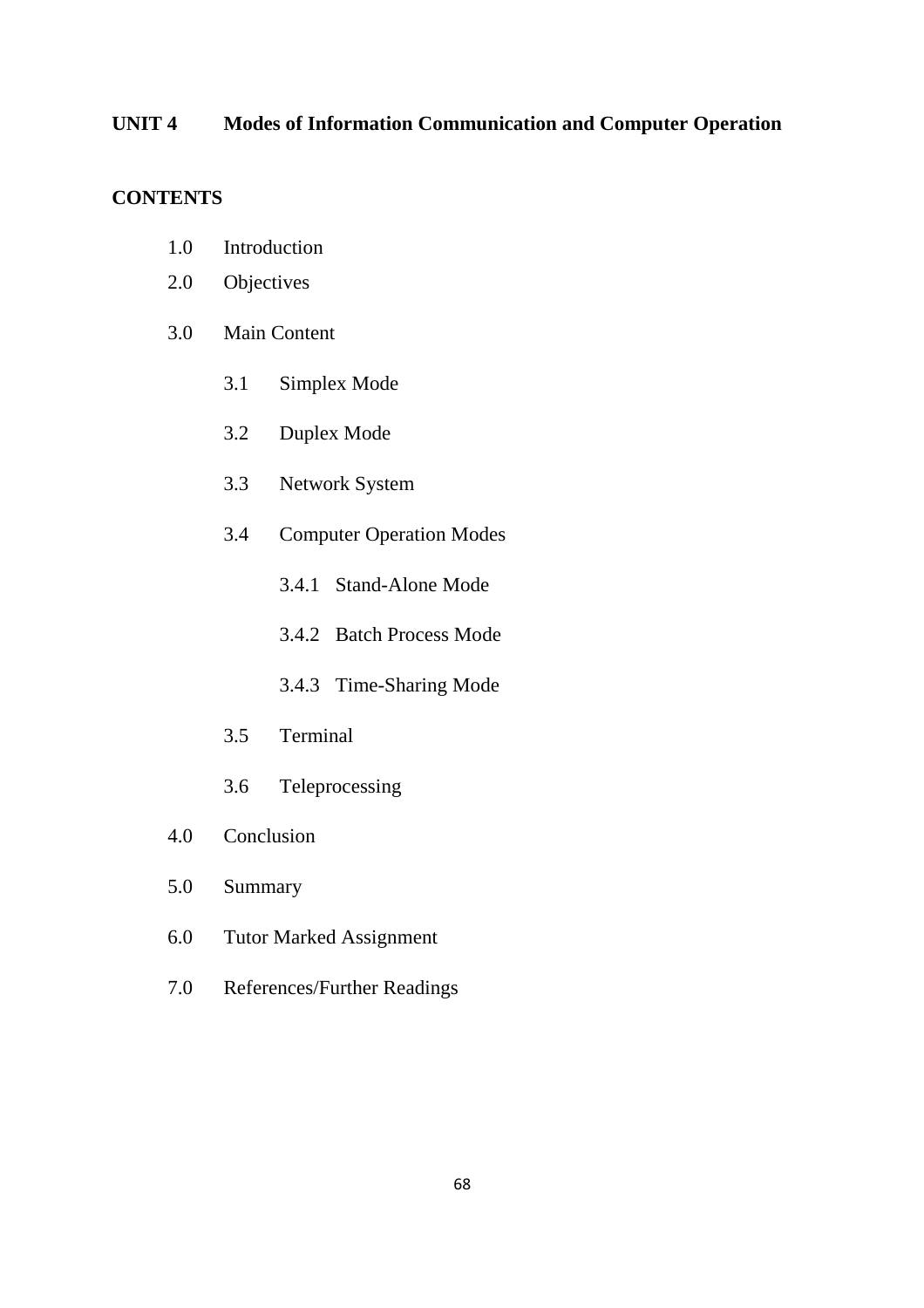## UNIT 4 Modes of Information Communication and Computer Operation

**CONTENTS**

- 1.0 Introduction
- 2.0 Objectives
- 3.0 Main Content
  - 3.1 Simplex Mode
  - 3.2 Duplex Mode
  - 3.3 Network System
  - 3.4 Computer Operation Modes
    - 3.4.1 Stand-Alone Mode
    - 3.4.2 Batch Process Mode
    - 3.4.3 Time-Sharing Mode
  - 3.5 Terminal
  - 3.6 Teleprocessing
- 4.0 Conclusion
- 5.0 Summary
- 6.0 Tutor Marked Assignment
- 7.0 References/Further Readings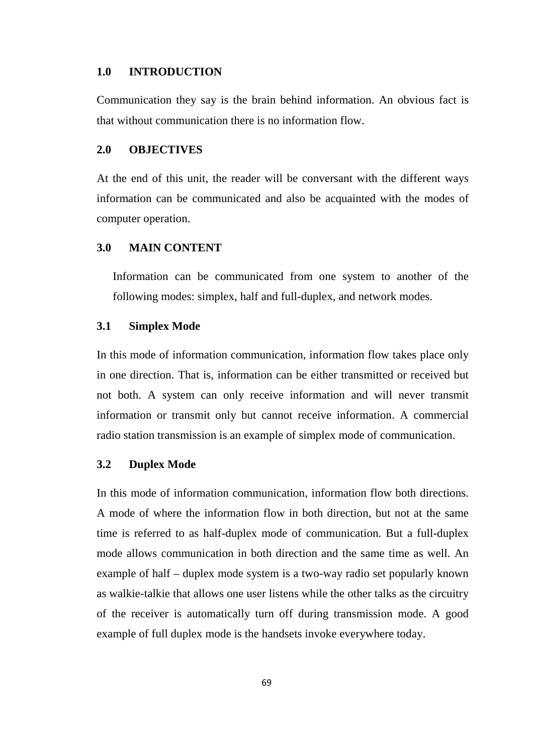## 1.0 INTRODUCTION

Communication they say is the brain behind information. An obvious fact is that without communication there is no information flow.

## 2.0 OBJECTIVES

At the end of this unit, the reader will be conversant with the different ways information can be communicated and also be acquainted with the modes of computer operation.

## 3.0 MAIN CONTENT

Information can be communicated from one system to another of the following modes: simplex, half and full-duplex, and network modes.

### 3.1 Simplex Mode

In this mode of information communication, information flow takes place only in one direction. That is, information can be either transmitted or received but not both. A system can only receive information and will never transmit information or transmit only but cannot receive information. A commercial radio station transmission is an example of simplex mode of communication.

### 3.2 Duplex Mode

In this mode of information communication, information flow both directions. A mode of where the information flow in both direction, but not at the same time is referred to as half-duplex mode of communication. But a full-duplex mode allows communication in both direction and the same time as well. An example of half – duplex mode system is a two-way radio set popularly known as walkie-talkie that allows one user listens while the other talks as the circuitry of the receiver is automatically turn off during transmission mode. A good example of full duplex mode is the handsets invoke everywhere today.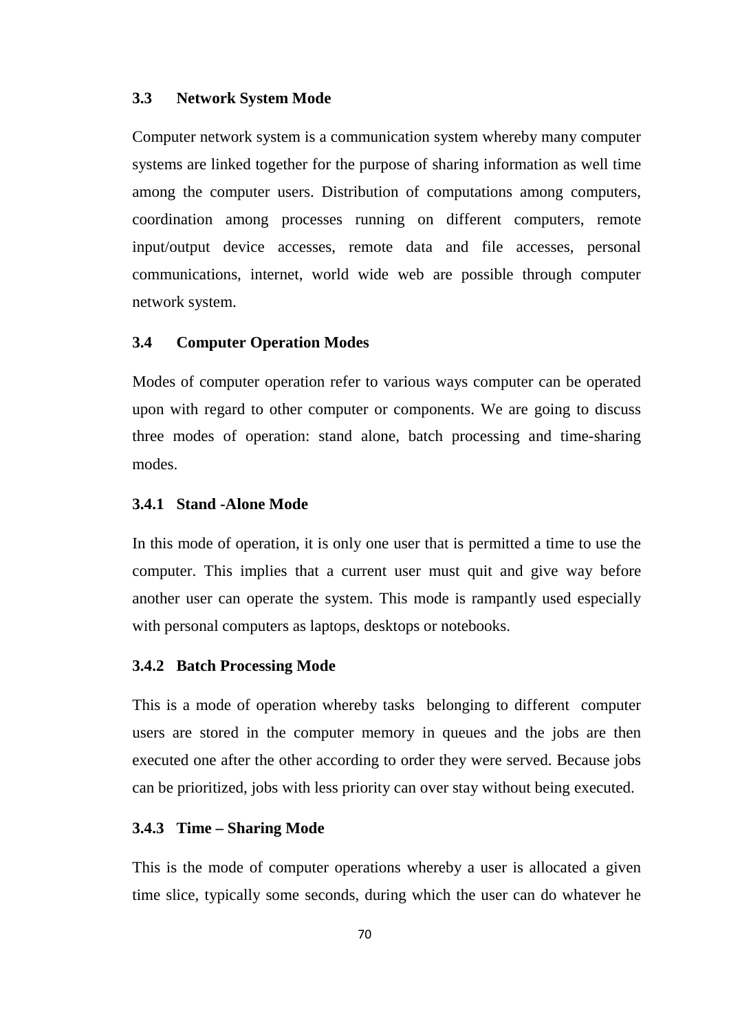### 3.3 Network System Mode

Computer network system is a communication system whereby many computer systems are linked together for the purpose of sharing information as well time among the computer users. Distribution of computations among computers, coordination among processes running on different computers, remote input/output device accesses, remote data and file accesses, personal communications, internet, world wide web are possible through computer network system.

### 3.4 Computer Operation Modes

Modes of computer operation refer to various ways computer can be operated upon with regard to other computer or components. We are going to discuss three modes of operation: stand alone, batch processing and time-sharing modes.

#### 3.4.1 Stand -Alone Mode

In this mode of operation, it is only one user that is permitted a time to use the computer. This implies that a current user must quit and give way before another user can operate the system. This mode is rampantly used especially with personal computers as laptops, desktops or notebooks.

#### 3.4.2 Batch Processing Mode

This is a mode of operation whereby tasks belonging to different computer users are stored in the computer memory in queues and the jobs are then executed one after the other according to order they were served. Because jobs can be prioritized, jobs with less priority can over stay without being executed.

#### 3.4.3 Time – Sharing Mode

This is the mode of computer operations whereby a user is allocated a given time slice, typically some seconds, during which the user can do whatever he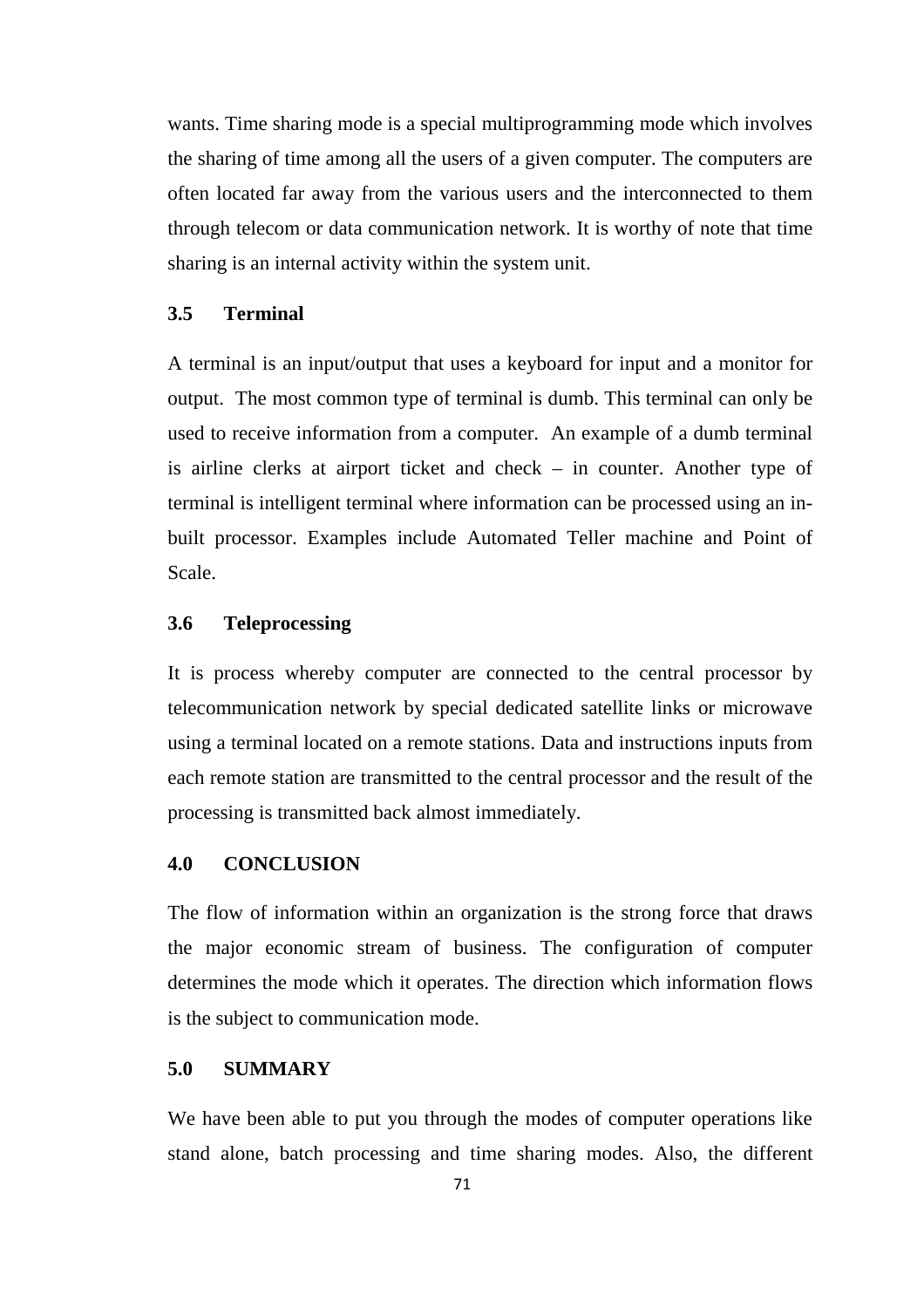wants. Time sharing mode is a special multiprogramming mode which involves the sharing of time among all the users of a given computer. The computers are often located far away from the various users and the interconnected to them through telecom or data communication network. It is worthy of note that time sharing is an internal activity within the system unit.

### 3.5 Terminal

A terminal is an input/output that uses a keyboard for input and a monitor for output. The most common type of terminal is dumb. This terminal can only be used to receive information from a computer. An example of a dumb terminal is airline clerks at airport ticket and check – in counter. Another type of terminal is intelligent terminal where information can be processed using an in-built processor. Examples include Automated Teller machine and Point of Scale.

### 3.6 Teleprocessing

It is process whereby computer are connected to the central processor by telecommunication network by special dedicated satellite links or microwave using a terminal located on a remote stations. Data and instructions inputs from each remote station are transmitted to the central processor and the result of the processing is transmitted back almost immediately.

## 4.0 CONCLUSION

The flow of information within an organization is the strong force that draws the major economic stream of business. The configuration of computer determines the mode which it operates. The direction which information flows is the subject to communication mode.

## 5.0 SUMMARY

We have been able to put you through the modes of computer operations like stand alone, batch processing and time sharing modes. Also, the different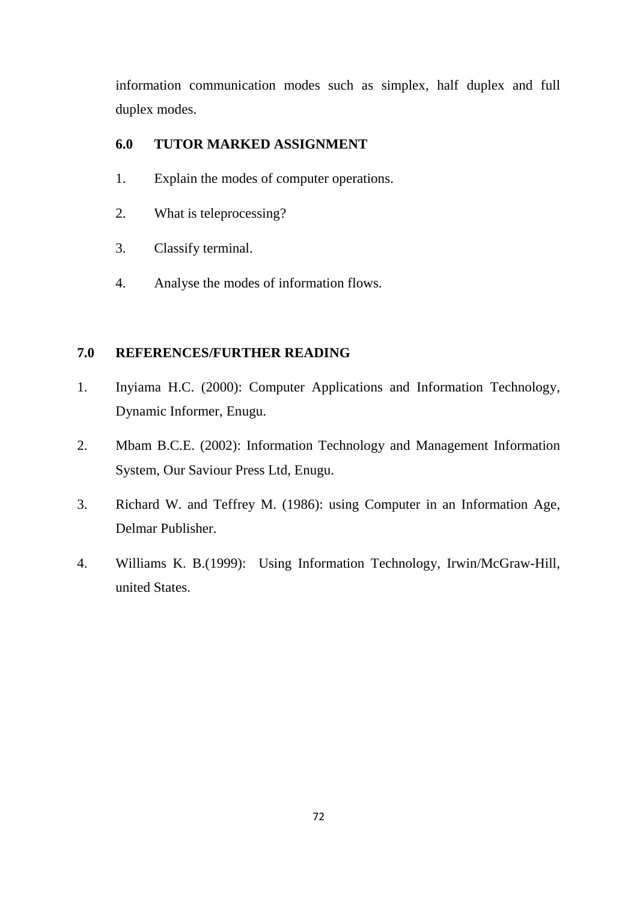information communication modes such as simplex, half duplex and full duplex modes.

## 6.0 TUTOR MARKED ASSIGNMENT

1. Explain the modes of computer operations.
2. What is teleprocessing?
3. Classify terminal.
4. Analyse the modes of information flows.

## 7.0 REFERENCES/FURTHER READING

1. Inyiama H.C. (2000): Computer Applications and Information Technology, Dynamic Informer, Enugu.
2. Mbam B.C.E. (2002): Information Technology and Management Information System, Our Saviour Press Ltd, Enugu.
3. Richard W. and Teffrey M. (1986): using Computer in an Information Age, Delmar Publisher.
4. Williams K. B.(1999): Using Information Technology, Irwin/McGraw-Hill, united States.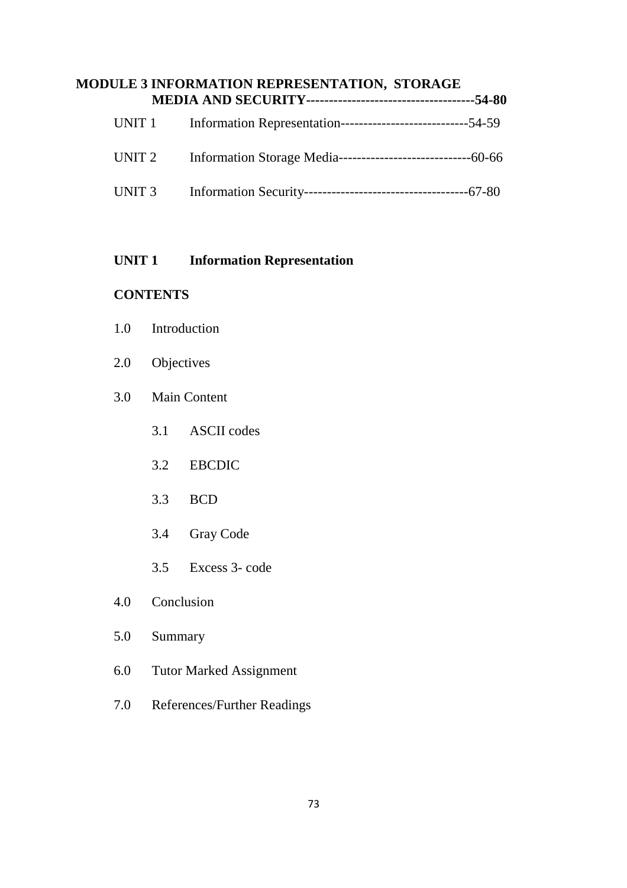## MODULE 3 INFORMATION REPRESENTATION, STORAGE MEDIA AND SECURITY------------------------------------54-80

UNIT 1 Information Representation----------------------------54-59

UNIT 2 Information Storage Media-----------------------------60-66

UNIT 3 Information Security------------------------------------67-80

### UNIT 1 Information Representation

**CONTENTS**

1.0 Introduction

2.0 Objectives

3.0 Main Content

- 3.1 ASCII codes
- 3.2 EBCDIC
- 3.3 BCD
- 3.4 Gray Code
- 3.5 Excess 3- code

4.0 Conclusion

5.0 Summary

6.0 Tutor Marked Assignment

7.0 References/Further Readings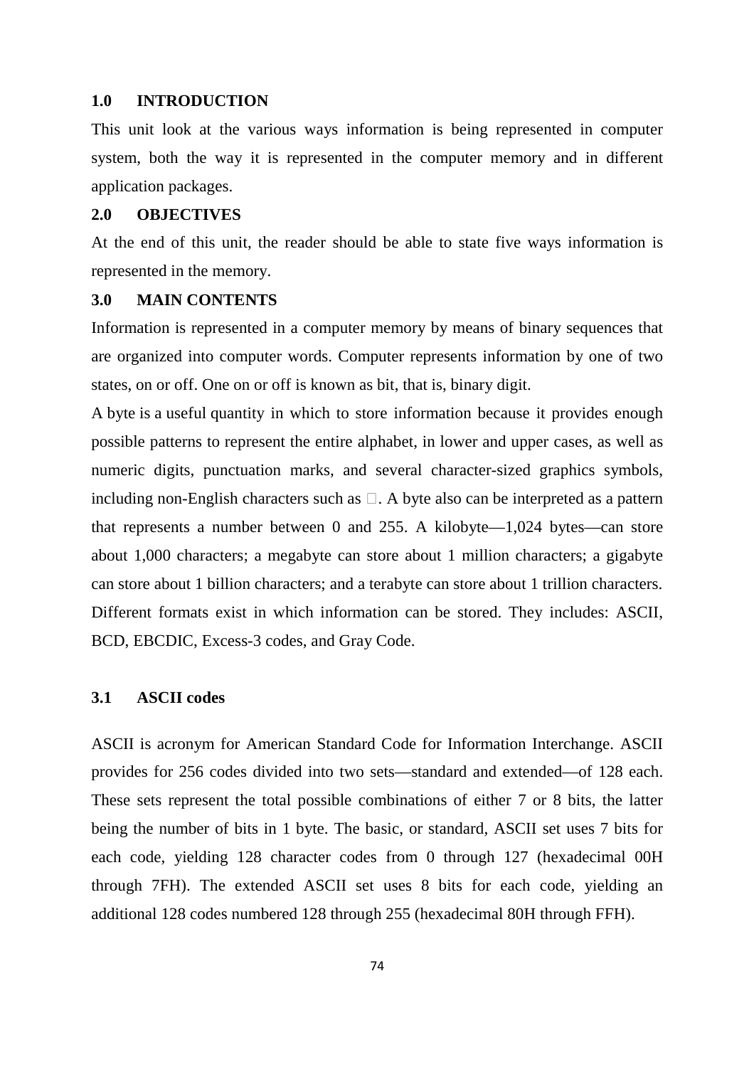## 1.0 INTRODUCTION

This unit look at the various ways information is being represented in computer system, both the way it is represented in the computer memory and in different application packages.

## 2.0 OBJECTIVES

At the end of this unit, the reader should be able to state five ways information is represented in the memory.

## 3.0 MAIN CONTENTS

Information is represented in a computer memory by means of binary sequences that are organized into computer words. Computer represents information by one of two states, on or off. One on or off is known as bit, that is, binary digit.

A byte is a useful quantity in which to store information because it provides enough possible patterns to represent the entire alphabet, in lower and upper cases, as well as numeric digits, punctuation marks, and several character-sized graphics symbols, including non-English characters such as . A byte also can be interpreted as a pattern that represents a number between 0 and 255. A kilobyte—1,024 bytes—can store about 1,000 characters; a megabyte can store about 1 million characters; a gigabyte can store about 1 billion characters; and a terabyte can store about 1 trillion characters. Different formats exist in which information can be stored. They includes: ASCII, BCD, EBCDIC, Excess-3 codes, and Gray Code.

### 3.1 ASCII codes

ASCII is acronym for American Standard Code for Information Interchange. ASCII provides for 256 codes divided into two sets—standard and extended—of 128 each. These sets represent the total possible combinations of either 7 or 8 bits, the latter being the number of bits in 1 byte. The basic, or standard, ASCII set uses 7 bits for each code, yielding 128 character codes from 0 through 127 (hexadecimal 00H through 7FH). The extended ASCII set uses 8 bits for each code, yielding an additional 128 codes numbered 128 through 255 (hexadecimal 80H through FFH).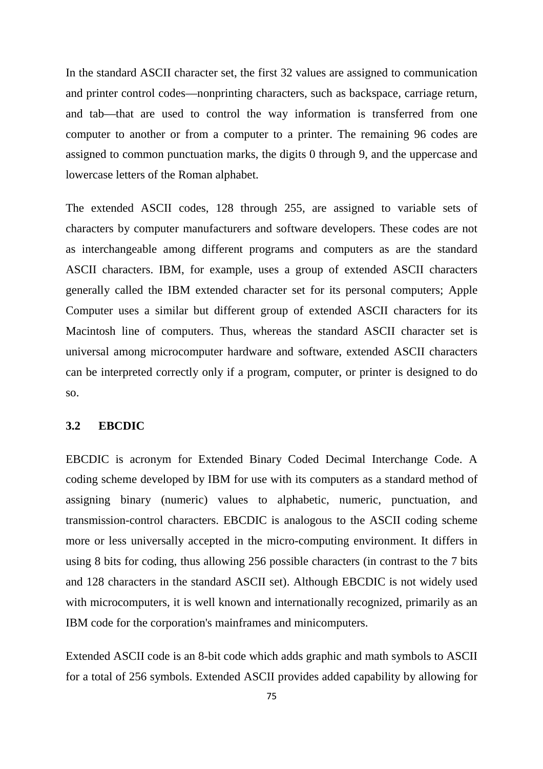In the standard ASCII character set, the first 32 values are assigned to communication and printer control codes—nonprinting characters, such as backspace, carriage return, and tab—that are used to control the way information is transferred from one computer to another or from a computer to a printer. The remaining 96 codes are assigned to common punctuation marks, the digits 0 through 9, and the uppercase and lowercase letters of the Roman alphabet.

The extended ASCII codes, 128 through 255, are assigned to variable sets of characters by computer manufacturers and software developers. These codes are not as interchangeable among different programs and computers as are the standard ASCII characters. IBM, for example, uses a group of extended ASCII characters generally called the IBM extended character set for its personal computers; Apple Computer uses a similar but different group of extended ASCII characters for its Macintosh line of computers. Thus, whereas the standard ASCII character set is universal among microcomputer hardware and software, extended ASCII characters can be interpreted correctly only if a program, computer, or printer is designed to do so.

### 3.2 EBCDIC

EBCDIC is acronym for Extended Binary Coded Decimal Interchange Code. A coding scheme developed by IBM for use with its computers as a standard method of assigning binary (numeric) values to alphabetic, numeric, punctuation, and transmission-control characters. EBCDIC is analogous to the ASCII coding scheme more or less universally accepted in the micro-computing environment. It differs in using 8 bits for coding, thus allowing 256 possible characters (in contrast to the 7 bits and 128 characters in the standard ASCII set). Although EBCDIC is not widely used with microcomputers, it is well known and internationally recognized, primarily as an IBM code for the corporation's mainframes and minicomputers.

Extended ASCII code is an 8-bit code which adds graphic and math symbols to ASCII for a total of 256 symbols. Extended ASCII provides added capability by allowing for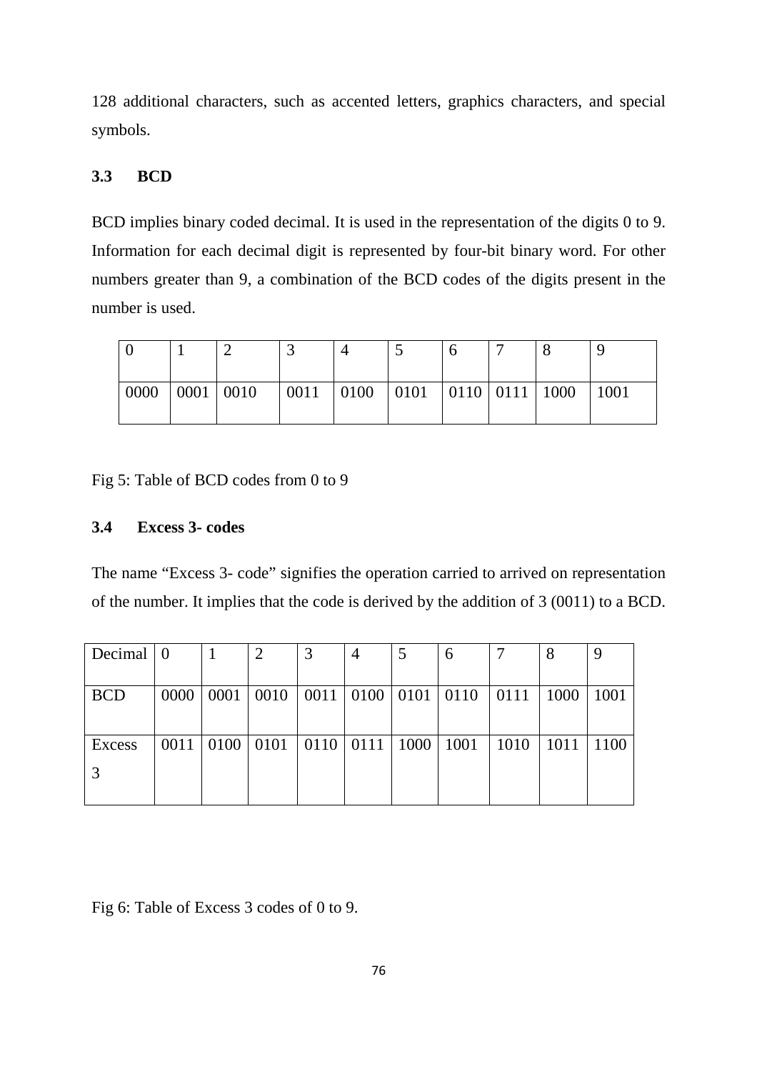128 additional characters, such as accented letters, graphics characters, and special symbols.

### 3.3 BCD

BCD implies binary coded decimal. It is used in the representation of the digits 0 to 9. Information for each decimal digit is represented by four-bit binary word. For other numbers greater than 9, a combination of the BCD codes of the digits present in the number is used.

| 0 | 1 | 2 | 3 | 4 | 5 | 6 | 7 | 8 | 9 |
|---|---|---|---|---|---|---|---|---|---|
| 0000 | 0001 | 0010 | 0011 | 0100 | 0101 | 0110 | 0111 | 1000 | 1001 |

Fig 5: Table of BCD codes from 0 to 9

### 3.4 Excess 3- codes

The name "Excess 3- code" signifies the operation carried to arrived on representation of the number. It implies that the code is derived by the addition of 3 (0011) to a BCD.

| Decimal | 0 | 1 | 2 | 3 | 4 | 5 | 6 | 7 | 8 | 9 |
|---|---|---|---|---|---|---|---|---|---|---|
| BCD | 0000 | 0001 | 0010 | 0011 | 0100 | 0101 | 0110 | 0111 | 1000 | 1001 |
| Excess 3 | 0011 | 0100 | 0101 | 0110 | 0111 | 1000 | 1001 | 1010 | 1011 | 1100 |

Fig 6: Table of Excess 3 codes of 0 to 9.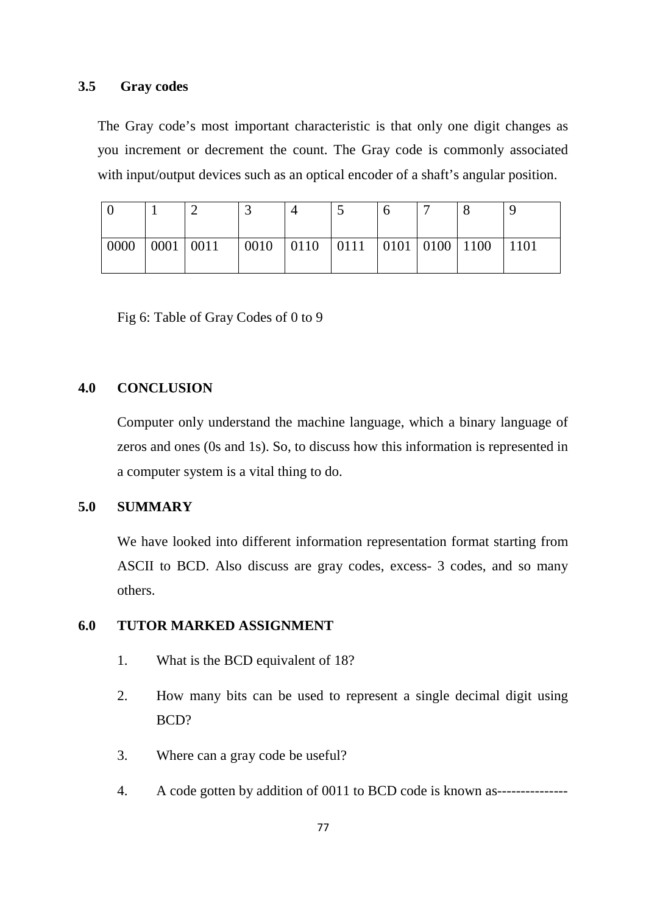### 3.5 Gray codes

The Gray code's most important characteristic is that only one digit changes as you increment or decrement the count. The Gray code is commonly associated with input/output devices such as an optical encoder of a shaft's angular position.

| 0 | 1 | 2 | 3 | 4 | 5 | 6 | 7 | 8 | 9 |
|---|---|---|---|---|---|---|---|---|---|
| 0000 | 0001 | 0011 | 0010 | 0110 | 0111 | 0101 | 0100 | 1100 | 1101 |

Fig 6: Table of Gray Codes of 0 to 9

## 4.0 CONCLUSION

Computer only understand the machine language, which a binary language of zeros and ones (0s and 1s). So, to discuss how this information is represented in a computer system is a vital thing to do.

## 5.0 SUMMARY

We have looked into different information representation format starting from ASCII to BCD. Also discuss are gray codes, excess- 3 codes, and so many others.

## 6.0 TUTOR MARKED ASSIGNMENT

1. What is the BCD equivalent of 18?
2. How many bits can be used to represent a single decimal digit using BCD?
3. Where can a gray code be useful?
4. A code gotten by addition of 0011 to BCD code is known as---------------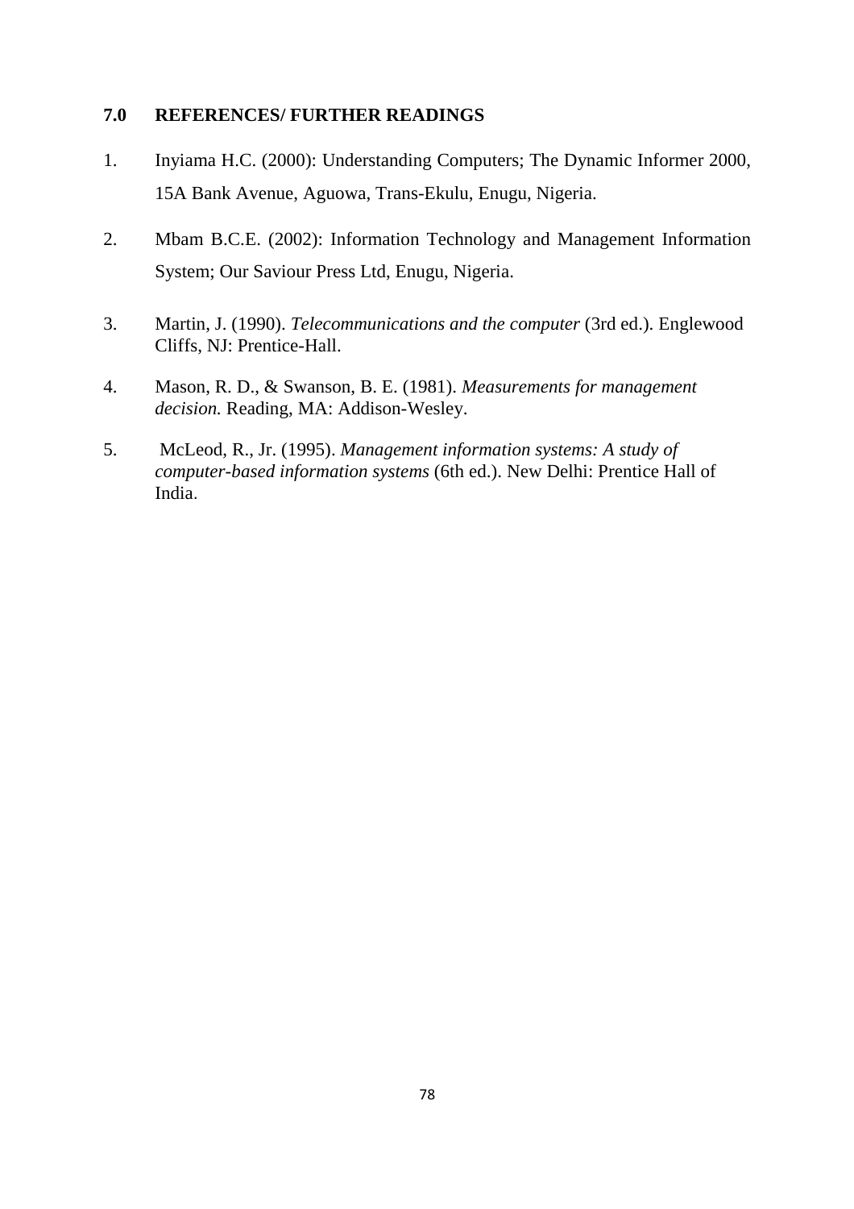## 7.0 REFERENCES/ FURTHER READINGS

1. Inyiama H.C. (2000): Understanding Computers; The Dynamic Informer 2000, 15A Bank Avenue, Aguowa, Trans-Ekulu, Enugu, Nigeria.

2. Mbam B.C.E. (2002): Information Technology and Management Information System; Our Saviour Press Ltd, Enugu, Nigeria.

3. Martin, J. (1990). *Telecommunications and the computer* (3rd ed.). Englewood Cliffs, NJ: Prentice-Hall.

4. Mason, R. D., & Swanson, B. E. (1981). *Measurements for management decision.* Reading, MA: Addison-Wesley.

5. McLeod, R., Jr. (1995). *Management information systems: A study of computer-based information systems* (6th ed.). New Delhi: Prentice Hall of India.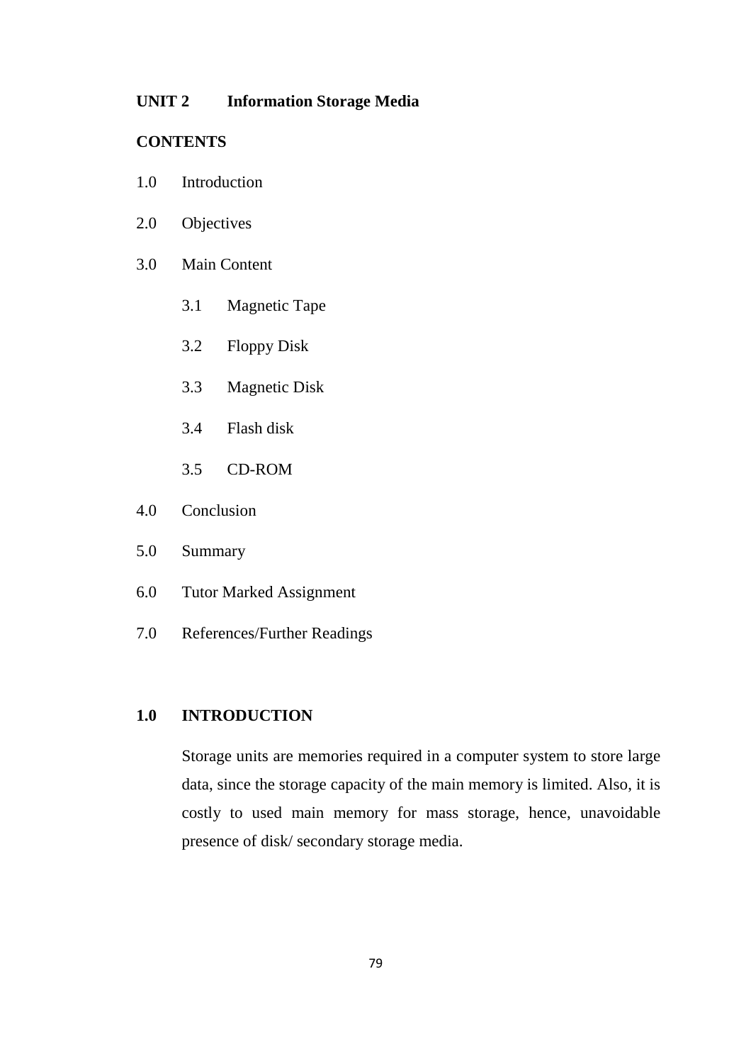## UNIT 2 Information Storage Media

**CONTENTS**

1.0 Introduction

2.0 Objectives

3.0 Main Content

- 3.1 Magnetic Tape
- 3.2 Floppy Disk
- 3.3 Magnetic Disk
- 3.4 Flash disk
- 3.5 CD-ROM

4.0 Conclusion

5.0 Summary

6.0 Tutor Marked Assignment

7.0 References/Further Readings

### 1.0 INTRODUCTION

Storage units are memories required in a computer system to store large data, since the storage capacity of the main memory is limited. Also, it is costly to used main memory for mass storage, hence, unavoidable presence of disk/ secondary storage media.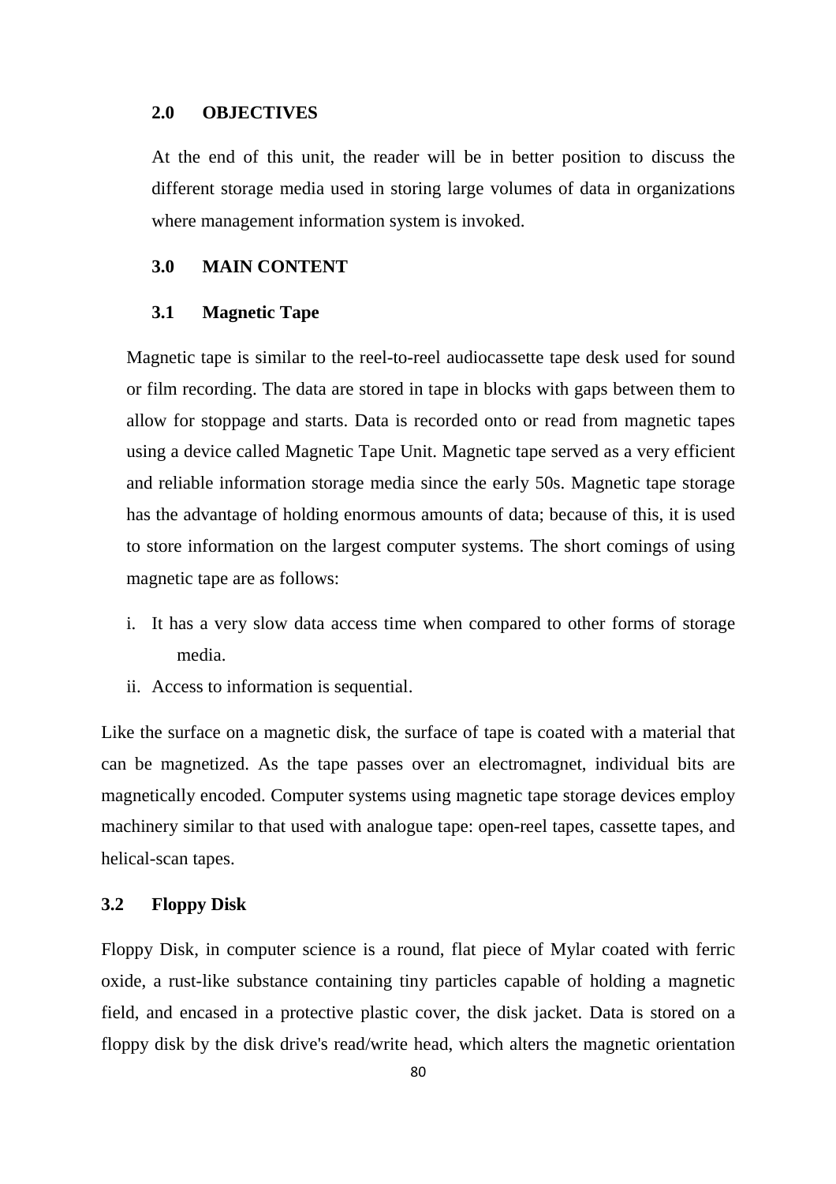## 2.0 OBJECTIVES

At the end of this unit, the reader will be in better position to discuss the different storage media used in storing large volumes of data in organizations where management information system is invoked.

## 3.0 MAIN CONTENT

### 3.1 Magnetic Tape

Magnetic tape is similar to the reel-to-reel audiocassette tape desk used for sound or film recording. The data are stored in tape in blocks with gaps between them to allow for stoppage and starts. Data is recorded onto or read from magnetic tapes using a device called Magnetic Tape Unit. Magnetic tape served as a very efficient and reliable information storage media since the early 50s. Magnetic tape storage has the advantage of holding enormous amounts of data; because of this, it is used to store information on the largest computer systems. The short comings of using magnetic tape are as follows:

i. It has a very slow data access time when compared to other forms of storage media.
ii. Access to information is sequential.

Like the surface on a magnetic disk, the surface of tape is coated with a material that can be magnetized. As the tape passes over an electromagnet, individual bits are magnetically encoded. Computer systems using magnetic tape storage devices employ machinery similar to that used with analogue tape: open-reel tapes, cassette tapes, and helical-scan tapes.

### 3.2 Floppy Disk

Floppy Disk, in computer science is a round, flat piece of Mylar coated with ferric oxide, a rust-like substance containing tiny particles capable of holding a magnetic field, and encased in a protective plastic cover, the disk jacket. Data is stored on a floppy disk by the disk drive's read/write head, which alters the magnetic orientation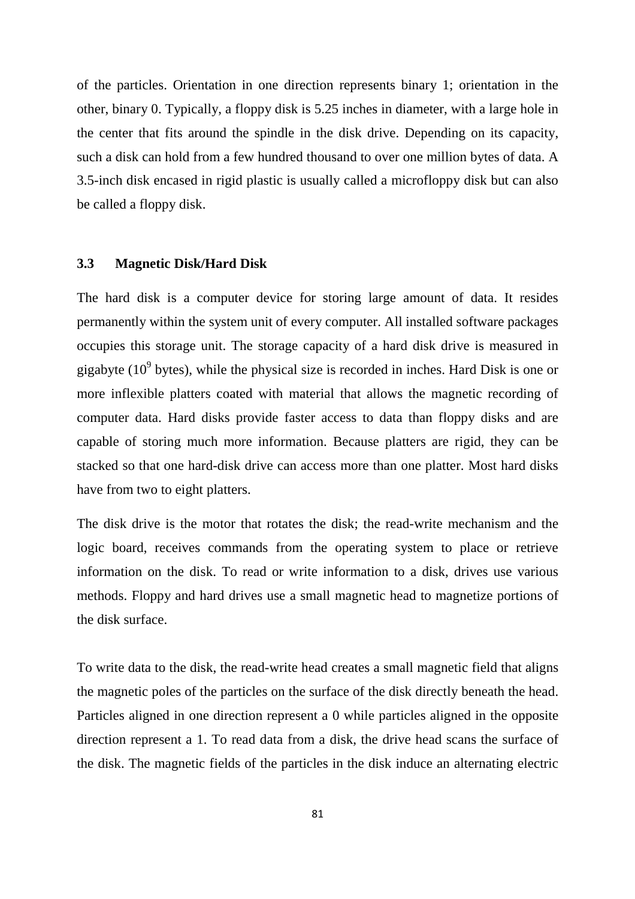of the particles. Orientation in one direction represents binary 1; orientation in the other, binary 0. Typically, a floppy disk is 5.25 inches in diameter, with a large hole in the center that fits around the spindle in the disk drive. Depending on its capacity, such a disk can hold from a few hundred thousand to over one million bytes of data. A 3.5-inch disk encased in rigid plastic is usually called a microfloppy disk but can also be called a floppy disk.

### 3.3 Magnetic Disk/Hard Disk

The hard disk is a computer device for storing large amount of data. It resides permanently within the system unit of every computer. All installed software packages occupies this storage unit. The storage capacity of a hard disk drive is measured in gigabyte ($10^9$ bytes), while the physical size is recorded in inches. Hard Disk is one or more inflexible platters coated with material that allows the magnetic recording of computer data. Hard disks provide faster access to data than floppy disks and are capable of storing much more information. Because platters are rigid, they can be stacked so that one hard-disk drive can access more than one platter. Most hard disks have from two to eight platters.

The disk drive is the motor that rotates the disk; the read-write mechanism and the logic board, receives commands from the operating system to place or retrieve information on the disk. To read or write information to a disk, drives use various methods. Floppy and hard drives use a small magnetic head to magnetize portions of the disk surface.

To write data to the disk, the read-write head creates a small magnetic field that aligns the magnetic poles of the particles on the surface of the disk directly beneath the head. Particles aligned in one direction represent a 0 while particles aligned in the opposite direction represent a 1. To read data from a disk, the drive head scans the surface of the disk. The magnetic fields of the particles in the disk induce an alternating electric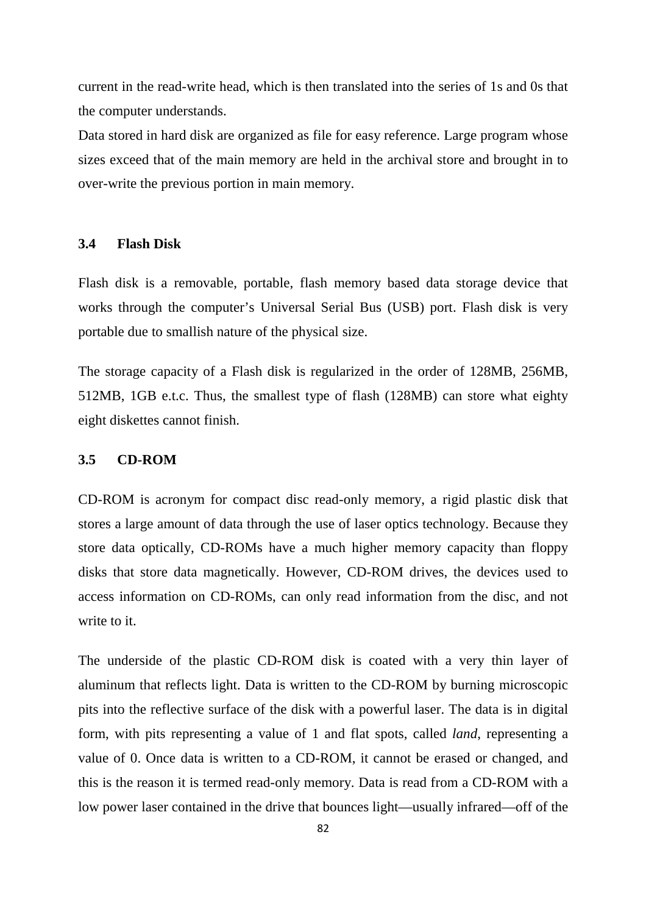current in the read-write head, which is then translated into the series of 1s and 0s that the computer understands.

Data stored in hard disk are organized as file for easy reference. Large program whose sizes exceed that of the main memory are held in the archival store and brought in to over-write the previous portion in main memory.

### 3.4 Flash Disk

Flash disk is a removable, portable, flash memory based data storage device that works through the computer's Universal Serial Bus (USB) port. Flash disk is very portable due to smallish nature of the physical size.

The storage capacity of a Flash disk is regularized in the order of 128MB, 256MB, 512MB, 1GB e.t.c. Thus, the smallest type of flash (128MB) can store what eighty eight diskettes cannot finish.

### 3.5 CD-ROM

CD-ROM is acronym for compact disc read-only memory, a rigid plastic disk that stores a large amount of data through the use of laser optics technology. Because they store data optically, CD-ROMs have a much higher memory capacity than floppy disks that store data magnetically. However, CD-ROM drives, the devices used to access information on CD-ROMs, can only read information from the disc, and not write to it.

The underside of the plastic CD-ROM disk is coated with a very thin layer of aluminum that reflects light. Data is written to the CD-ROM by burning microscopic pits into the reflective surface of the disk with a powerful laser. The data is in digital form, with pits representing a value of 1 and flat spots, called *land*, representing a value of 0. Once data is written to a CD-ROM, it cannot be erased or changed, and this is the reason it is termed read-only memory. Data is read from a CD-ROM with a low power laser contained in the drive that bounces light—usually infrared—off of the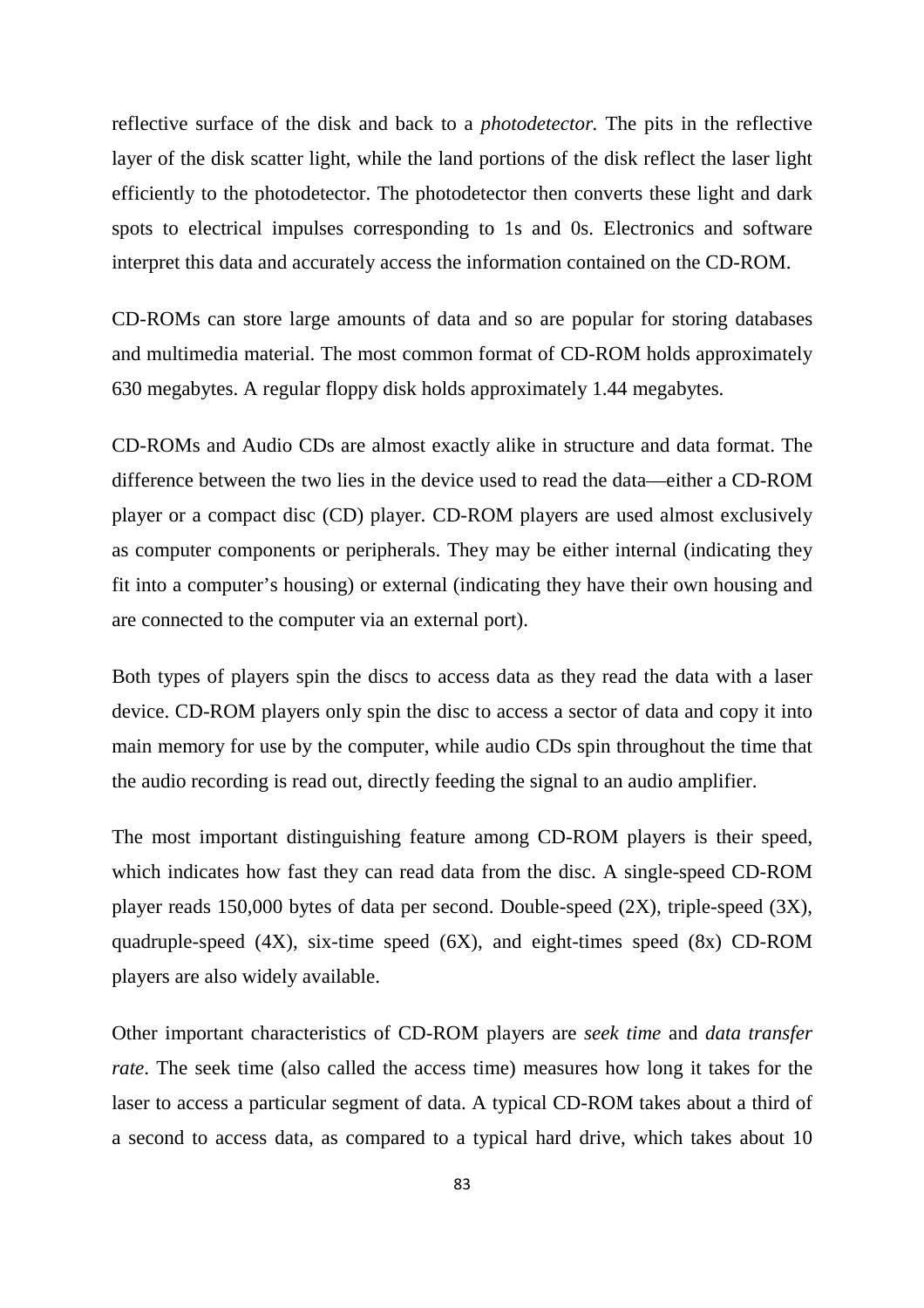reflective surface of the disk and back to a *photodetector.* The pits in the reflective layer of the disk scatter light, while the land portions of the disk reflect the laser light efficiently to the photodetector. The photodetector then converts these light and dark spots to electrical impulses corresponding to 1s and 0s. Electronics and software interpret this data and accurately access the information contained on the CD-ROM.

CD-ROMs can store large amounts of data and so are popular for storing databases and multimedia material. The most common format of CD-ROM holds approximately 630 megabytes. A regular floppy disk holds approximately 1.44 megabytes.

CD-ROMs and Audio CDs are almost exactly alike in structure and data format. The difference between the two lies in the device used to read the data—either a CD-ROM player or a compact disc (CD) player. CD-ROM players are used almost exclusively as computer components or peripherals. They may be either internal (indicating they fit into a computer's housing) or external (indicating they have their own housing and are connected to the computer via an external port).

Both types of players spin the discs to access data as they read the data with a laser device. CD-ROM players only spin the disc to access a sector of data and copy it into main memory for use by the computer, while audio CDs spin throughout the time that the audio recording is read out, directly feeding the signal to an audio amplifier.

The most important distinguishing feature among CD-ROM players is their speed, which indicates how fast they can read data from the disc. A single-speed CD-ROM player reads 150,000 bytes of data per second. Double-speed (2X), triple-speed (3X), quadruple-speed (4X), six-time speed (6X), and eight-times speed (8x) CD-ROM players are also widely available.

Other important characteristics of CD-ROM players are *seek time* and *data transfer rate*. The seek time (also called the access time) measures how long it takes for the laser to access a particular segment of data. A typical CD-ROM takes about a third of a second to access data, as compared to a typical hard drive, which takes about 10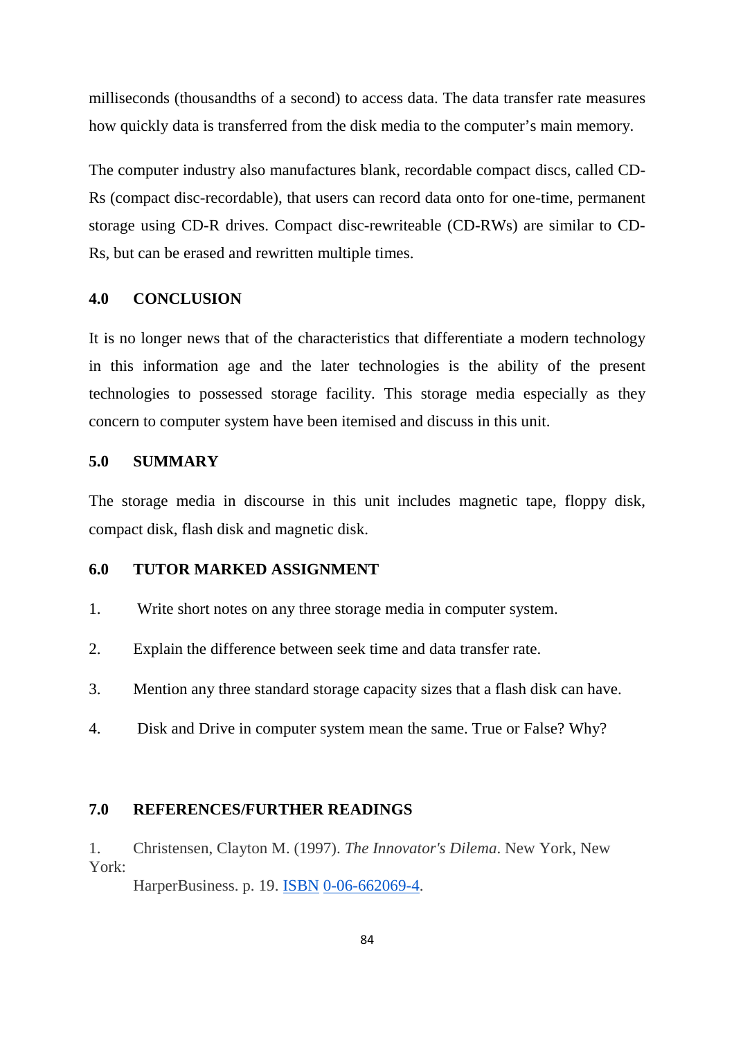milliseconds (thousandths of a second) to access data. The data transfer rate measures how quickly data is transferred from the disk media to the computer's main memory.

The computer industry also manufactures blank, recordable compact discs, called CD-Rs (compact disc-recordable), that users can record data onto for one-time, permanent storage using CD-R drives. Compact disc-rewriteable (CD-RWs) are similar to CD-Rs, but can be erased and rewritten multiple times.

## 4.0 CONCLUSION

It is no longer news that of the characteristics that differentiate a modern technology in this information age and the later technologies is the ability of the present technologies to possessed storage facility. This storage media especially as they concern to computer system have been itemised and discuss in this unit.

## 5.0 SUMMARY

The storage media in discourse in this unit includes magnetic tape, floppy disk, compact disk, flash disk and magnetic disk.

## 6.0 TUTOR MARKED ASSIGNMENT

1. Write short notes on any three storage media in computer system.
2. Explain the difference between seek time and data transfer rate.
3. Mention any three standard storage capacity sizes that a flash disk can have.
4. Disk and Drive in computer system mean the same. True or False? Why?

## 7.0 REFERENCES/FURTHER READINGS

1. Christensen, Clayton M. (1997). *The Innovator's Dilema*. New York, New York: HarperBusiness. p. 19. ISBN 0-06-662069-4.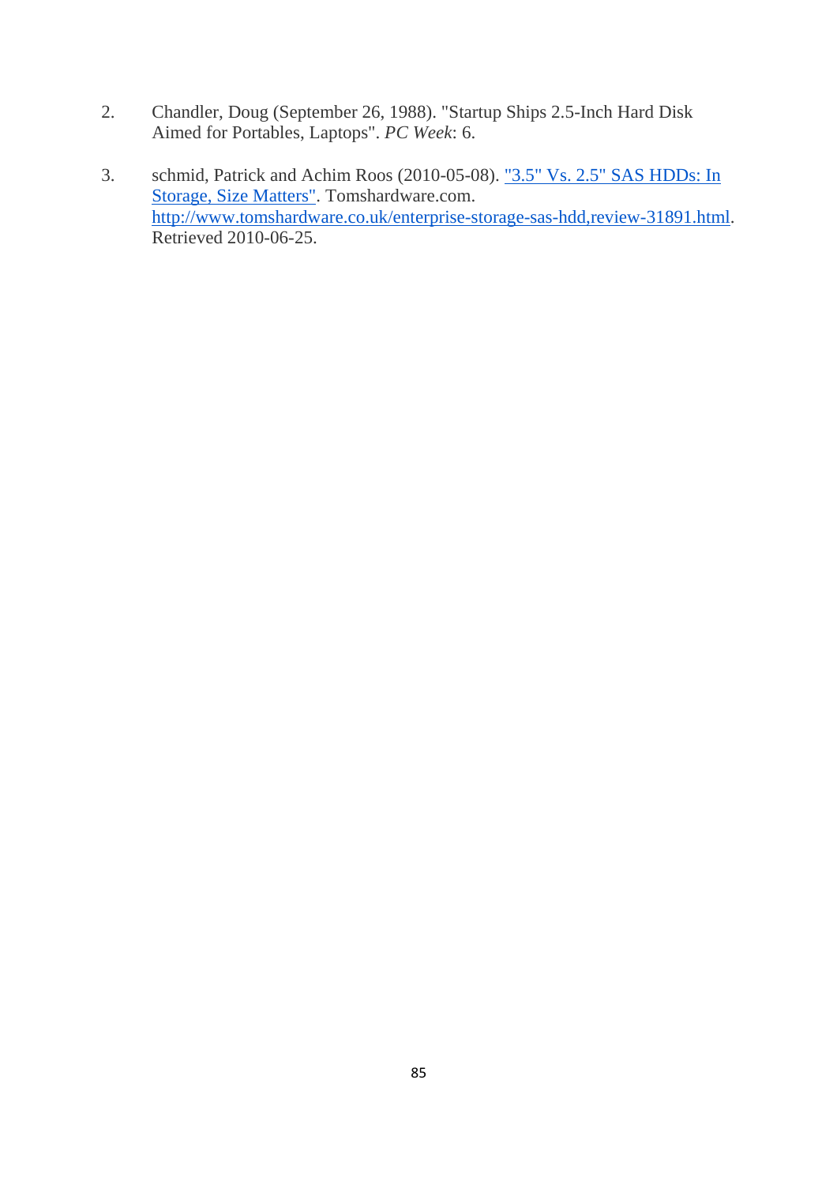2. Chandler, Doug (September 26, 1988). "Startup Ships 2.5-Inch Hard Disk Aimed for Portables, Laptops". *PC Week*: 6.

3. schmid, Patrick and Achim Roos (2010-05-08). ["3.5" Vs. 2.5" SAS HDDs: In Storage, Size Matters"](http://www.tomshardware.co.uk/enterprise-storage-sas-hdd,review-31891.html). Tomshardware.com. [http://www.tomshardware.co.uk/enterprise-storage-sas-hdd,review-31891.html](http://www.tomshardware.co.uk/enterprise-storage-sas-hdd,review-31891.html). Retrieved 2010-06-25.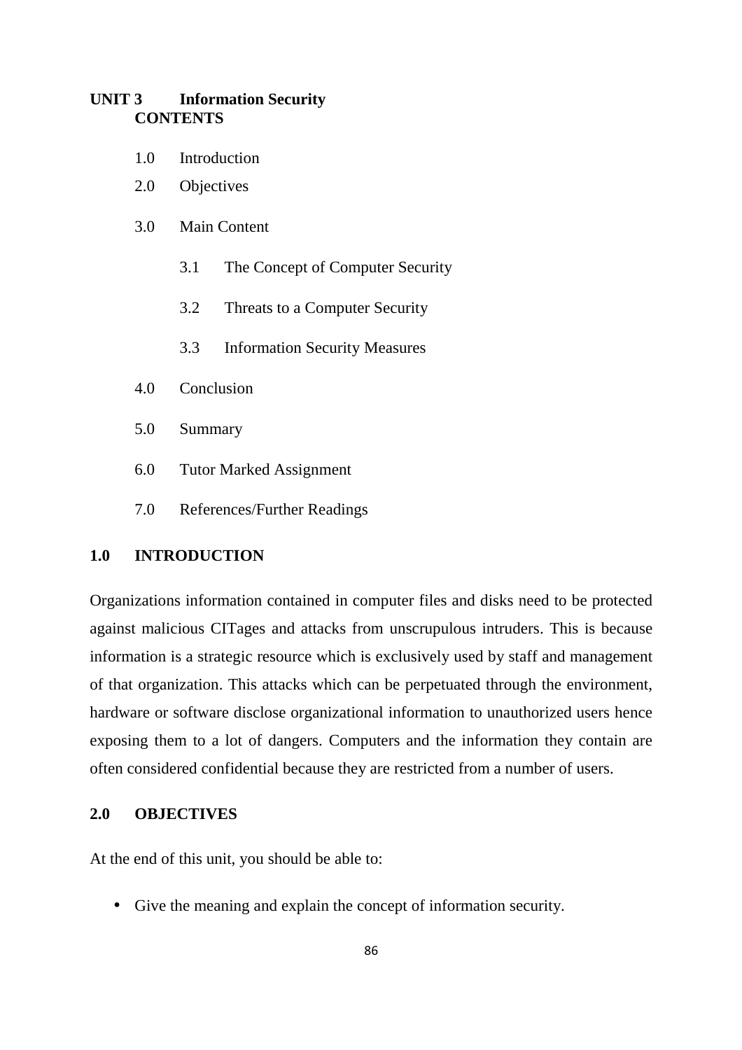## UNIT 3 Information Security

**CONTENTS**

- 1.0 Introduction
- 2.0 Objectives
- 3.0 Main Content
  - 3.1 The Concept of Computer Security
  - 3.2 Threats to a Computer Security
  - 3.3 Information Security Measures
- 4.0 Conclusion
- 5.0 Summary
- 6.0 Tutor Marked Assignment
- 7.0 References/Further Readings

## 1.0 INTRODUCTION

Organizations information contained in computer files and disks need to be protected against malicious CITages and attacks from unscrupulous intruders. This is because information is a strategic resource which is exclusively used by staff and management of that organization. This attacks which can be perpetuated through the environment, hardware or software disclose organizational information to unauthorized users hence exposing them to a lot of dangers. Computers and the information they contain are often considered confidential because they are restricted from a number of users.

## 2.0 OBJECTIVES

At the end of this unit, you should be able to:

- Give the meaning and explain the concept of information security.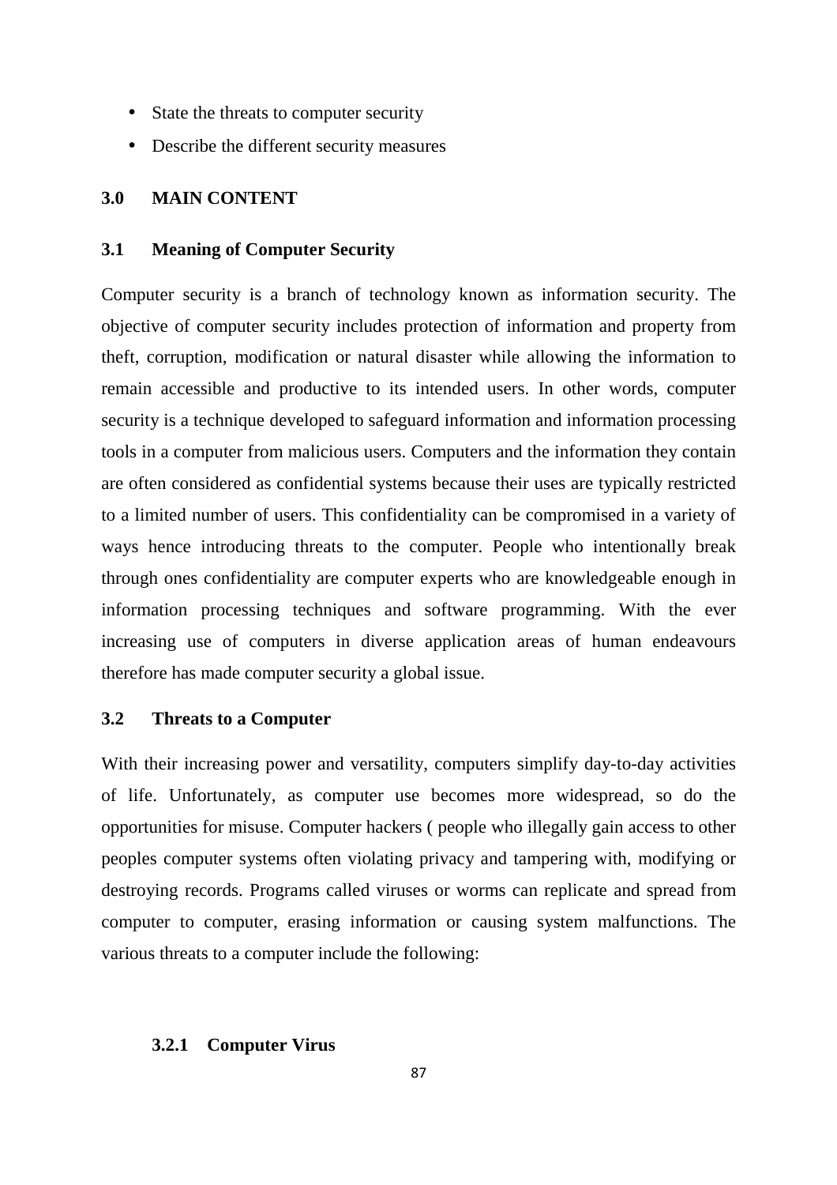- State the threats to computer security
- Describe the different security measures

## 3.0 MAIN CONTENT

### 3.1 Meaning of Computer Security

Computer security is a branch of technology known as information security. The objective of computer security includes protection of information and property from theft, corruption, modification or natural disaster while allowing the information to remain accessible and productive to its intended users. In other words, computer security is a technique developed to safeguard information and information processing tools in a computer from malicious users. Computers and the information they contain are often considered as confidential systems because their uses are typically restricted to a limited number of users. This confidentiality can be compromised in a variety of ways hence introducing threats to the computer. People who intentionally break through ones confidentiality are computer experts who are knowledgeable enough in information processing techniques and software programming. With the ever increasing use of computers in diverse application areas of human endeavours therefore has made computer security a global issue.

### 3.2 Threats to a Computer

With their increasing power and versatility, computers simplify day-to-day activities of life. Unfortunately, as computer use becomes more widespread, so do the opportunities for misuse. Computer hackers ( people who illegally gain access to other peoples computer systems often violating privacy and tampering with, modifying or destroying records. Programs called viruses or worms can replicate and spread from computer to computer, erasing information or causing system malfunctions. The various threats to a computer include the following:

#### 3.2.1 Computer Virus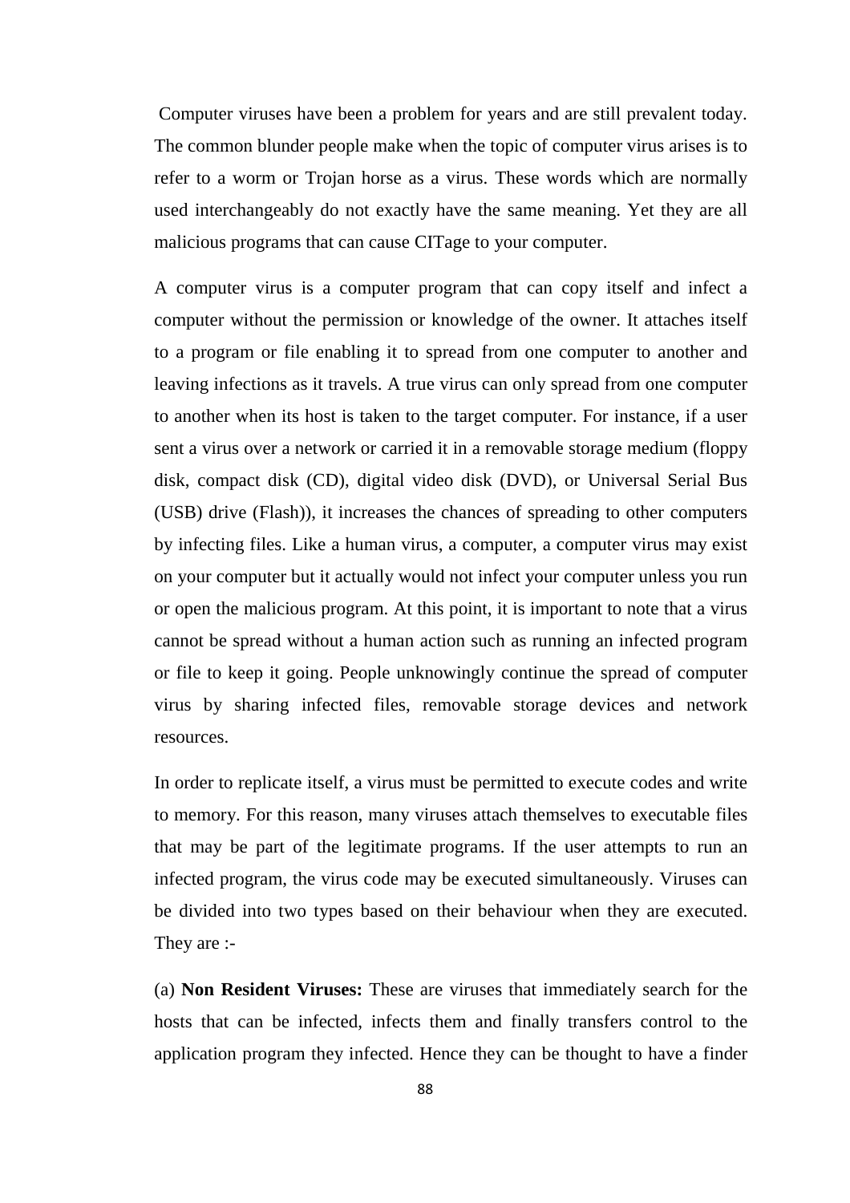Computer viruses have been a problem for years and are still prevalent today. The common blunder people make when the topic of computer virus arises is to refer to a worm or Trojan horse as a virus. These words which are normally used interchangeably do not exactly have the same meaning. Yet they are all malicious programs that can cause CITage to your computer.

A computer virus is a computer program that can copy itself and infect a computer without the permission or knowledge of the owner. It attaches itself to a program or file enabling it to spread from one computer to another and leaving infections as it travels. A true virus can only spread from one computer to another when its host is taken to the target computer. For instance, if a user sent a virus over a network or carried it in a removable storage medium (floppy disk, compact disk (CD), digital video disk (DVD), or Universal Serial Bus (USB) drive (Flash)), it increases the chances of spreading to other computers by infecting files. Like a human virus, a computer, a computer virus may exist on your computer but it actually would not infect your computer unless you run or open the malicious program. At this point, it is important to note that a virus cannot be spread without a human action such as running an infected program or file to keep it going. People unknowingly continue the spread of computer virus by sharing infected files, removable storage devices and network resources.

In order to replicate itself, a virus must be permitted to execute codes and write to memory. For this reason, many viruses attach themselves to executable files that may be part of the legitimate programs. If the user attempts to run an infected program, the virus code may be executed simultaneously. Viruses can be divided into two types based on their behaviour when they are executed. They are :-

(a) **Non Resident Viruses:** These are viruses that immediately search for the hosts that can be infected, infects them and finally transfers control to the application program they infected. Hence they can be thought to have a finder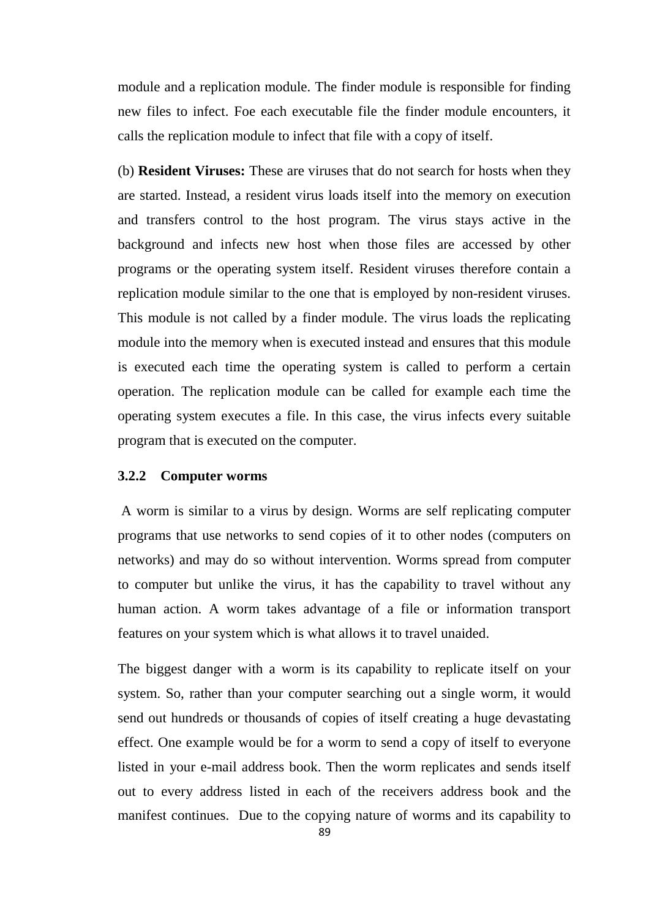module and a replication module. The finder module is responsible for finding new files to infect. Foe each executable file the finder module encounters, it calls the replication module to infect that file with a copy of itself.

(b) **Resident Viruses:** These are viruses that do not search for hosts when they are started. Instead, a resident virus loads itself into the memory on execution and transfers control to the host program. The virus stays active in the background and infects new host when those files are accessed by other programs or the operating system itself. Resident viruses therefore contain a replication module similar to the one that is employed by non-resident viruses. This module is not called by a finder module. The virus loads the replicating module into the memory when is executed instead and ensures that this module is executed each time the operating system is called to perform a certain operation. The replication module can be called for example each time the operating system executes a file. In this case, the virus infects every suitable program that is executed on the computer.

### 3.2.2 Computer worms

A worm is similar to a virus by design. Worms are self replicating computer programs that use networks to send copies of it to other nodes (computers on networks) and may do so without intervention. Worms spread from computer to computer but unlike the virus, it has the capability to travel without any human action. A worm takes advantage of a file or information transport features on your system which is what allows it to travel unaided.

The biggest danger with a worm is its capability to replicate itself on your system. So, rather than your computer searching out a single worm, it would send out hundreds or thousands of copies of itself creating a huge devastating effect. One example would be for a worm to send a copy of itself to everyone listed in your e-mail address book. Then the worm replicates and sends itself out to every address listed in each of the receivers address book and the manifest continues. Due to the copying nature of worms and its capability to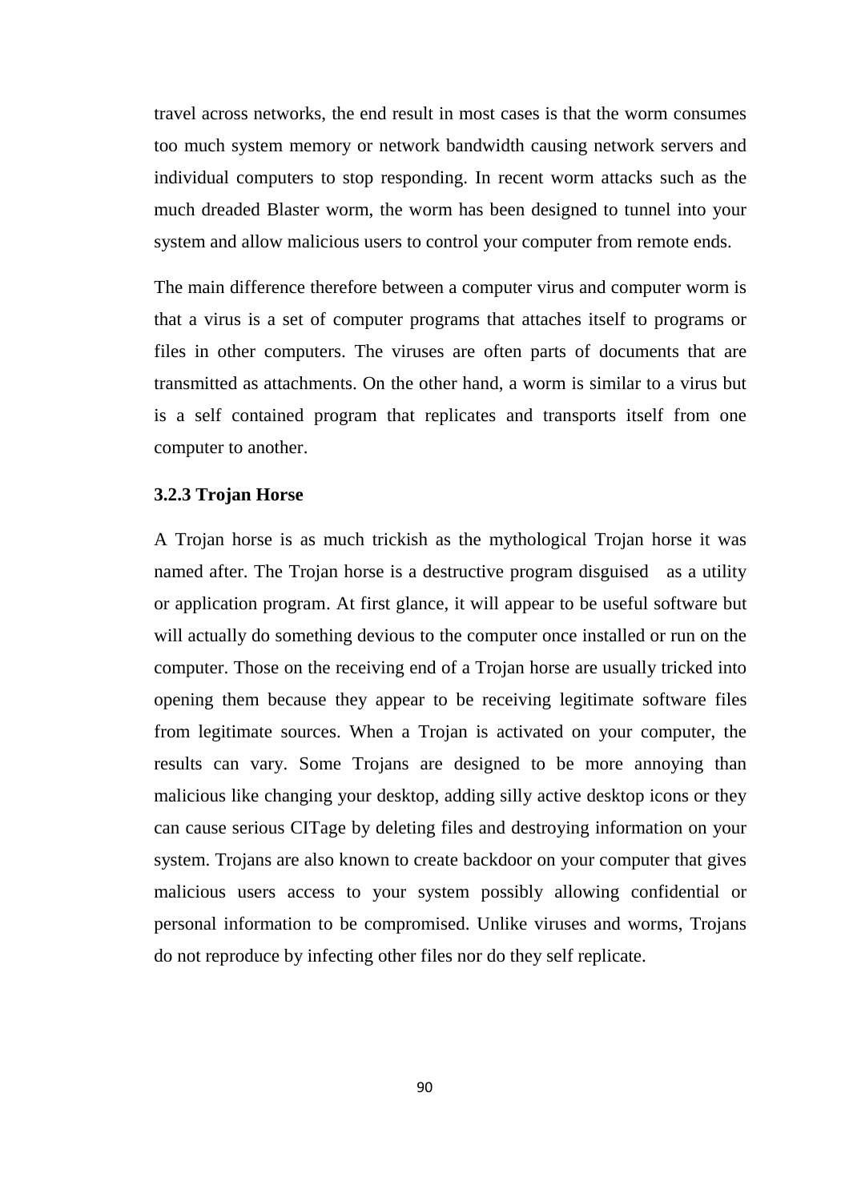travel across networks, the end result in most cases is that the worm consumes too much system memory or network bandwidth causing network servers and individual computers to stop responding. In recent worm attacks such as the much dreaded Blaster worm, the worm has been designed to tunnel into your system and allow malicious users to control your computer from remote ends.

The main difference therefore between a computer virus and computer worm is that a virus is a set of computer programs that attaches itself to programs or files in other computers. The viruses are often parts of documents that are transmitted as attachments. On the other hand, a worm is similar to a virus but is a self contained program that replicates and transports itself from one computer to another.

### 3.2.3 Trojan Horse

A Trojan horse is as much trickish as the mythological Trojan horse it was named after. The Trojan horse is a destructive program disguised as a utility or application program. At first glance, it will appear to be useful software but will actually do something devious to the computer once installed or run on the computer. Those on the receiving end of a Trojan horse are usually tricked into opening them because they appear to be receiving legitimate software files from legitimate sources. When a Trojan is activated on your computer, the results can vary. Some Trojans are designed to be more annoying than malicious like changing your desktop, adding silly active desktop icons or they can cause serious CITage by deleting files and destroying information on your system. Trojans are also known to create backdoor on your computer that gives malicious users access to your system possibly allowing confidential or personal information to be compromised. Unlike viruses and worms, Trojans do not reproduce by infecting other files nor do they self replicate.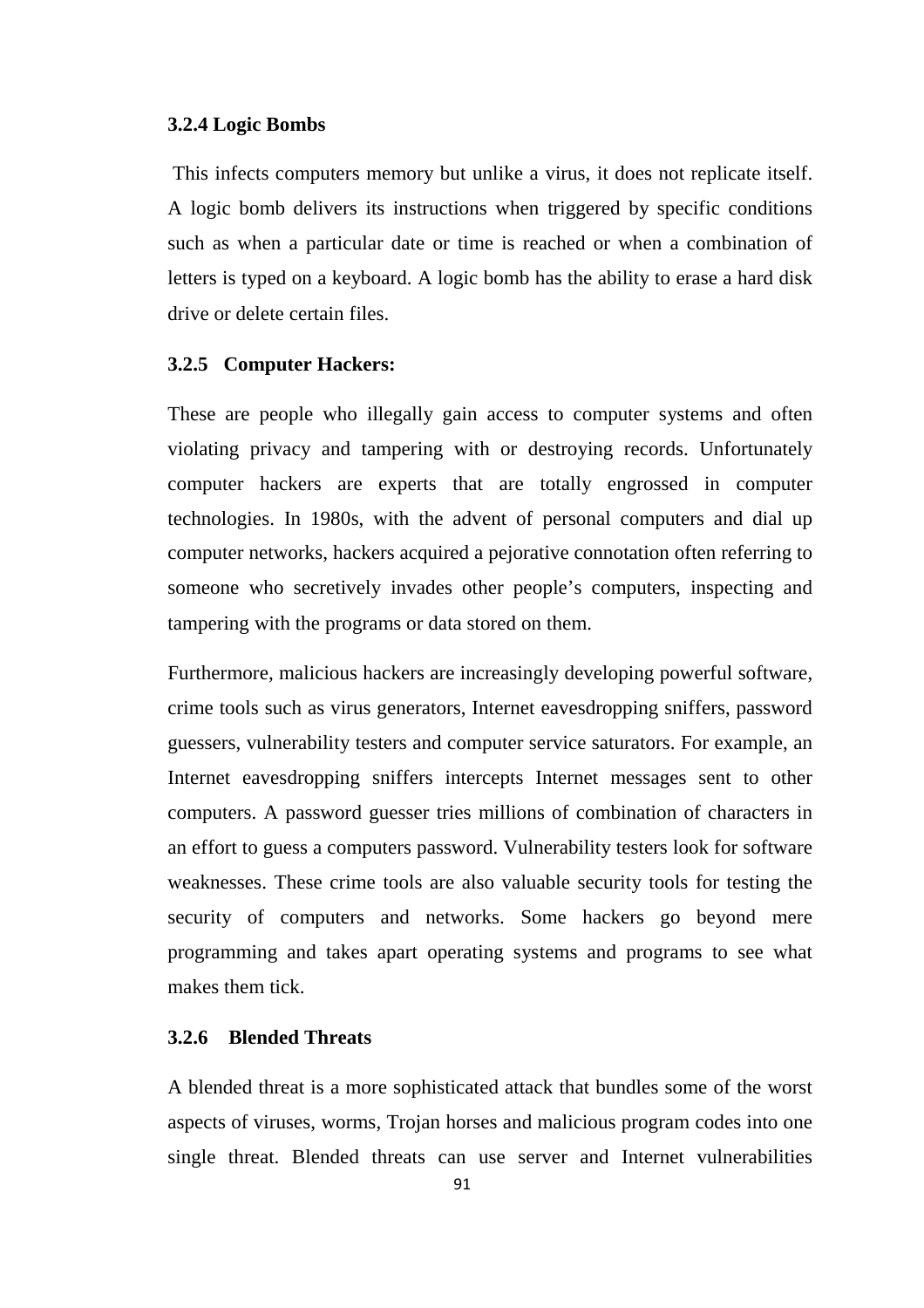### 3.2.4 Logic Bombs

This infects computers memory but unlike a virus, it does not replicate itself. A logic bomb delivers its instructions when triggered by specific conditions such as when a particular date or time is reached or when a combination of letters is typed on a keyboard. A logic bomb has the ability to erase a hard disk drive or delete certain files.

### 3.2.5 Computer Hackers:

These are people who illegally gain access to computer systems and often violating privacy and tampering with or destroying records. Unfortunately computer hackers are experts that are totally engrossed in computer technologies. In 1980s, with the advent of personal computers and dial up computer networks, hackers acquired a pejorative connotation often referring to someone who secretively invades other people's computers, inspecting and tampering with the programs or data stored on them.

Furthermore, malicious hackers are increasingly developing powerful software, crime tools such as virus generators, Internet eavesdropping sniffers, password guessers, vulnerability testers and computer service saturators. For example, an Internet eavesdropping sniffers intercepts Internet messages sent to other computers. A password guesser tries millions of combination of characters in an effort to guess a computers password. Vulnerability testers look for software weaknesses. These crime tools are also valuable security tools for testing the security of computers and networks. Some hackers go beyond mere programming and takes apart operating systems and programs to see what makes them tick.

### 3.2.6 Blended Threats

A blended threat is a more sophisticated attack that bundles some of the worst aspects of viruses, worms, Trojan horses and malicious program codes into one single threat. Blended threats can use server and Internet vulnerabilities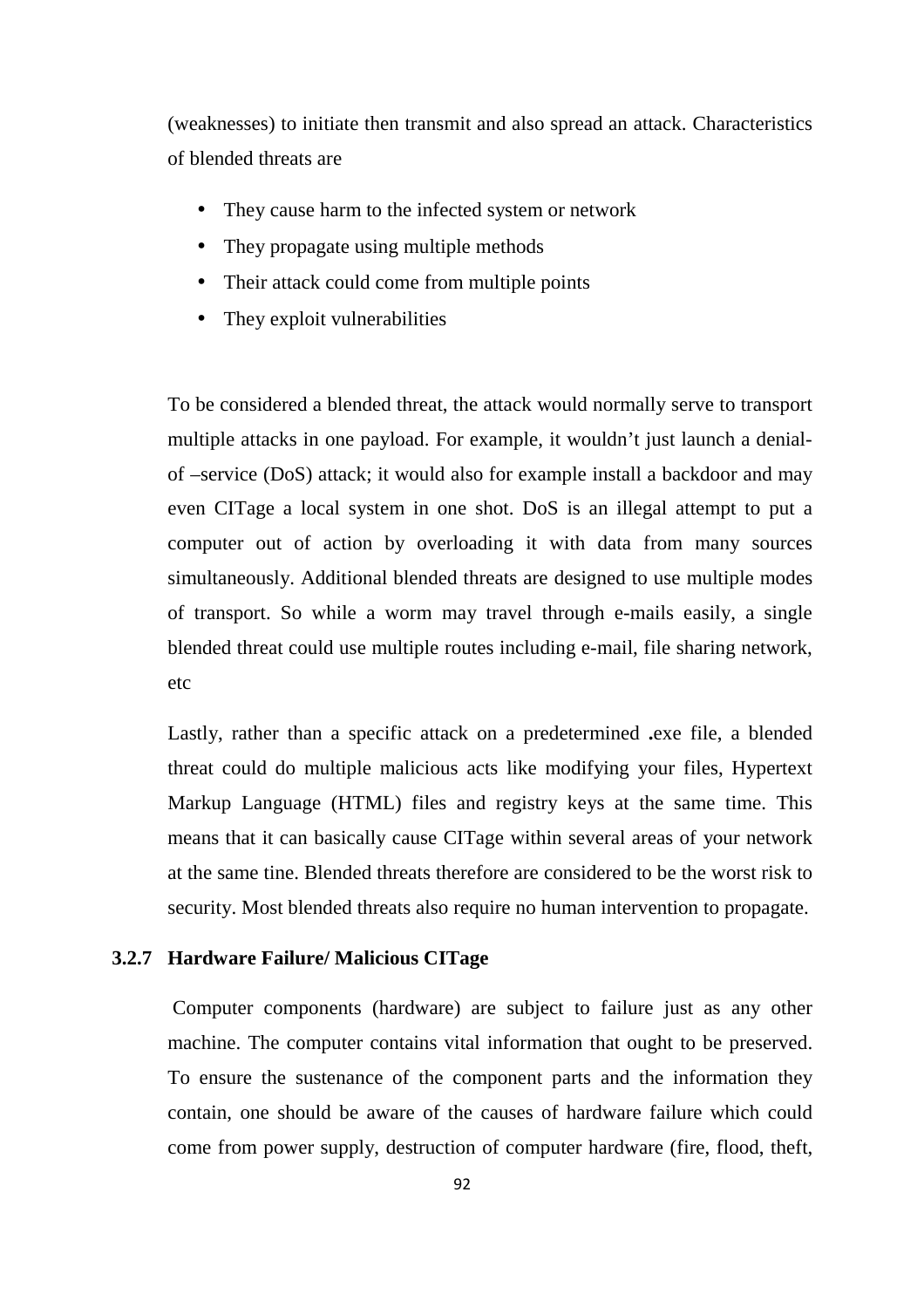(weaknesses) to initiate then transmit and also spread an attack. Characteristics of blended threats are

- They cause harm to the infected system or network
- They propagate using multiple methods
- Their attack could come from multiple points
- They exploit vulnerabilities

To be considered a blended threat, the attack would normally serve to transport multiple attacks in one payload. For example, it wouldn't just launch a denial-of –service (DoS) attack; it would also for example install a backdoor and may even CITage a local system in one shot. DoS is an illegal attempt to put a computer out of action by overloading it with data from many sources simultaneously. Additional blended threats are designed to use multiple modes of transport. So while a worm may travel through e-mails easily, a single blended threat could use multiple routes including e-mail, file sharing network, etc

Lastly, rather than a specific attack on a predetermined **.**exe file, a blended threat could do multiple malicious acts like modifying your files, Hypertext Markup Language (HTML) files and registry keys at the same time. This means that it can basically cause CITage within several areas of your network at the same tine. Blended threats therefore are considered to be the worst risk to security. Most blended threats also require no human intervention to propagate.

### 3.2.7 Hardware Failure/ Malicious CITage

Computer components (hardware) are subject to failure just as any other machine. The computer contains vital information that ought to be preserved. To ensure the sustenance of the component parts and the information they contain, one should be aware of the causes of hardware failure which could come from power supply, destruction of computer hardware (fire, flood, theft,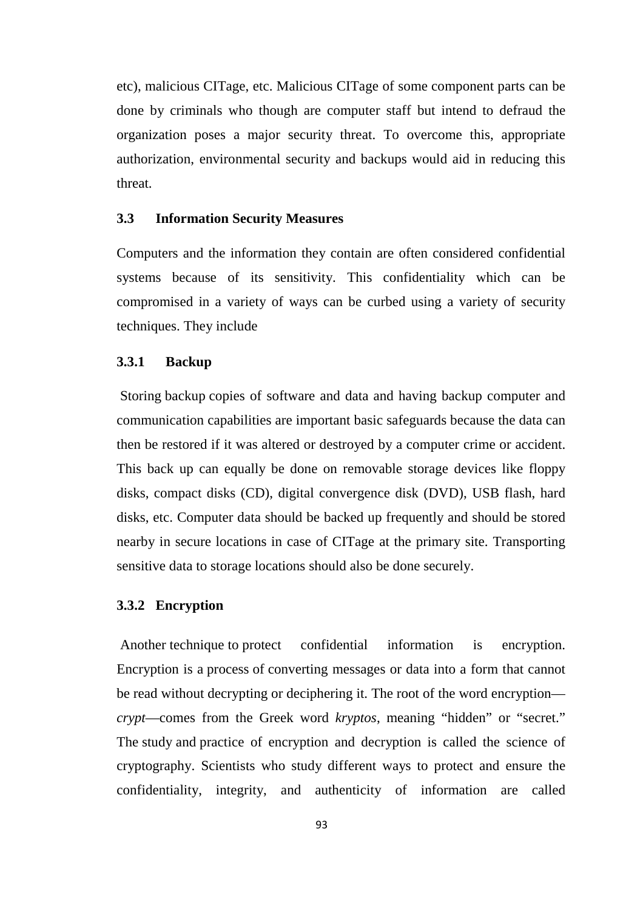etc), malicious CITage, etc. Malicious CITage of some component parts can be done by criminals who though are computer staff but intend to defraud the organization poses a major security threat. To overcome this, appropriate authorization, environmental security and backups would aid in reducing this threat.

### 3.3 Information Security Measures

Computers and the information they contain are often considered confidential systems because of its sensitivity. This confidentiality which can be compromised in a variety of ways can be curbed using a variety of security techniques. They include

#### 3.3.1 Backup

Storing backup copies of software and data and having backup computer and communication capabilities are important basic safeguards because the data can then be restored if it was altered or destroyed by a computer crime or accident. This back up can equally be done on removable storage devices like floppy disks, compact disks (CD), digital convergence disk (DVD), USB flash, hard disks, etc. Computer data should be backed up frequently and should be stored nearby in secure locations in case of CITage at the primary site. Transporting sensitive data to storage locations should also be done securely.

#### 3.3.2 Encryption

Another technique to protect confidential information is encryption. Encryption is a process of converting messages or data into a form that cannot be read without decrypting or deciphering it. The root of the word encryption—*crypt*—comes from the Greek word *kryptos*, meaning "hidden" or "secret." The study and practice of encryption and decryption is called the science of cryptography. Scientists who study different ways to protect and ensure the confidentiality, integrity, and authenticity of information are called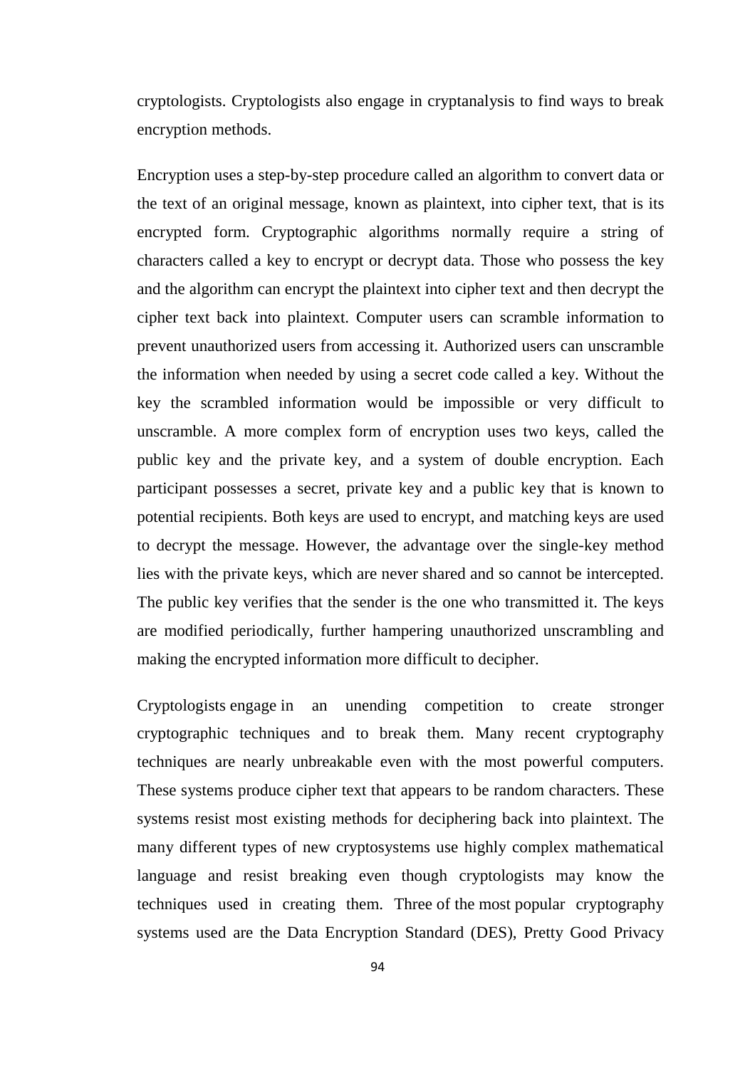cryptologists. Cryptologists also engage in cryptanalysis to find ways to break encryption methods.

Encryption uses a step-by-step procedure called an algorithm to convert data or the text of an original message, known as plaintext, into cipher text, that is its encrypted form. Cryptographic algorithms normally require a string of characters called a key to encrypt or decrypt data. Those who possess the key and the algorithm can encrypt the plaintext into cipher text and then decrypt the cipher text back into plaintext. Computer users can scramble information to prevent unauthorized users from accessing it. Authorized users can unscramble the information when needed by using a secret code called a key. Without the key the scrambled information would be impossible or very difficult to unscramble. A more complex form of encryption uses two keys, called the public key and the private key, and a system of double encryption. Each participant possesses a secret, private key and a public key that is known to potential recipients. Both keys are used to encrypt, and matching keys are used to decrypt the message. However, the advantage over the single-key method lies with the private keys, which are never shared and so cannot be intercepted. The public key verifies that the sender is the one who transmitted it. The keys are modified periodically, further hampering unauthorized unscrambling and making the encrypted information more difficult to decipher.

Cryptologists engage in an unending competition to create stronger cryptographic techniques and to break them. Many recent cryptography techniques are nearly unbreakable even with the most powerful computers. These systems produce cipher text that appears to be random characters. These systems resist most existing methods for deciphering back into plaintext. The many different types of new cryptosystems use highly complex mathematical language and resist breaking even though cryptologists may know the techniques used in creating them. Three of the most popular cryptography systems used are the Data Encryption Standard (DES), Pretty Good Privacy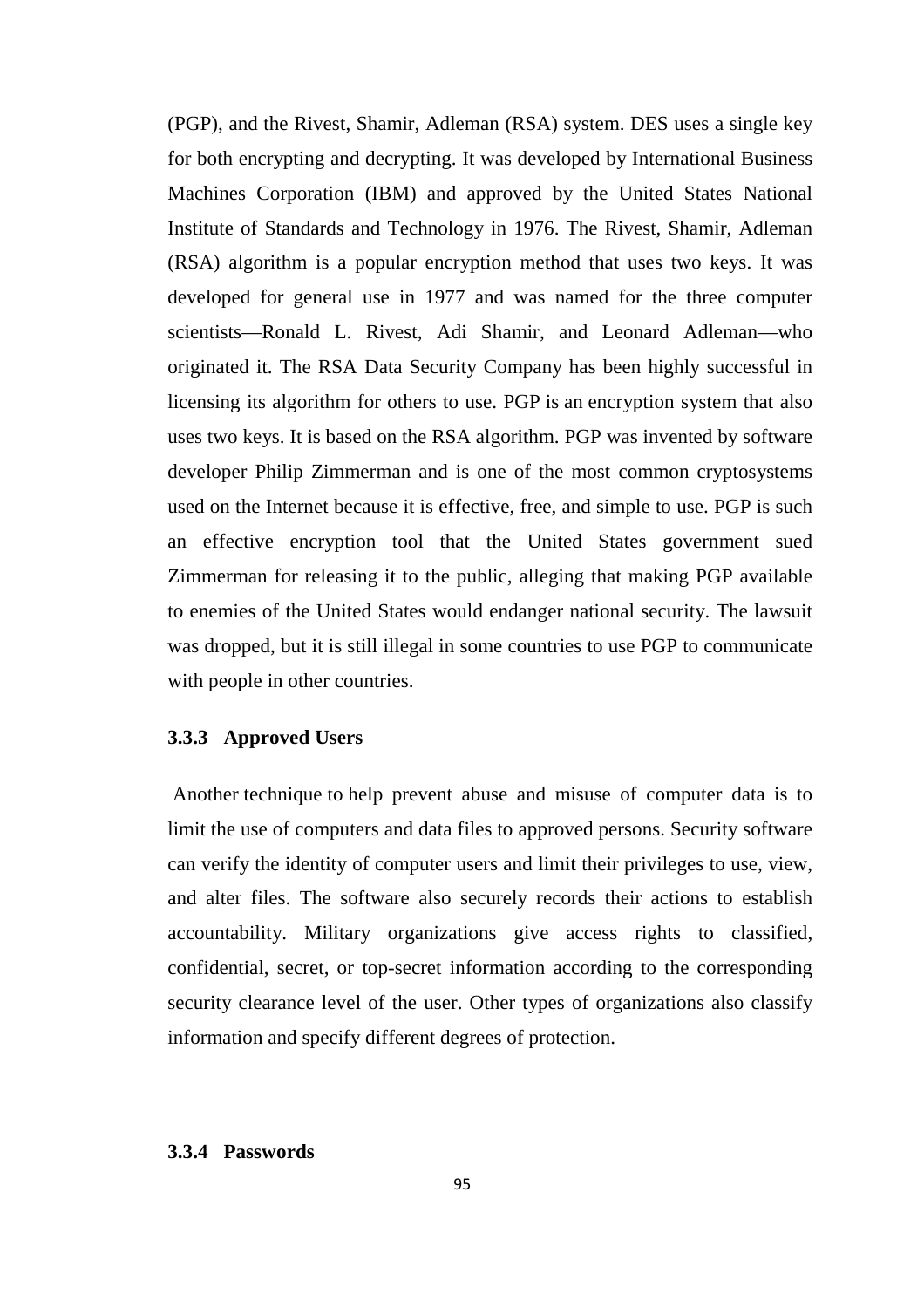(PGP), and the Rivest, Shamir, Adleman (RSA) system. DES uses a single key for both encrypting and decrypting. It was developed by International Business Machines Corporation (IBM) and approved by the United States National Institute of Standards and Technology in 1976. The Rivest, Shamir, Adleman (RSA) algorithm is a popular encryption method that uses two keys. It was developed for general use in 1977 and was named for the three computer scientists—Ronald L. Rivest, Adi Shamir, and Leonard Adleman—who originated it. The RSA Data Security Company has been highly successful in licensing its algorithm for others to use. PGP is an encryption system that also uses two keys. It is based on the RSA algorithm. PGP was invented by software developer Philip Zimmerman and is one of the most common cryptosystems used on the Internet because it is effective, free, and simple to use. PGP is such an effective encryption tool that the United States government sued Zimmerman for releasing it to the public, alleging that making PGP available to enemies of the United States would endanger national security. The lawsuit was dropped, but it is still illegal in some countries to use PGP to communicate with people in other countries.

### 3.3.3 Approved Users

Another technique to help prevent abuse and misuse of computer data is to limit the use of computers and data files to approved persons. Security software can verify the identity of computer users and limit their privileges to use, view, and alter files. The software also securely records their actions to establish accountability. Military organizations give access rights to classified, confidential, secret, or top-secret information according to the corresponding security clearance level of the user. Other types of organizations also classify information and specify different degrees of protection.

### 3.3.4 Passwords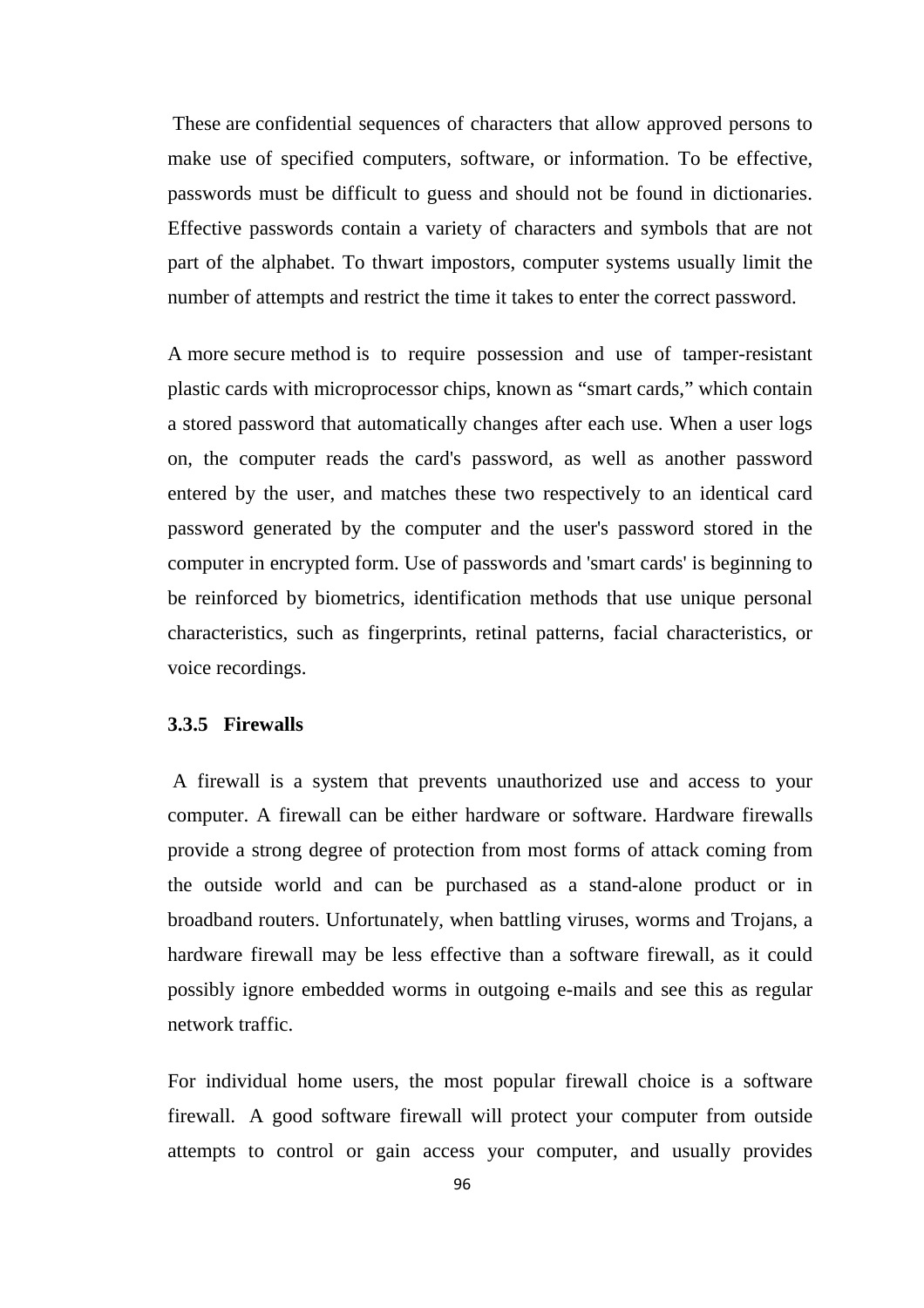These are confidential sequences of characters that allow approved persons to make use of specified computers, software, or information. To be effective, passwords must be difficult to guess and should not be found in dictionaries. Effective passwords contain a variety of characters and symbols that are not part of the alphabet. To thwart impostors, computer systems usually limit the number of attempts and restrict the time it takes to enter the correct password.

A more secure method is to require possession and use of tamper-resistant plastic cards with microprocessor chips, known as “smart cards,” which contain a stored password that automatically changes after each use. When a user logs on, the computer reads the card's password, as well as another password entered by the user, and matches these two respectively to an identical card password generated by the computer and the user's password stored in the computer in encrypted form. Use of passwords and 'smart cards' is beginning to be reinforced by biometrics, identification methods that use unique personal characteristics, such as fingerprints, retinal patterns, facial characteristics, or voice recordings.

### 3.3.5 Firewalls

A firewall is a system that prevents unauthorized use and access to your computer. A firewall can be either hardware or software. Hardware firewalls provide a strong degree of protection from most forms of attack coming from the outside world and can be purchased as a stand-alone product or in broadband routers. Unfortunately, when battling viruses, worms and Trojans, a hardware firewall may be less effective than a software firewall, as it could possibly ignore embedded worms in outgoing e-mails and see this as regular network traffic.

For individual home users, the most popular firewall choice is a software firewall. A good software firewall will protect your computer from outside attempts to control or gain access your computer, and usually provides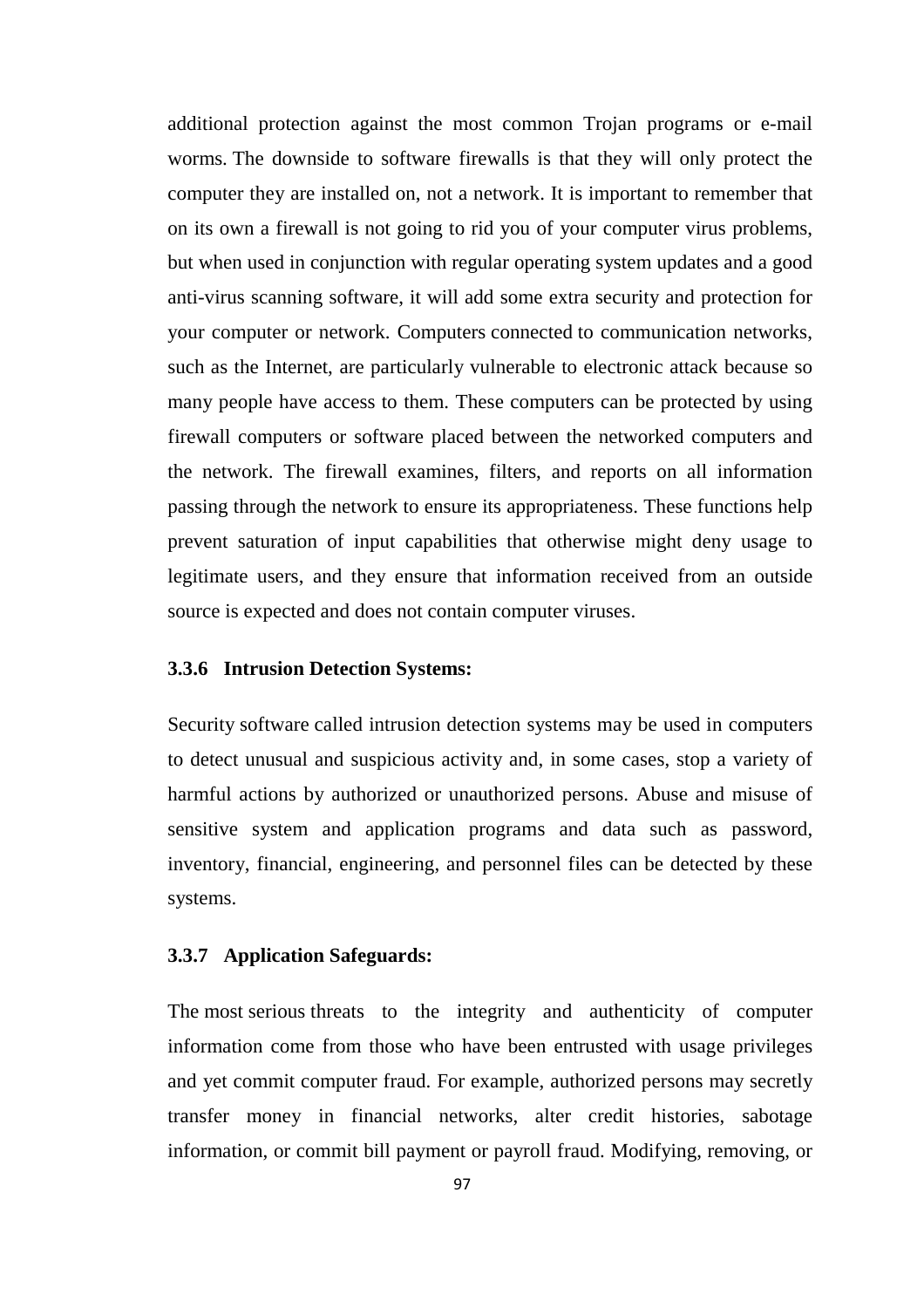additional protection against the most common Trojan programs or e-mail worms. The downside to software firewalls is that they will only protect the computer they are installed on, not a network. It is important to remember that on its own a firewall is not going to rid you of your computer virus problems, but when used in conjunction with regular operating system updates and a good anti-virus scanning software, it will add some extra security and protection for your computer or network. Computers connected to communication networks, such as the Internet, are particularly vulnerable to electronic attack because so many people have access to them. These computers can be protected by using firewall computers or software placed between the networked computers and the network. The firewall examines, filters, and reports on all information passing through the network to ensure its appropriateness. These functions help prevent saturation of input capabilities that otherwise might deny usage to legitimate users, and they ensure that information received from an outside source is expected and does not contain computer viruses.

### 3.3.6 Intrusion Detection Systems:

Security software called intrusion detection systems may be used in computers to detect unusual and suspicious activity and, in some cases, stop a variety of harmful actions by authorized or unauthorized persons. Abuse and misuse of sensitive system and application programs and data such as password, inventory, financial, engineering, and personnel files can be detected by these systems.

### 3.3.7 Application Safeguards:

The most serious threats to the integrity and authenticity of computer information come from those who have been entrusted with usage privileges and yet commit computer fraud. For example, authorized persons may secretly transfer money in financial networks, alter credit histories, sabotage information, or commit bill payment or payroll fraud. Modifying, removing, or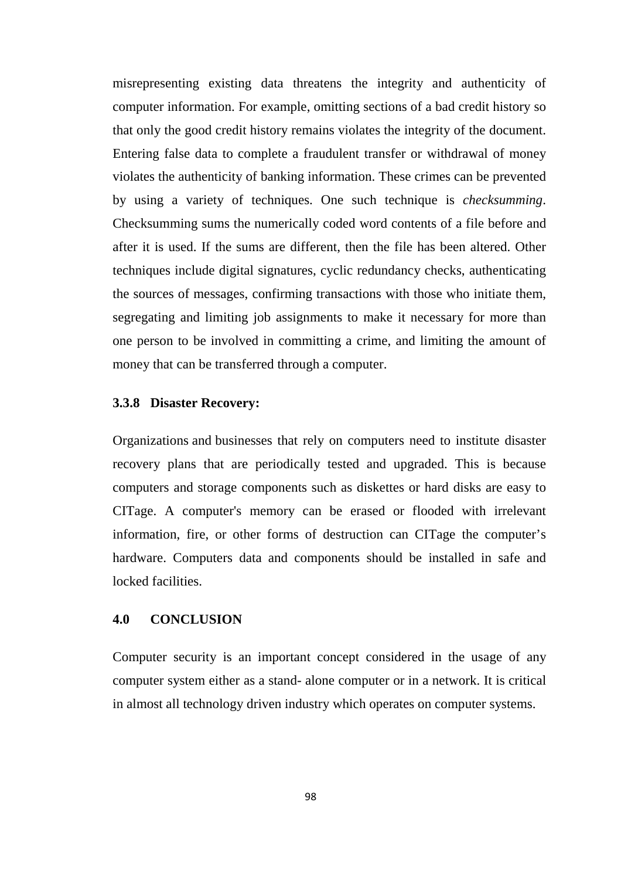misrepresenting existing data threatens the integrity and authenticity of computer information. For example, omitting sections of a bad credit history so that only the good credit history remains violates the integrity of the document. Entering false data to complete a fraudulent transfer or withdrawal of money violates the authenticity of banking information. These crimes can be prevented by using a variety of techniques. One such technique is *checksumming*. Checksumming sums the numerically coded word contents of a file before and after it is used. If the sums are different, then the file has been altered. Other techniques include digital signatures, cyclic redundancy checks, authenticating the sources of messages, confirming transactions with those who initiate them, segregating and limiting job assignments to make it necessary for more than one person to be involved in committing a crime, and limiting the amount of money that can be transferred through a computer.

### 3.3.8 Disaster Recovery:

Organizations and businesses that rely on computers need to institute disaster recovery plans that are periodically tested and upgraded. This is because computers and storage components such as diskettes or hard disks are easy to CITage. A computer's memory can be erased or flooded with irrelevant information, fire, or other forms of destruction can CITage the computer's hardware. Computers data and components should be installed in safe and locked facilities.

## 4.0 CONCLUSION

Computer security is an important concept considered in the usage of any computer system either as a stand- alone computer or in a network. It is critical in almost all technology driven industry which operates on computer systems.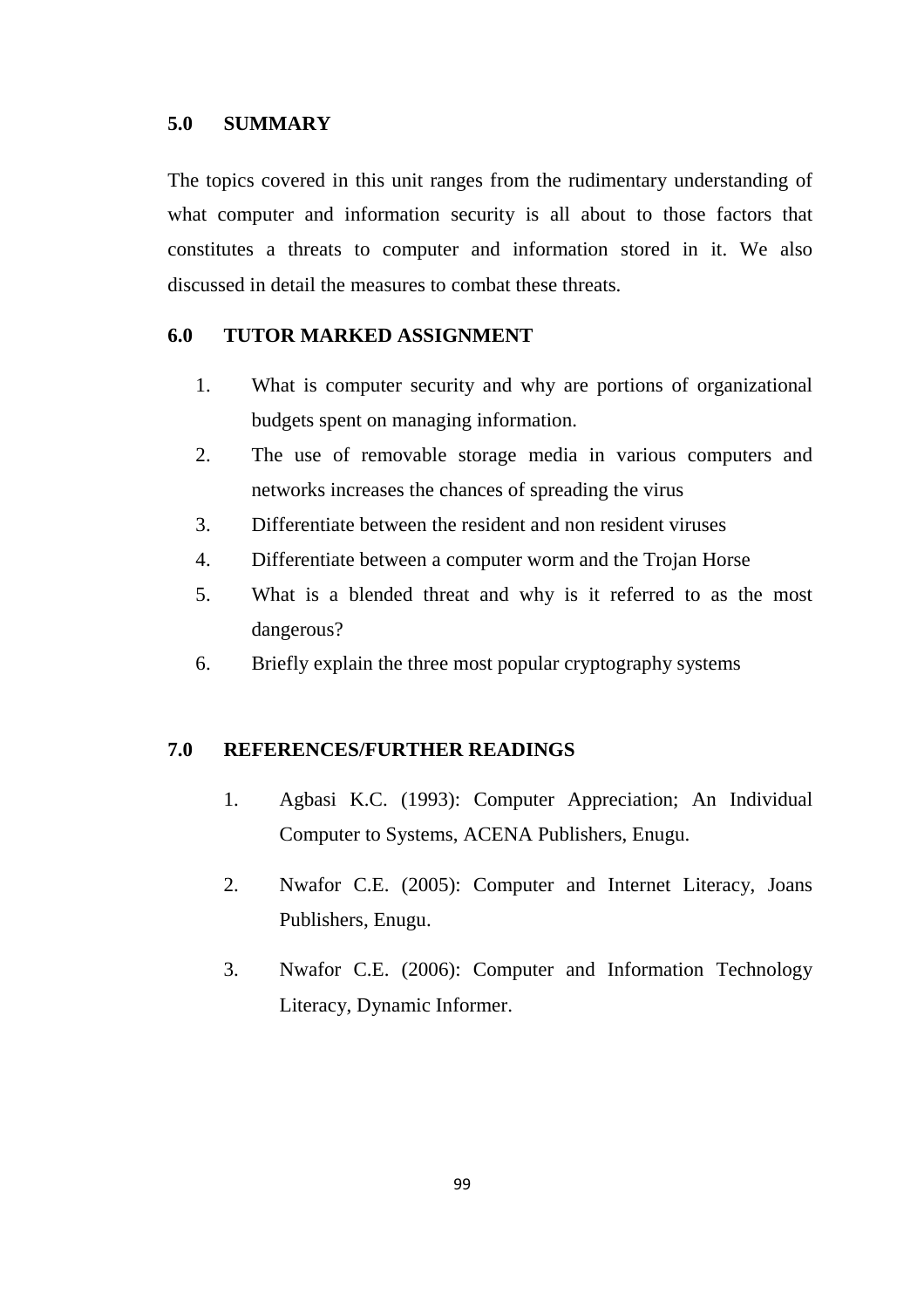## 5.0 SUMMARY

The topics covered in this unit ranges from the rudimentary understanding of what computer and information security is all about to those factors that constitutes a threats to computer and information stored in it. We also discussed in detail the measures to combat these threats.

## 6.0 TUTOR MARKED ASSIGNMENT

1. What is computer security and why are portions of organizational budgets spent on managing information.
2. The use of removable storage media in various computers and networks increases the chances of spreading the virus
3. Differentiate between the resident and non resident viruses
4. Differentiate between a computer worm and the Trojan Horse
5. What is a blended threat and why is it referred to as the most dangerous?
6. Briefly explain the three most popular cryptography systems

## 7.0 REFERENCES/FURTHER READINGS

1. Agbasi K.C. (1993): Computer Appreciation; An Individual Computer to Systems, ACENA Publishers, Enugu.
2. Nwafor C.E. (2005): Computer and Internet Literacy, Joans Publishers, Enugu.
3. Nwafor C.E. (2006): Computer and Information Technology Literacy, Dynamic Informer.